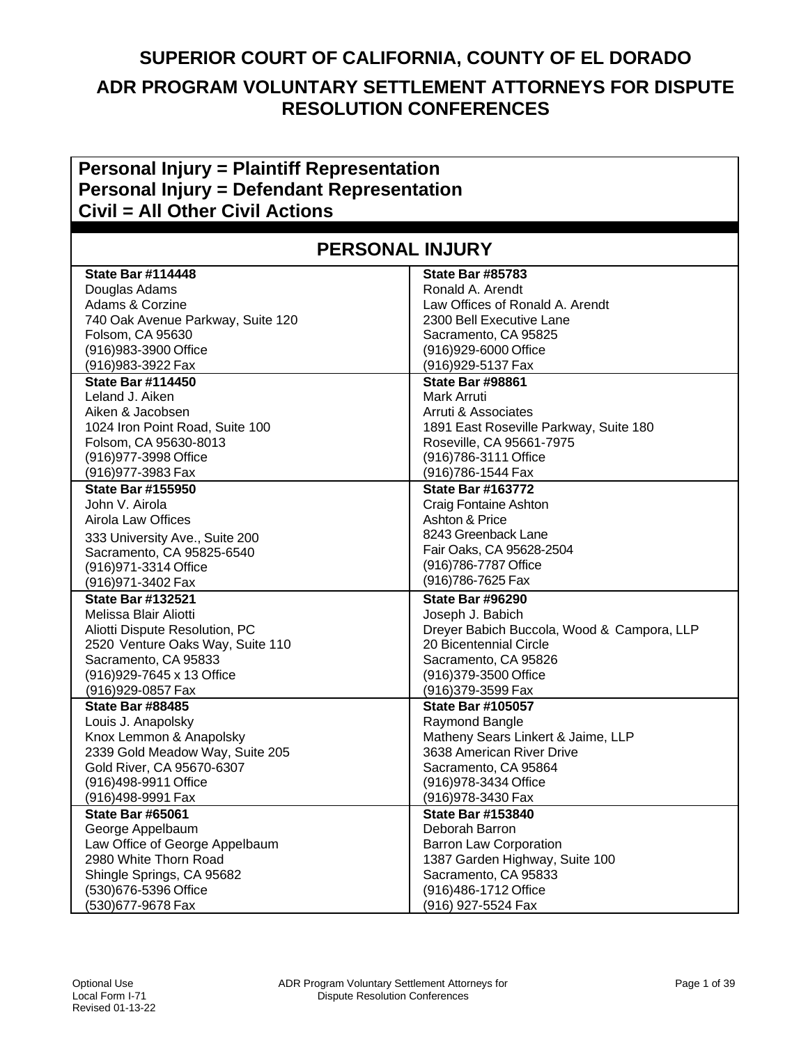# SUPERIOR COURT OF CALIFORNIA, COUNTY OF EL DORADO

## ADR PROGRAM VOLUNTARY SETTLEMENT ATTORNEYS FOR DISPUTE RESOLUTION CONFERENCES

**Personal Injury = Plaintiff Representation**
**Personal Injury = Defendant Representation**
**Civil = All Other Civil Actions**

## PERSONAL INJURY

| | |
|---|---|
| **State Bar #114448**<br>Douglas Adams<br>Adams & Corzine<br>740 Oak Avenue Parkway, Suite 120<br>Folsom, CA 95630<br>(916)983-3900 Office<br>(916)983-3922 Fax | **State Bar #85783**<br>Ronald A. Arendt<br>Law Offices of Ronald A. Arendt<br>2300 Bell Executive Lane<br>Sacramento, CA 95825<br>(916)929-6000 Office<br>(916)929-5137 Fax |
| **State Bar #114450**<br>Leland J. Aiken<br>Aiken & Jacobsen<br>1024 Iron Point Road, Suite 100<br>Folsom, CA 95630-8013<br>(916)977-3998 Office<br>(916)977-3983 Fax | **State Bar #98861**<br>Mark Arruti<br>Arruti & Associates<br>1891 East Roseville Parkway, Suite 180<br>Roseville, CA 95661-7975<br>(916)786-3111 Office<br>(916)786-1544 Fax |
| **State Bar #155950**<br>John V. Airola<br>Airola Law Offices<br>333 University Ave., Suite 200<br>Sacramento, CA 95825-6540<br>(916)971-3314 Office<br>(916)971-3402 Fax | **State Bar #163772**<br>Craig Fontaine Ashton<br>Ashton & Price<br>8243 Greenback Lane<br>Fair Oaks, CA 95628-2504<br>(916)786-7787 Office<br>(916)786-7625 Fax |
| **State Bar #132521**<br>Melissa Blair Aliotti<br>Aliotti Dispute Resolution, PC<br>2520 Venture Oaks Way, Suite 110<br>Sacramento, CA 95833<br>(916)929-7645 x 13 Office<br>(916)929-0857 Fax | **State Bar #96290**<br>Joseph J. Babich<br>Dreyer Babich Buccola, Wood & Campora, LLP<br>20 Bicentennial Circle<br>Sacramento, CA 95826<br>(916)379-3500 Office<br>(916)379-3599 Fax |
| **State Bar #88485**<br>Louis J. Anapolsky<br>Knox Lemmon & Anapolsky<br>2339 Gold Meadow Way, Suite 205<br>Gold River, CA 95670-6307<br>(916)498-9911 Office<br>(916)498-9991 Fax | **State Bar #105057**<br>Raymond Bangle<br>Matheny Sears Linkert & Jaime, LLP<br>3638 American River Drive<br>Sacramento, CA 95864<br>(916)978-3434 Office<br>(916)978-3430 Fax |
| **State Bar #65061**<br>George Appelbaum<br>Law Office of George Appelbaum<br>2980 White Thorn Road<br>Shingle Springs, CA 95682<br>(530)676-5396 Office<br>(530)677-9678 Fax | **State Bar #153840**<br>Deborah Barron<br>Barron Law Corporation<br>1387 Garden Highway, Suite 100<br>Sacramento, CA 95833<br>(916)486-1712 Office<br>(916) 927-5524 Fax |

Optional Use
Local Form I-71
Revised 01-13-22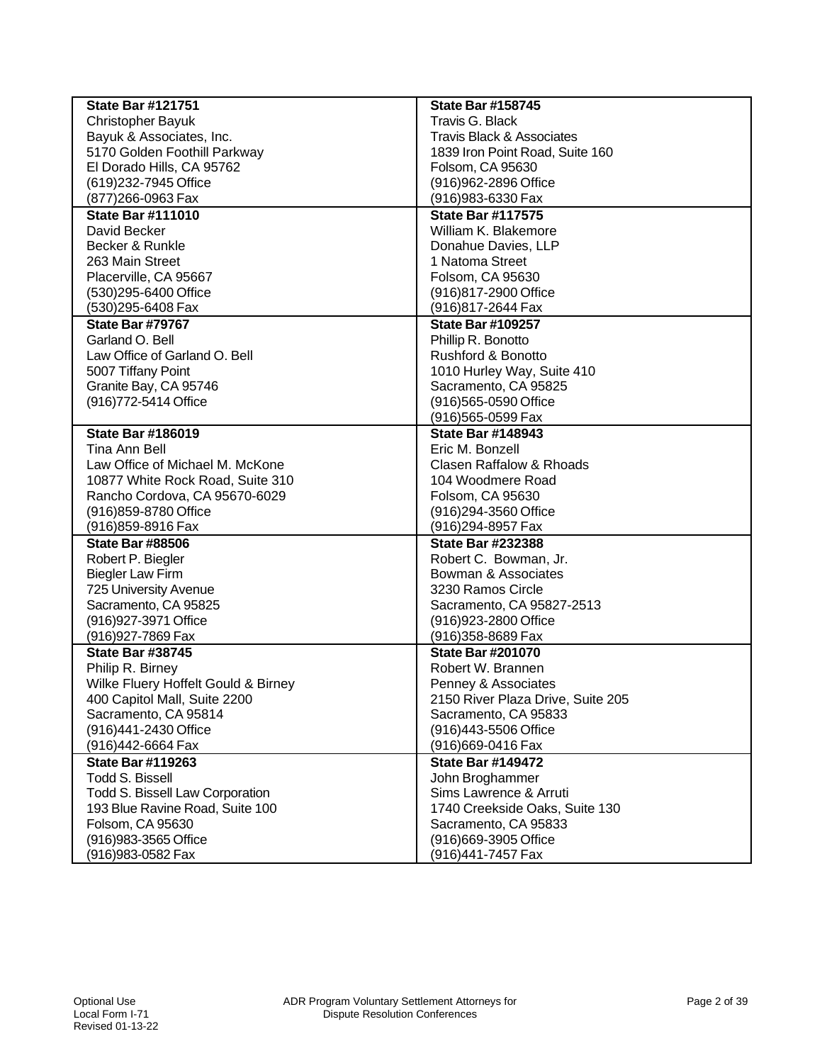| | |
|---|---|
| **State Bar #121751**<br>Christopher Bayuk<br>Bayuk & Associates, Inc.<br>5170 Golden Foothill Parkway<br>El Dorado Hills, CA 95762<br>(619)232-7945 Office<br>(877)266-0963 Fax | **State Bar #158745**<br>Travis G. Black<br>Travis Black & Associates<br>1839 Iron Point Road, Suite 160<br>Folsom, CA 95630<br>(916)962-2896 Office<br>(916)983-6330 Fax |
| **State Bar #111010**<br>David Becker<br>Becker & Runkle<br>263 Main Street<br>Placerville, CA 95667<br>(530)295-6400 Office<br>(530)295-6408 Fax | **State Bar #117575**<br>William K. Blakemore<br>Donahue Davies, LLP<br>1 Natoma Street<br>Folsom, CA 95630<br>(916)817-2900 Office<br>(916)817-2644 Fax |
| **State Bar #79767**<br>Garland O. Bell<br>Law Office of Garland O. Bell<br>5007 Tiffany Point<br>Granite Bay, CA 95746<br>(916)772-5414 Office | **State Bar #109257**<br>Phillip R. Bonotto<br>Rushford & Bonotto<br>1010 Hurley Way, Suite 410<br>Sacramento, CA 95825<br>(916)565-0590 Office<br>(916)565-0599 Fax |
| **State Bar #186019**<br>Tina Ann Bell<br>Law Office of Michael M. McKone<br>10877 White Rock Road, Suite 310<br>Rancho Cordova, CA 95670-6029<br>(916)859-8780 Office<br>(916)859-8916 Fax | **State Bar #148943**<br>Eric M. Bonzell<br>Clasen Raffalow & Rhoads<br>104 Woodmere Road<br>Folsom, CA 95630<br>(916)294-3560 Office<br>(916)294-8957 Fax |
| **State Bar #88506**<br>Robert P. Biegler<br>Biegler Law Firm<br>725 University Avenue<br>Sacramento, CA 95825<br>(916)927-3971 Office<br>(916)927-7869 Fax | **State Bar #232388**<br>Robert C. Bowman, Jr.<br>Bowman & Associates<br>3230 Ramos Circle<br>Sacramento, CA 95827-2513<br>(916)923-2800 Office<br>(916)358-8689 Fax |
| **State Bar #38745**<br>Philip R. Birney<br>Wilke Fluery Hoffelt Gould & Birney<br>400 Capitol Mall, Suite 2200<br>Sacramento, CA 95814<br>(916)441-2430 Office<br>(916)442-6664 Fax | **State Bar #201070**<br>Robert W. Brannen<br>Penney & Associates<br>2150 River Plaza Drive, Suite 205<br>Sacramento, CA 95833<br>(916)443-5506 Office<br>(916)669-0416 Fax |
| **State Bar #119263**<br>Todd S. Bissell<br>Todd S. Bissell Law Corporation<br>193 Blue Ravine Road, Suite 100<br>Folsom, CA 95630<br>(916)983-3565 Office<br>(916)983-0582 Fax | **State Bar #149472**<br>John Broghammer<br>Sims Lawrence & Arruti<br>1740 Creekside Oaks, Suite 130<br>Sacramento, CA 95833<br>(916)669-3905 Office<br>(916)441-7457 Fax |

Optional Use
Local Form I-71
Revised 01-13-22

ADR Program Voluntary Settlement Attorneys for Dispute Resolution Conferences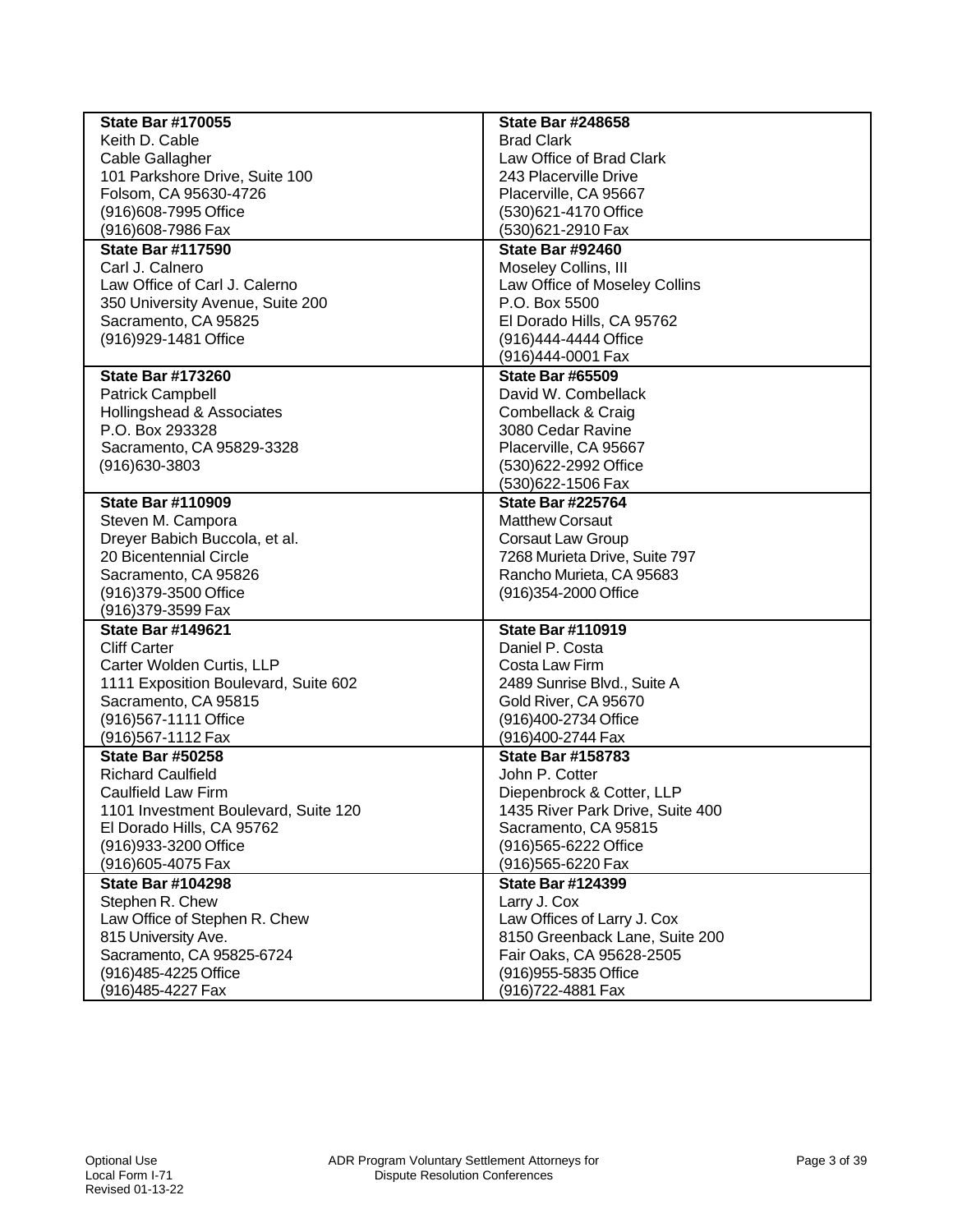| | |
|---|---|
| **State Bar #170055**<br>Keith D. Cable<br>Cable Gallagher<br>101 Parkshore Drive, Suite 100<br>Folsom, CA 95630-4726<br>(916)608-7995 Office<br>(916)608-7986 Fax | **State Bar #248658**<br>Brad Clark<br>Law Office of Brad Clark<br>243 Placerville Drive<br>Placerville, CA 95667<br>(530)621-4170 Office<br>(530)621-2910 Fax |
| **State Bar #117590**<br>Carl J. Calnero<br>Law Office of Carl J. Calerno<br>350 University Avenue, Suite 200<br>Sacramento, CA 95825<br>(916)929-1481 Office | **State Bar #92460**<br>Moseley Collins, III<br>Law Office of Moseley Collins<br>P.O. Box 5500<br>El Dorado Hills, CA 95762<br>(916)444-4444 Office<br>(916)444-0001 Fax |
| **State Bar #173260**<br>Patrick Campbell<br>Hollingshead & Associates<br>P.O. Box 293328<br>Sacramento, CA 95829-3328<br>(916)630-3803 | **State Bar #65509**<br>David W. Combellack<br>Combellack & Craig<br>3080 Cedar Ravine<br>Placerville, CA 95667<br>(530)622-2992 Office<br>(530)622-1506 Fax |
| **State Bar #110909**<br>Steven M. Campora<br>Dreyer Babich Buccola, et al.<br>20 Bicentennial Circle<br>Sacramento, CA 95826<br>(916)379-3500 Office<br>(916)379-3599 Fax | **State Bar #225764**<br>Matthew Corsaut<br>Corsaut Law Group<br>7268 Murieta Drive, Suite 797<br>Rancho Murieta, CA 95683<br>(916)354-2000 Office |
| **State Bar #149621**<br>Cliff Carter<br>Carter Wolden Curtis, LLP<br>1111 Exposition Boulevard, Suite 602<br>Sacramento, CA 95815<br>(916)567-1111 Office<br>(916)567-1112 Fax | **State Bar #110919**<br>Daniel P. Costa<br>Costa Law Firm<br>2489 Sunrise Blvd., Suite A<br>Gold River, CA 95670<br>(916)400-2734 Office<br>(916)400-2744 Fax |
| **State Bar #50258**<br>Richard Caulfield<br>Caulfield Law Firm<br>1101 Investment Boulevard, Suite 120<br>El Dorado Hills, CA 95762<br>(916)933-3200 Office<br>(916)605-4075 Fax | **State Bar #158783**<br>John P. Cotter<br>Diepenbrock & Cotter, LLP<br>1435 River Park Drive, Suite 400<br>Sacramento, CA 95815<br>(916)565-6222 Office<br>(916)565-6220 Fax |
| **State Bar #104298**<br>Stephen R. Chew<br>Law Office of Stephen R. Chew<br>815 University Ave.<br>Sacramento, CA 95825-6724<br>(916)485-4225 Office<br>(916)485-4227 Fax | **State Bar #124399**<br>Larry J. Cox<br>Law Offices of Larry J. Cox<br>8150 Greenback Lane, Suite 200<br>Fair Oaks, CA 95628-2505<br>(916)955-5835 Office<br>(916)722-4881 Fax |

Optional Use
Local Form I-71
Revised 01-13-22

ADR Program Voluntary Settlement Attorneys for Dispute Resolution Conferences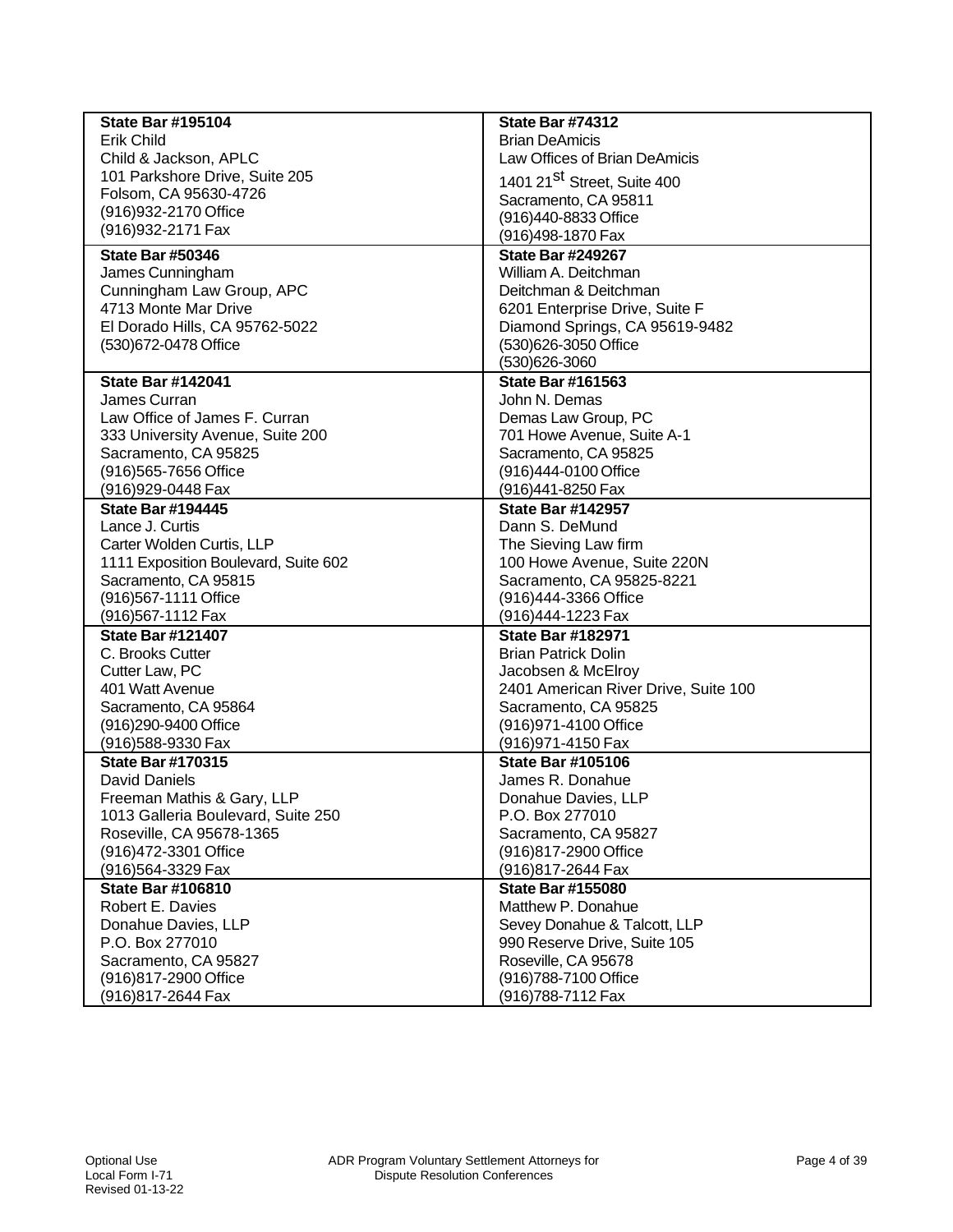| | |
|---|---|
| **State Bar #195104**<br>Erik Child<br>Child & Jackson, APLC<br>101 Parkshore Drive, Suite 205<br>Folsom, CA 95630-4726<br>(916)932-2170 Office<br>(916)932-2171 Fax | **State Bar #74312**<br>Brian DeAmicis<br>Law Offices of Brian DeAmicis<br>1401 21st Street, Suite 400<br>Sacramento, CA 95811<br>(916)440-8833 Office<br>(916)498-1870 Fax |
| **State Bar #50346**<br>James Cunningham<br>Cunningham Law Group, APC<br>4713 Monte Mar Drive<br>El Dorado Hills, CA 95762-5022<br>(530)672-0478 Office | **State Bar #249267**<br>William A. Deitchman<br>Deitchman & Deitchman<br>6201 Enterprise Drive, Suite F<br>Diamond Springs, CA 95619-9482<br>(530)626-3050 Office<br>(530)626-3060 |
| **State Bar #142041**<br>James Curran<br>Law Office of James F. Curran<br>333 University Avenue, Suite 200<br>Sacramento, CA 95825<br>(916)565-7656 Office<br>(916)929-0448 Fax | **State Bar #161563**<br>John N. Demas<br>Demas Law Group, PC<br>701 Howe Avenue, Suite A-1<br>Sacramento, CA 95825<br>(916)444-0100 Office<br>(916)441-8250 Fax |
| **State Bar #194445**<br>Lance J. Curtis<br>Carter Wolden Curtis, LLP<br>1111 Exposition Boulevard, Suite 602<br>Sacramento, CA 95815<br>(916)567-1111 Office<br>(916)567-1112 Fax | **State Bar #142957**<br>Dann S. DeMund<br>The Sieving Law firm<br>100 Howe Avenue, Suite 220N<br>Sacramento, CA 95825-8221<br>(916)444-3366 Office<br>(916)444-1223 Fax |
| **State Bar #121407**<br>C. Brooks Cutter<br>Cutter Law, PC<br>401 Watt Avenue<br>Sacramento, CA 95864<br>(916)290-9400 Office<br>(916)588-9330 Fax | **State Bar #182971**<br>Brian Patrick Dolin<br>Jacobsen & McElroy<br>2401 American River Drive, Suite 100<br>Sacramento, CA 95825<br>(916)971-4100 Office<br>(916)971-4150 Fax |
| **State Bar #170315**<br>David Daniels<br>Freeman Mathis & Gary, LLP<br>1013 Galleria Boulevard, Suite 250<br>Roseville, CA 95678-1365<br>(916)472-3301 Office<br>(916)564-3329 Fax | **State Bar #105106**<br>James R. Donahue<br>Donahue Davies, LLP<br>P.O. Box 277010<br>Sacramento, CA 95827<br>(916)817-2900 Office<br>(916)817-2644 Fax |
| **State Bar #106810**<br>Robert E. Davies<br>Donahue Davies, LLP<br>P.O. Box 277010<br>Sacramento, CA 95827<br>(916)817-2900 Office<br>(916)817-2644 Fax | **State Bar #155080**<br>Matthew P. Donahue<br>Sevey Donahue & Talcott, LLP<br>990 Reserve Drive, Suite 105<br>Roseville, CA 95678<br>(916)788-7100 Office<br>(916)788-7112 Fax |

Optional Use
Local Form I-71
Revised 01-13-22

ADR Program Voluntary Settlement Attorneys for Dispute Resolution Conferences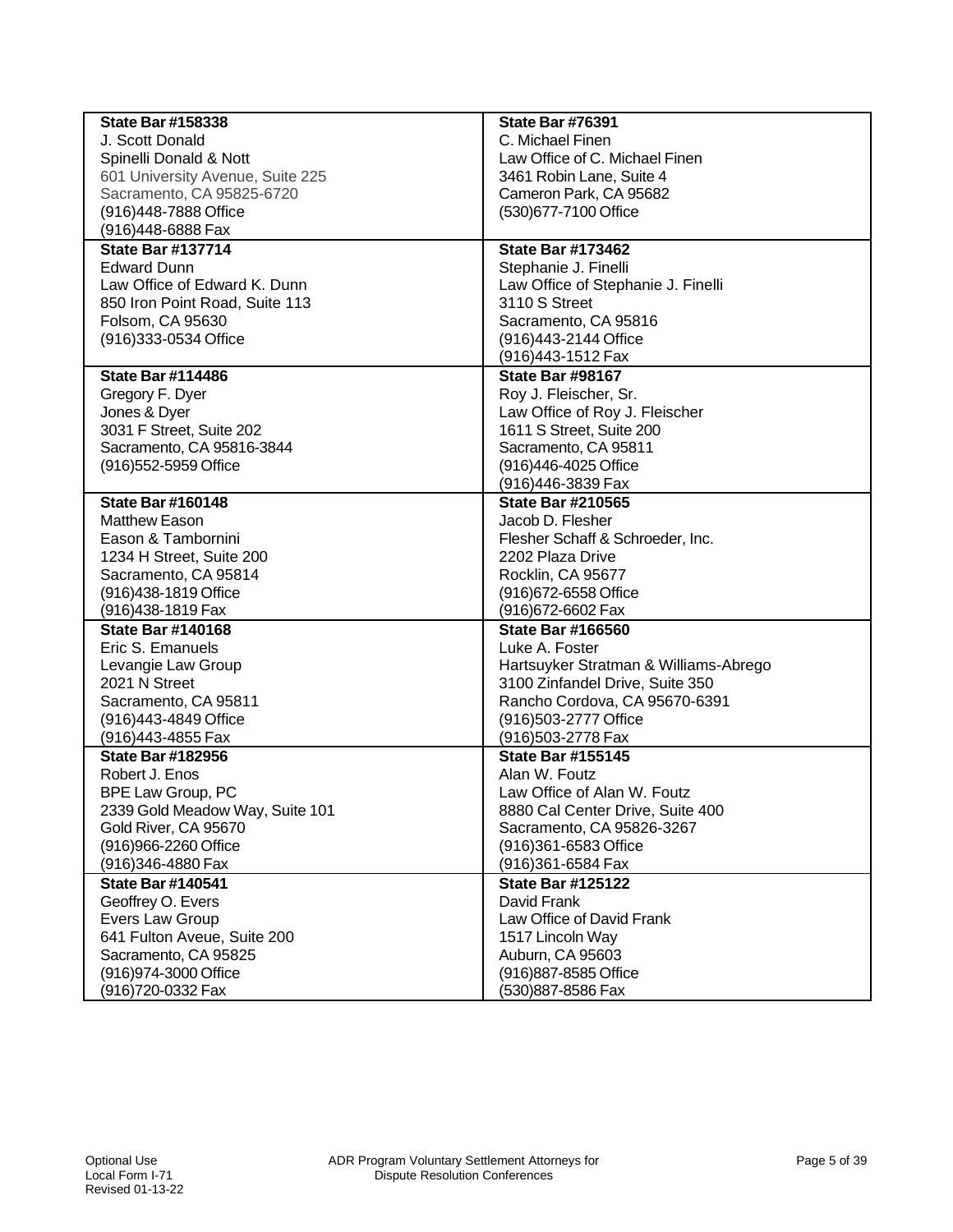| | |
|---|---|
| **State Bar #158338**<br>J. Scott Donald<br>Spinelli Donald & Nott<br>601 University Avenue, Suite 225<br>Sacramento, CA 95825-6720<br>(916)448-7888 Office<br>(916)448-6888 Fax | **State Bar #76391**<br>C. Michael Finen<br>Law Office of C. Michael Finen<br>3461 Robin Lane, Suite 4<br>Cameron Park, CA 95682<br>(530)677-7100 Office |
| **State Bar #137714**<br>Edward Dunn<br>Law Office of Edward K. Dunn<br>850 Iron Point Road, Suite 113<br>Folsom, CA 95630<br>(916)333-0534 Office | **State Bar #173462**<br>Stephanie J. Finelli<br>Law Office of Stephanie J. Finelli<br>3110 S Street<br>Sacramento, CA 95816<br>(916)443-2144 Office<br>(916)443-1512 Fax |
| **State Bar #114486**<br>Gregory F. Dyer<br>Jones & Dyer<br>3031 F Street, Suite 202<br>Sacramento, CA 95816-3844<br>(916)552-5959 Office | **State Bar #98167**<br>Roy J. Fleischer, Sr.<br>Law Office of Roy J. Fleischer<br>1611 S Street, Suite 200<br>Sacramento, CA 95811<br>(916)446-4025 Office<br>(916)446-3839 Fax |
| **State Bar #160148**<br>Matthew Eason<br>Eason & Tambornini<br>1234 H Street, Suite 200<br>Sacramento, CA 95814<br>(916)438-1819 Office<br>(916)438-1819 Fax | **State Bar #210565**<br>Jacob D. Flesher<br>Flesher Schaff & Schroeder, Inc.<br>2202 Plaza Drive<br>Rocklin, CA 95677<br>(916)672-6558 Office<br>(916)672-6602 Fax |
| **State Bar #140168**<br>Eric S. Emanuels<br>Levangie Law Group<br>2021 N Street<br>Sacramento, CA 95811<br>(916)443-4849 Office<br>(916)443-4855 Fax | **State Bar #166560**<br>Luke A. Foster<br>Hartsuyker Stratman & Williams-Abrego<br>3100 Zinfandel Drive, Suite 350<br>Rancho Cordova, CA 95670-6391<br>(916)503-2777 Office<br>(916)503-2778 Fax |
| **State Bar #182956**<br>Robert J. Enos<br>BPE Law Group, PC<br>2339 Gold Meadow Way, Suite 101<br>Gold River, CA 95670<br>(916)966-2260 Office<br>(916)346-4880 Fax | **State Bar #155145**<br>Alan W. Foutz<br>Law Office of Alan W. Foutz<br>8880 Cal Center Drive, Suite 400<br>Sacramento, CA 95826-3267<br>(916)361-6583 Office<br>(916)361-6584 Fax |
| **State Bar #140541**<br>Geoffrey O. Evers<br>Evers Law Group<br>641 Fulton Aveue, Suite 200<br>Sacramento, CA 95825<br>(916)974-3000 Office<br>(916)720-0332 Fax | **State Bar #125122**<br>David Frank<br>Law Office of David Frank<br>1517 Lincoln Way<br>Auburn, CA 95603<br>(916)887-8585 Office<br>(530)887-8586 Fax |

Optional Use
Local Form I-71
Revised 01-13-22

ADR Program Voluntary Settlement Attorneys for Dispute Resolution Conferences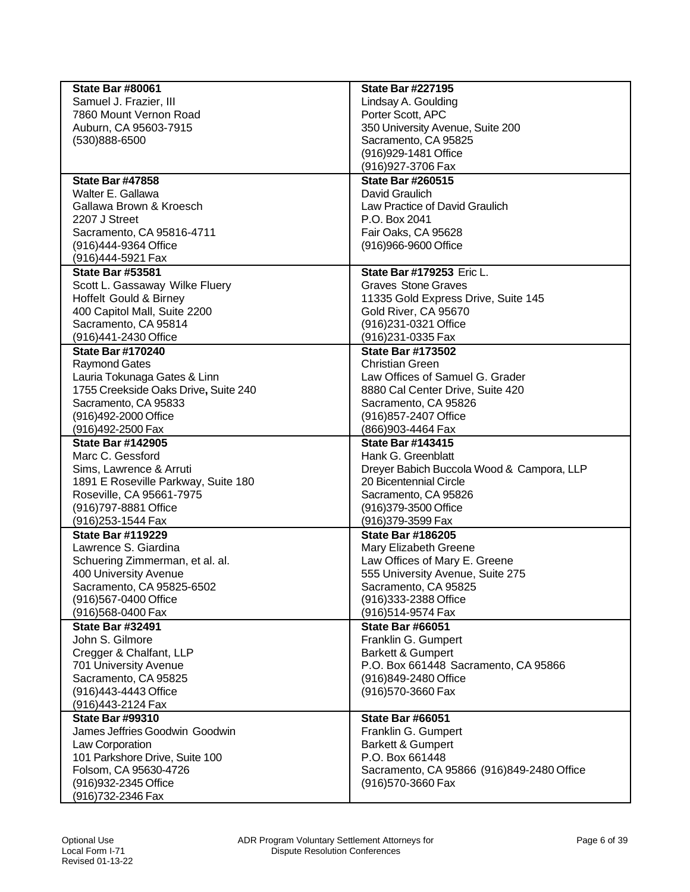| | |
|---|---|
| **State Bar #80061**<br>Samuel J. Frazier, III<br>7860 Mount Vernon Road<br>Auburn, CA 95603-7915<br>(530)888-6500 | **State Bar #227195**<br>Lindsay A. Goulding<br>Porter Scott, APC<br>350 University Avenue, Suite 200<br>Sacramento, CA 95825<br>(916)929-1481 Office<br>(916)927-3706 Fax |
| **State Bar #47858**<br>Walter E. Gallawa<br>Gallawa Brown & Kroesch<br>2207 J Street<br>Sacramento, CA 95816-4711<br>(916)444-9364 Office<br>(916)444-5921 Fax | **State Bar #260515**<br>David Graulich<br>Law Practice of David Graulich<br>P.O. Box 2041<br>Fair Oaks, CA 95628<br>(916)966-9600 Office |
| **State Bar #53581**<br>Scott L. Gassaway Wilke Fluery<br>Hoffelt Gould & Birney<br>400 Capitol Mall, Suite 2200<br>Sacramento, CA 95814<br>(916)441-2430 Office | **State Bar #179253** Eric L.<br>Graves Stone Graves<br>11335 Gold Express Drive, Suite 145<br>Gold River, CA 95670<br>(916)231-0321 Office<br>(916)231-0335 Fax |
| **State Bar #170240**<br>Raymond Gates<br>Lauria Tokunaga Gates & Linn<br>1755 Creekside Oaks Drive**,** Suite 240<br>Sacramento, CA 95833<br>(916)492-2000 Office<br>(916)492-2500 Fax | **State Bar #173502**<br>Christian Green<br>Law Offices of Samuel G. Grader<br>8880 Cal Center Drive, Suite 420<br>Sacramento, CA 95826<br>(916)857-2407 Office<br>(866)903-4464 Fax |
| **State Bar #142905**<br>Marc C. Gessford<br>Sims, Lawrence & Arruti<br>1891 E Roseville Parkway, Suite 180<br>Roseville, CA 95661-7975<br>(916)797-8881 Office<br>(916)253-1544 Fax | **State Bar #143415**<br>Hank G. Greenblatt<br>Dreyer Babich Buccola Wood & Campora, LLP<br>20 Bicentennial Circle<br>Sacramento, CA 95826<br>(916)379-3500 Office<br>(916)379-3599 Fax |
| **State Bar #119229**<br>Lawrence S. Giardina<br>Schuering Zimmerman, et al. al.<br>400 University Avenue<br>Sacramento, CA 95825-6502<br>(916)567-0400 Office<br>(916)568-0400 Fax | **State Bar #186205**<br>Mary Elizabeth Greene<br>Law Offices of Mary E. Greene<br>555 University Avenue, Suite 275<br>Sacramento, CA 95825<br>(916)333-2388 Office<br>(916)514-9574 Fax |
| **State Bar #32491**<br>John S. Gilmore<br>Cregger & Chalfant, LLP<br>701 University Avenue<br>Sacramento, CA 95825<br>(916)443-4443 Office<br>(916)443-2124 Fax | **State Bar #66051**<br>Franklin G. Gumpert<br>Barkett & Gumpert<br>P.O. Box 661448 Sacramento, CA 95866<br>(916)849-2480 Office<br>(916)570-3660 Fax |
| **State Bar #99310**<br>James Jeffries Goodwin Goodwin<br>Law Corporation<br>101 Parkshore Drive, Suite 100<br>Folsom, CA 95630-4726<br>(916)932-2345 Office<br>(916)732-2346 Fax | **State Bar #66051**<br>Franklin G. Gumpert<br>Barkett & Gumpert<br>P.O. Box 661448<br>Sacramento, CA 95866 (916)849-2480 Office<br>(916)570-3660 Fax |

Optional Use
Local Form I-71
Revised 01-13-22

ADR Program Voluntary Settlement Attorneys for Dispute Resolution Conferences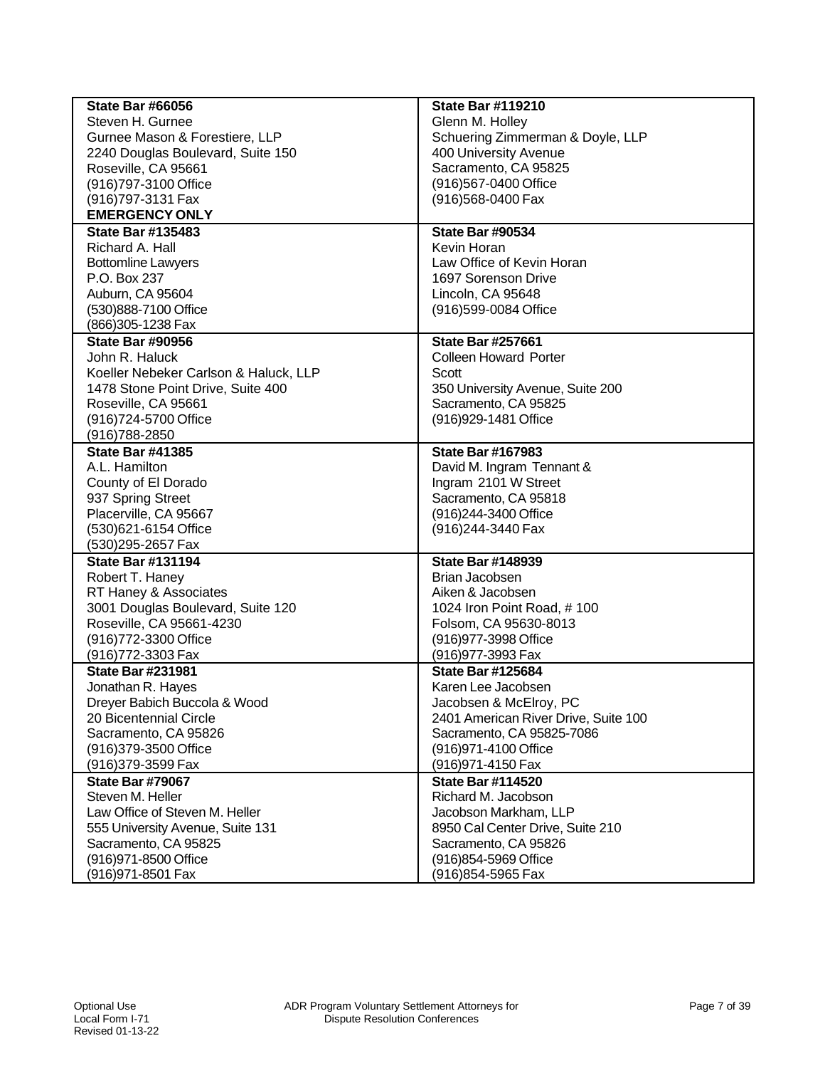| | |
|---|---|
| **State Bar #66056**<br>Steven H. Gurnee<br>Gurnee Mason & Forestiere, LLP<br>2240 Douglas Boulevard, Suite 150<br>Roseville, CA 95661<br>(916)797-3100 Office<br>(916)797-3131 Fax<br>**EMERGENCY ONLY** | **State Bar #119210**<br>Glenn M. Holley<br>Schuering Zimmerman & Doyle, LLP<br>400 University Avenue<br>Sacramento, CA 95825<br>(916)567-0400 Office<br>(916)568-0400 Fax |
| **State Bar #135483**<br>Richard A. Hall<br>Bottomline Lawyers<br>P.O. Box 237<br>Auburn, CA 95604<br>(530)888-7100 Office<br>(866)305-1238 Fax | **State Bar #90534**<br>Kevin Horan<br>Law Office of Kevin Horan<br>1697 Sorenson Drive<br>Lincoln, CA 95648<br>(916)599-0084 Office |
| **State Bar #90956**<br>John R. Haluck<br>Koeller Nebeker Carlson & Haluck, LLP<br>1478 Stone Point Drive, Suite 400<br>Roseville, CA 95661<br>(916)724-5700 Office<br>(916)788-2850 | **State Bar #257661**<br>Colleen Howard Porter<br>Scott<br>350 University Avenue, Suite 200<br>Sacramento, CA 95825<br>(916)929-1481 Office |
| **State Bar #41385**<br>A.L. Hamilton<br>County of El Dorado<br>937 Spring Street<br>Placerville, CA 95667<br>(530)621-6154 Office<br>(530)295-2657 Fax | **State Bar #167983**<br>David M. Ingram Tennant &<br>Ingram 2101 W Street<br>Sacramento, CA 95818<br>(916)244-3400 Office<br>(916)244-3440 Fax |
| **State Bar #131194**<br>Robert T. Haney<br>RT Haney & Associates<br>3001 Douglas Boulevard, Suite 120<br>Roseville, CA 95661-4230<br>(916)772-3300 Office<br>(916)772-3303 Fax | **State Bar #148939**<br>Brian Jacobsen<br>Aiken & Jacobsen<br>1024 Iron Point Road, # 100<br>Folsom, CA 95630-8013<br>(916)977-3998 Office<br>(916)977-3993 Fax |
| **State Bar #231981**<br>Jonathan R. Hayes<br>Dreyer Babich Buccola & Wood<br>20 Bicentennial Circle<br>Sacramento, CA 95826<br>(916)379-3500 Office<br>(916)379-3599 Fax | **State Bar #125684**<br>Karen Lee Jacobsen<br>Jacobsen & McElroy, PC<br>2401 American River Drive, Suite 100<br>Sacramento, CA 95825-7086<br>(916)971-4100 Office<br>(916)971-4150 Fax |
| **State Bar #79067**<br>Steven M. Heller<br>Law Office of Steven M. Heller<br>555 University Avenue, Suite 131<br>Sacramento, CA 95825<br>(916)971-8500 Office<br>(916)971-8501 Fax | **State Bar #114520**<br>Richard M. Jacobson<br>Jacobson Markham, LLP<br>8950 Cal Center Drive, Suite 210<br>Sacramento, CA 95826<br>(916)854-5969 Office<br>(916)854-5965 Fax |

Optional Use
Local Form I-71
Revised 01-13-22

ADR Program Voluntary Settlement Attorneys for Dispute Resolution Conferences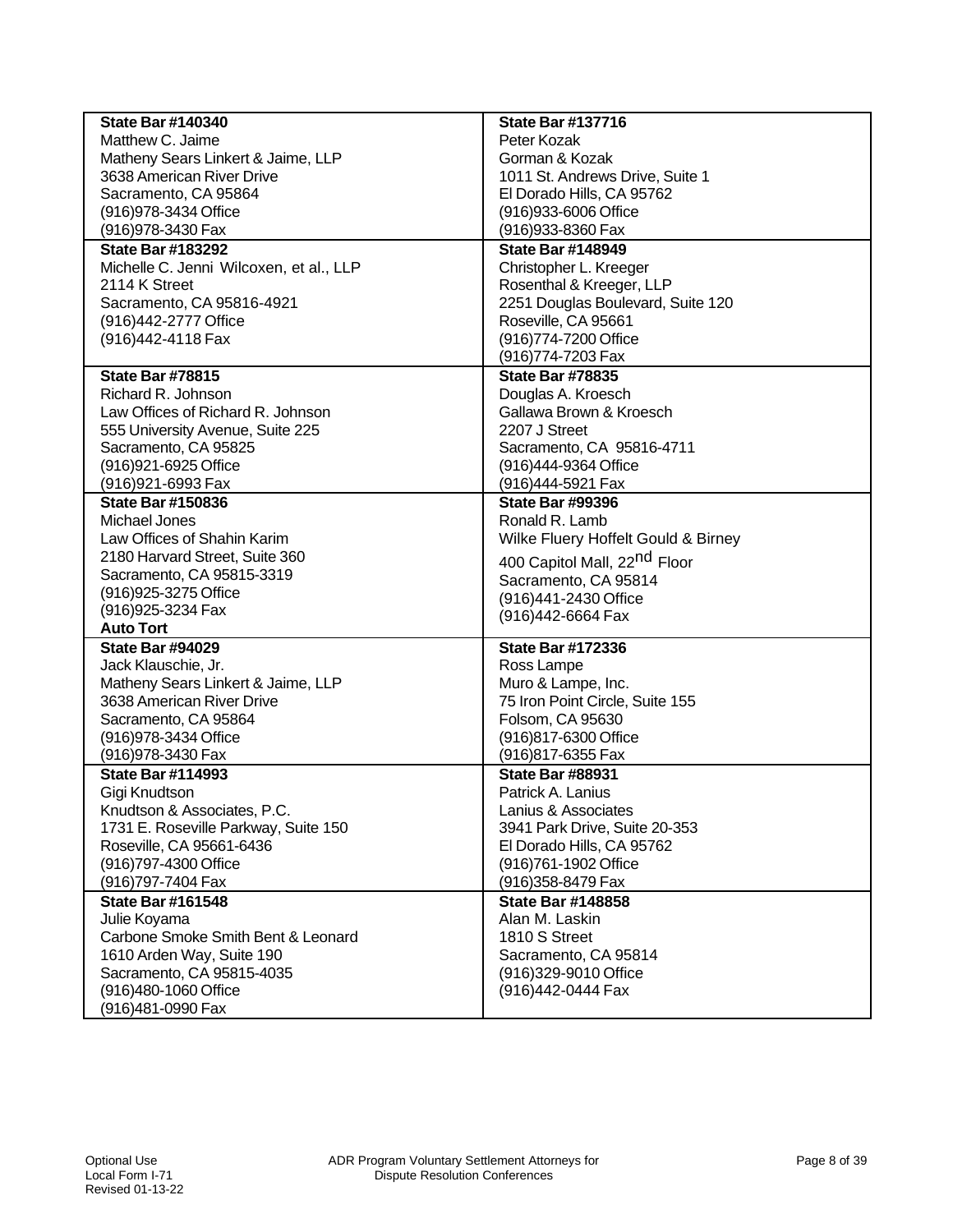| | |
|---|---|
| **State Bar #140340**<br>Matthew C. Jaime<br>Matheny Sears Linkert & Jaime, LLP<br>3638 American River Drive<br>Sacramento, CA 95864<br>(916)978-3434 Office<br>(916)978-3430 Fax | **State Bar #137716**<br>Peter Kozak<br>Gorman & Kozak<br>1011 St. Andrews Drive, Suite 1<br>El Dorado Hills, CA 95762<br>(916)933-6006 Office<br>(916)933-8360 Fax |
| **State Bar #183292**<br>Michelle C. Jenni Wilcoxen, et al., LLP<br>2114 K Street<br>Sacramento, CA 95816-4921<br>(916)442-2777 Office<br>(916)442-4118 Fax | **State Bar #148949**<br>Christopher L. Kreeger<br>Rosenthal & Kreeger, LLP<br>2251 Douglas Boulevard, Suite 120<br>Roseville, CA 95661<br>(916)774-7200 Office<br>(916)774-7203 Fax |
| **State Bar #78815**<br>Richard R. Johnson<br>Law Offices of Richard R. Johnson<br>555 University Avenue, Suite 225<br>Sacramento, CA 95825<br>(916)921-6925 Office<br>(916)921-6993 Fax | **State Bar #78835**<br>Douglas A. Kroesch<br>Gallawa Brown & Kroesch<br>2207 J Street<br>Sacramento, CA 95816-4711<br>(916)444-9364 Office<br>(916)444-5921 Fax |
| **State Bar #150836**<br>Michael Jones<br>Law Offices of Shahin Karim<br>2180 Harvard Street, Suite 360<br>Sacramento, CA 95815-3319<br>(916)925-3275 Office<br>(916)925-3234 Fax<br>**Auto Tort** | **State Bar #99396**<br>Ronald R. Lamb<br>Wilke Fluery Hoffelt Gould & Birney<br>400 Capitol Mall, 22nd Floor<br>Sacramento, CA 95814<br>(916)441-2430 Office<br>(916)442-6664 Fax |
| **State Bar #94029**<br>Jack Klauschie, Jr.<br>Matheny Sears Linkert & Jaime, LLP<br>3638 American River Drive<br>Sacramento, CA 95864<br>(916)978-3434 Office<br>(916)978-3430 Fax | **State Bar #172336**<br>Ross Lampe<br>Muro & Lampe, Inc.<br>75 Iron Point Circle, Suite 155<br>Folsom, CA 95630<br>(916)817-6300 Office<br>(916)817-6355 Fax |
| **State Bar #114993**<br>Gigi Knudtson<br>Knudtson & Associates, P.C.<br>1731 E. Roseville Parkway, Suite 150<br>Roseville, CA 95661-6436<br>(916)797-4300 Office<br>(916)797-7404 Fax | **State Bar #88931**<br>Patrick A. Lanius<br>Lanius & Associates<br>3941 Park Drive, Suite 20-353<br>El Dorado Hills, CA 95762<br>(916)761-1902 Office<br>(916)358-8479 Fax |
| **State Bar #161548**<br>Julie Koyama<br>Carbone Smoke Smith Bent & Leonard<br>1610 Arden Way, Suite 190<br>Sacramento, CA 95815-4035<br>(916)480-1060 Office<br>(916)481-0990 Fax | **State Bar #148858**<br>Alan M. Laskin<br>1810 S Street<br>Sacramento, CA 95814<br>(916)329-9010 Office<br>(916)442-0444 Fax |

Optional Use
Local Form I-71
Revised 01-13-22

ADR Program Voluntary Settlement Attorneys for Dispute Resolution Conferences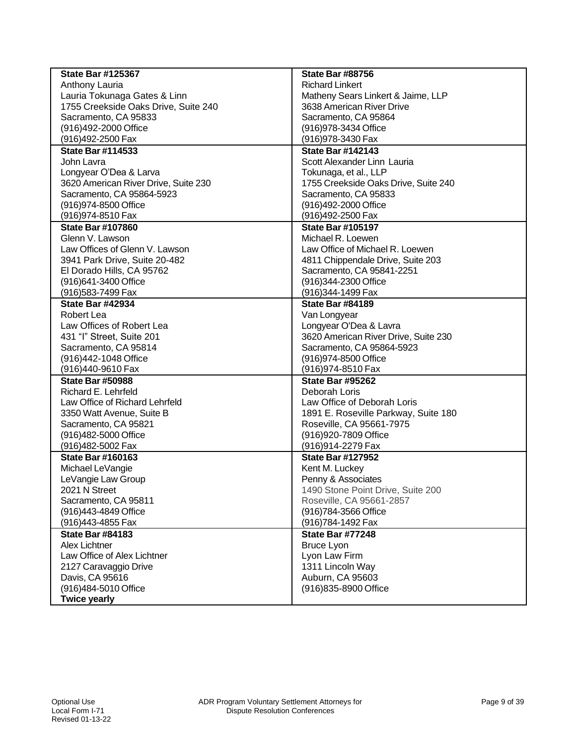| | |
|---|---|
| **State Bar #125367**<br>Anthony Lauria<br>Lauria Tokunaga Gates & Linn<br>1755 Creekside Oaks Drive, Suite 240<br>Sacramento, CA 95833<br>(916)492-2000 Office<br>(916)492-2500 Fax | **State Bar #88756**<br>Richard Linkert<br>Matheny Sears Linkert & Jaime, LLP<br>3638 American River Drive<br>Sacramento, CA 95864<br>(916)978-3434 Office<br>(916)978-3430 Fax |
| **State Bar #114533**<br>John Lavra<br>Longyear O'Dea & Larva<br>3620 American River Drive, Suite 230<br>Sacramento, CA 95864-5923<br>(916)974-8500 Office<br>(916)974-8510 Fax | **State Bar #142143**<br>Scott Alexander Linn Lauria<br>Tokunaga, et al., LLP<br>1755 Creekside Oaks Drive, Suite 240<br>Sacramento, CA 95833<br>(916)492-2000 Office<br>(916)492-2500 Fax |
| **State Bar #107860**<br>Glenn V. Lawson<br>Law Offices of Glenn V. Lawson<br>3941 Park Drive, Suite 20-482<br>El Dorado Hills, CA 95762<br>(916)641-3400 Office<br>(916)583-7499 Fax | **State Bar #105197**<br>Michael R. Loewen<br>Law Office of Michael R. Loewen<br>4811 Chippendale Drive, Suite 203<br>Sacramento, CA 95841-2251<br>(916)344-2300 Office<br>(916)344-1499 Fax |
| **State Bar #42934**<br>Robert Lea<br>Law Offices of Robert Lea<br>431 "I" Street, Suite 201<br>Sacramento, CA 95814<br>(916)442-1048 Office<br>(916)440-9610 Fax | **State Bar #84189**<br>Van Longyear<br>Longyear O'Dea & Lavra<br>3620 American River Drive, Suite 230<br>Sacramento, CA 95864-5923<br>(916)974-8500 Office<br>(916)974-8510 Fax |
| **State Bar #50988**<br>Richard E. Lehrfeld<br>Law Office of Richard Lehrfeld<br>3350 Watt Avenue, Suite B<br>Sacramento, CA 95821<br>(916)482-5000 Office<br>(916)482-5002 Fax | **State Bar #95262**<br>Deborah Loris<br>Law Office of Deborah Loris<br>1891 E. Roseville Parkway, Suite 180<br>Roseville, CA 95661-7975<br>(916)920-7809 Office<br>(916)914-2279 Fax |
| **State Bar #160163**<br>Michael LeVangie<br>LeVangie Law Group<br>2021 N Street<br>Sacramento, CA 95811<br>(916)443-4849 Office<br>(916)443-4855 Fax | **State Bar #127952**<br>Kent M. Luckey<br>Penny & Associates<br>1490 Stone Point Drive, Suite 200<br>Roseville, CA 95661-2857<br>(916)784-3566 Office<br>(916)784-1492 Fax |
| **State Bar #84183**<br>Alex Lichtner<br>Law Office of Alex Lichtner<br>2127 Caravaggio Drive<br>Davis, CA 95616<br>(916)484-5010 Office<br>**Twice yearly** | **State Bar #77248**<br>Bruce Lyon<br>Lyon Law Firm<br>1311 Lincoln Way<br>Auburn, CA 95603<br>(916)835-8900 Office |

Optional Use
Local Form I-71
Revised 01-13-22

ADR Program Voluntary Settlement Attorneys for Dispute Resolution Conferences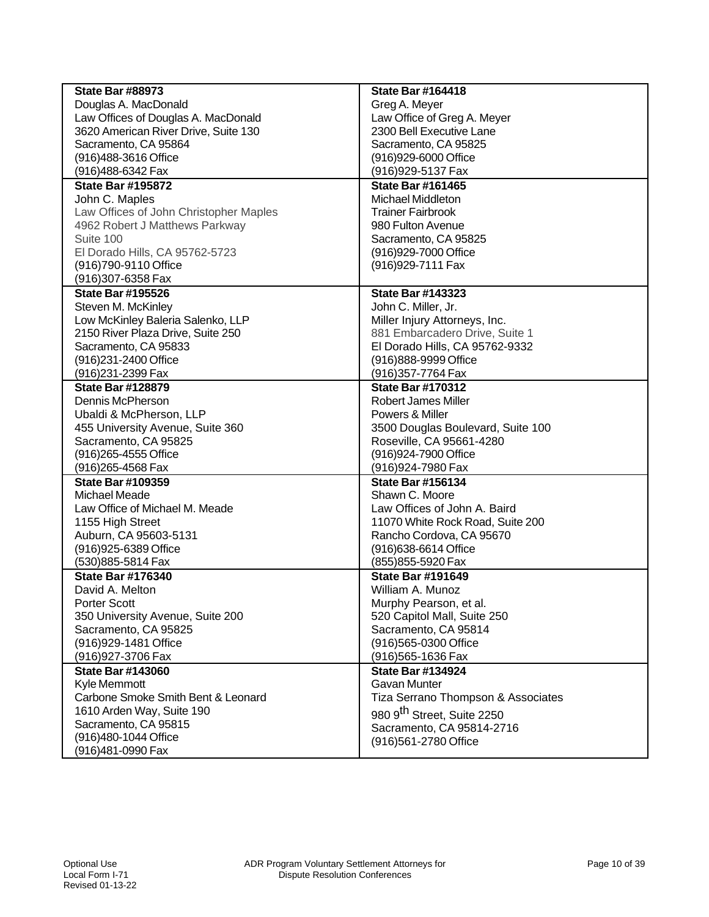| | |
|---|---|
| **State Bar #88973**<br>Douglas A. MacDonald<br>Law Offices of Douglas A. MacDonald<br>3620 American River Drive, Suite 130<br>Sacramento, CA 95864<br>(916)488-3616 Office<br>(916)488-6342 Fax | **State Bar #164418**<br>Greg A. Meyer<br>Law Office of Greg A. Meyer<br>2300 Bell Executive Lane<br>Sacramento, CA 95825<br>(916)929-6000 Office<br>(916)929-5137 Fax |
| **State Bar #195872**<br>John C. Maples<br>Law Offices of John Christopher Maples<br>4962 Robert J Matthews Parkway<br>Suite 100<br>El Dorado Hills, CA 95762-5723<br>(916)790-9110 Office<br>(916)307-6358 Fax | **State Bar #161465**<br>Michael Middleton<br>Trainer Fairbrook<br>980 Fulton Avenue<br>Sacramento, CA 95825<br>(916)929-7000 Office<br>(916)929-7111 Fax |
| **State Bar #195526**<br>Steven M. McKinley<br>Low McKinley Baleria Salenko, LLP<br>2150 River Plaza Drive, Suite 250<br>Sacramento, CA 95833<br>(916)231-2400 Office<br>(916)231-2399 Fax | **State Bar #143323**<br>John C. Miller, Jr.<br>Miller Injury Attorneys, Inc.<br>881 Embarcadero Drive, Suite 1<br>El Dorado Hills, CA 95762-9332<br>(916)888-9999 Office<br>(916)357-7764 Fax |
| **State Bar #128879**<br>Dennis McPherson<br>Ubaldi & McPherson, LLP<br>455 University Avenue, Suite 360<br>Sacramento, CA 95825<br>(916)265-4555 Office<br>(916)265-4568 Fax | **State Bar #170312**<br>Robert James Miller<br>Powers & Miller<br>3500 Douglas Boulevard, Suite 100<br>Roseville, CA 95661-4280<br>(916)924-7900 Office<br>(916)924-7980 Fax |
| **State Bar #109359**<br>Michael Meade<br>Law Office of Michael M. Meade<br>1155 High Street<br>Auburn, CA 95603-5131<br>(916)925-6389 Office<br>(530)885-5814 Fax | **State Bar #156134**<br>Shawn C. Moore<br>Law Offices of John A. Baird<br>11070 White Rock Road, Suite 200<br>Rancho Cordova, CA 95670<br>(916)638-6614 Office<br>(855)855-5920 Fax |
| **State Bar #176340**<br>David A. Melton<br>Porter Scott<br>350 University Avenue, Suite 200<br>Sacramento, CA 95825<br>(916)929-1481 Office<br>(916)927-3706 Fax | **State Bar #191649**<br>William A. Munoz<br>Murphy Pearson, et al.<br>520 Capitol Mall, Suite 250<br>Sacramento, CA 95814<br>(916)565-0300 Office<br>(916)565-1636 Fax |
| **State Bar #143060**<br>Kyle Memmott<br>Carbone Smoke Smith Bent & Leonard<br>1610 Arden Way, Suite 190<br>Sacramento, CA 95815<br>(916)480-1044 Office<br>(916)481-0990 Fax | **State Bar #134924**<br>Gavan Munter<br>Tiza Serrano Thompson & Associates<br>980 9th Street, Suite 2250<br>Sacramento, CA 95814-2716<br>(916)561-2780 Office |

Optional Use
Local Form I-71
Revised 01-13-22

ADR Program Voluntary Settlement Attorneys for Dispute Resolution Conferences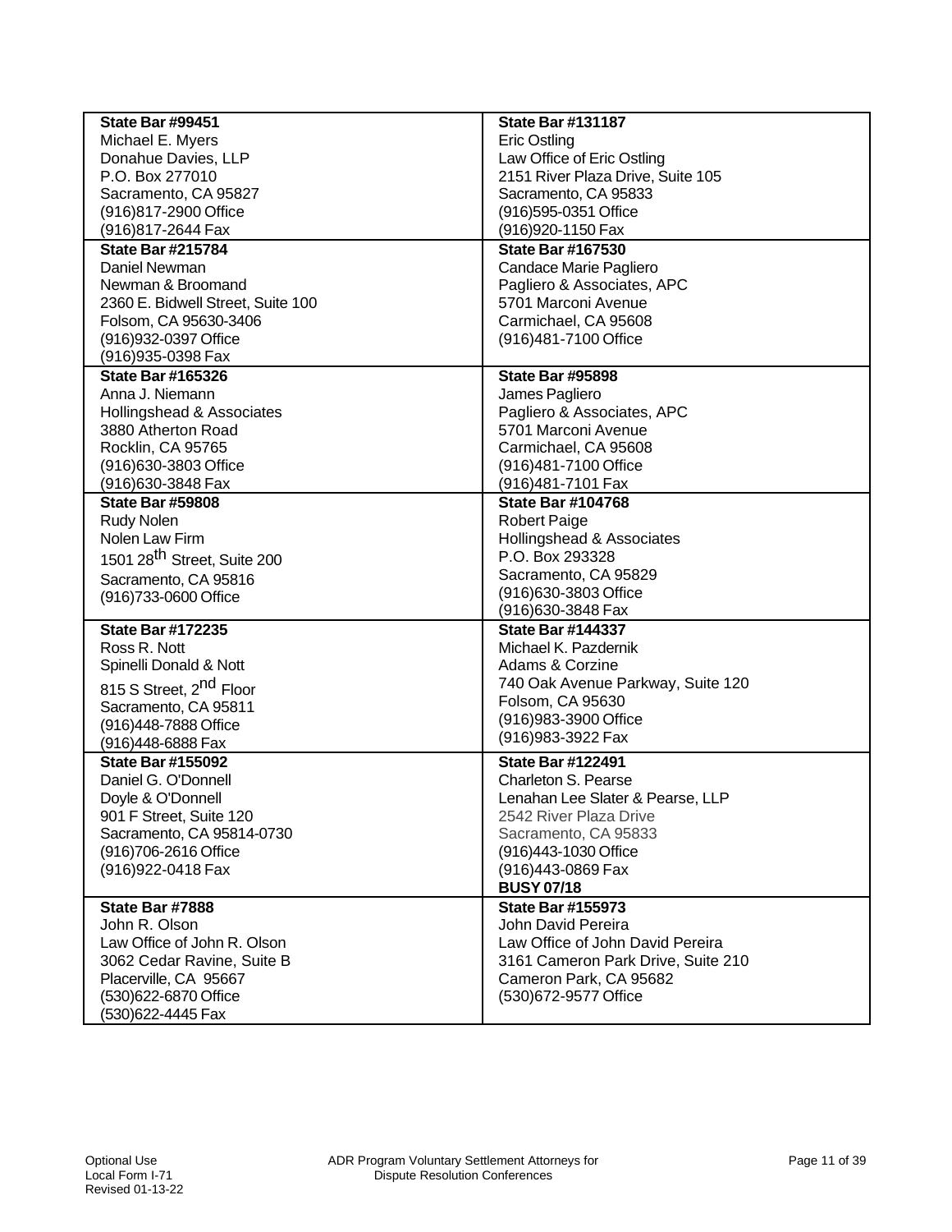| | |
|---|---|
| **State Bar #99451**<br>Michael E. Myers<br>Donahue Davies, LLP<br>P.O. Box 277010<br>Sacramento, CA 95827<br>(916)817-2900 Office<br>(916)817-2644 Fax | **State Bar #131187**<br>Eric Ostling<br>Law Office of Eric Ostling<br>2151 River Plaza Drive, Suite 105<br>Sacramento, CA 95833<br>(916)595-0351 Office<br>(916)920-1150 Fax |
| **State Bar #215784**<br>Daniel Newman<br>Newman & Broomand<br>2360 E. Bidwell Street, Suite 100<br>Folsom, CA 95630-3406<br>(916)932-0397 Office<br>(916)935-0398 Fax | **State Bar #167530**<br>Candace Marie Pagliero<br>Pagliero & Associates, APC<br>5701 Marconi Avenue<br>Carmichael, CA 95608<br>(916)481-7100 Office |
| **State Bar #165326**<br>Anna J. Niemann<br>Hollingshead & Associates<br>3880 Atherton Road<br>Rocklin, CA 95765<br>(916)630-3803 Office<br>(916)630-3848 Fax | **State Bar #95898**<br>James Pagliero<br>Pagliero & Associates, APC<br>5701 Marconi Avenue<br>Carmichael, CA 95608<br>(916)481-7100 Office<br>(916)481-7101 Fax |
| **State Bar #59808**<br>Rudy Nolen<br>Nolen Law Firm<br>1501 28th Street, Suite 200<br>Sacramento, CA 95816<br>(916)733-0600 Office | **State Bar #104768**<br>Robert Paige<br>Hollingshead & Associates<br>P.O. Box 293328<br>Sacramento, CA 95829<br>(916)630-3803 Office<br>(916)630-3848 Fax |
| **State Bar #172235**<br>Ross R. Nott<br>Spinelli Donald & Nott<br>815 S Street, 2nd Floor<br>Sacramento, CA 95811<br>(916)448-7888 Office<br>(916)448-6888 Fax | **State Bar #144337**<br>Michael K. Pazdernik<br>Adams & Corzine<br>740 Oak Avenue Parkway, Suite 120<br>Folsom, CA 95630<br>(916)983-3900 Office<br>(916)983-3922 Fax |
| **State Bar #155092**<br>Daniel G. O'Donnell<br>Doyle & O'Donnell<br>901 F Street, Suite 120<br>Sacramento, CA 95814-0730<br>(916)706-2616 Office<br>(916)922-0418 Fax | **State Bar #122491**<br>Charleton S. Pearse<br>Lenahan Lee Slater & Pearse, LLP<br>2542 River Plaza Drive<br>Sacramento, CA 95833<br>(916)443-1030 Office<br>(916)443-0869 Fax<br>**BUSY 07/18** |
| **State Bar #7888**<br>John R. Olson<br>Law Office of John R. Olson<br>3062 Cedar Ravine, Suite B<br>Placerville, CA 95667<br>(530)622-6870 Office<br>(530)622-4445 Fax | **State Bar #155973**<br>John David Pereira<br>Law Office of John David Pereira<br>3161 Cameron Park Drive, Suite 210<br>Cameron Park, CA 95682<br>(530)672-9577 Office |

Optional Use
Local Form I-71
Revised 01-13-22

ADR Program Voluntary Settlement Attorneys for Dispute Resolution Conferences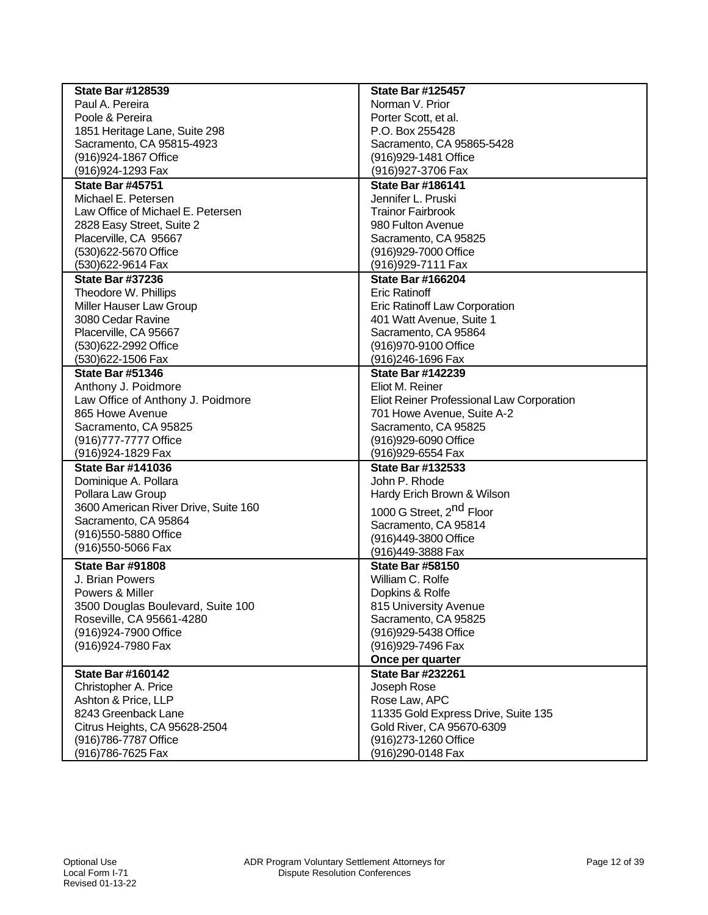| **State Bar #128539**<br>Paul A. Pereira<br>Poole & Pereira<br>1851 Heritage Lane, Suite 298<br>Sacramento, CA 95815-4923<br>(916)924-1867 Office<br>(916)924-1293 Fax | **State Bar #125457**<br>Norman V. Prior<br>Porter Scott, et al.<br>P.O. Box 255428<br>Sacramento, CA 95865-5428<br>(916)929-1481 Office<br>(916)927-3706 Fax |
|---|---|
| **State Bar #45751**<br>Michael E. Petersen<br>Law Office of Michael E. Petersen<br>2828 Easy Street, Suite 2<br>Placerville, CA 95667<br>(530)622-5670 Office<br>(530)622-9614 Fax | **State Bar #186141**<br>Jennifer L. Pruski<br>Trainor Fairbrook<br>980 Fulton Avenue<br>Sacramento, CA 95825<br>(916)929-7000 Office<br>(916)929-7111 Fax |
| **State Bar #37236**<br>Theodore W. Phillips<br>Miller Hauser Law Group<br>3080 Cedar Ravine<br>Placerville, CA 95667<br>(530)622-2992 Office<br>(530)622-1506 Fax | **State Bar #166204**<br>Eric Ratinoff<br>Eric Ratinoff Law Corporation<br>401 Watt Avenue, Suite 1<br>Sacramento, CA 95864<br>(916)970-9100 Office<br>(916)246-1696 Fax |
| **State Bar #51346**<br>Anthony J. Poidmore<br>Law Office of Anthony J. Poidmore<br>865 Howe Avenue<br>Sacramento, CA 95825<br>(916)777-7777 Office<br>(916)924-1829 Fax | **State Bar #142239**<br>Eliot M. Reiner<br>Eliot Reiner Professional Law Corporation<br>701 Howe Avenue, Suite A-2<br>Sacramento, CA 95825<br>(916)929-6090 Office<br>(916)929-6554 Fax |
| **State Bar #141036**<br>Dominique A. Pollara<br>Pollara Law Group<br>3600 American River Drive, Suite 160<br>Sacramento, CA 95864<br>(916)550-5880 Office<br>(916)550-5066 Fax | **State Bar #132533**<br>John P. Rhode<br>Hardy Erich Brown & Wilson<br>1000 G Street, 2nd Floor<br>Sacramento, CA 95814<br>(916)449-3800 Office<br>(916)449-3888 Fax |
| **State Bar #91808**<br>J. Brian Powers<br>Powers & Miller<br>3500 Douglas Boulevard, Suite 100<br>Roseville, CA 95661-4280<br>(916)924-7900 Office<br>(916)924-7980 Fax | **State Bar #58150**<br>William C. Rolfe<br>Dopkins & Rolfe<br>815 University Avenue<br>Sacramento, CA 95825<br>(916)929-5438 Office<br>(916)929-7496 Fax<br>**Once per quarter** |
| **State Bar #160142**<br>Christopher A. Price<br>Ashton & Price, LLP<br>8243 Greenback Lane<br>Citrus Heights, CA 95628-2504<br>(916)786-7787 Office<br>(916)786-7625 Fax | **State Bar #232261**<br>Joseph Rose<br>Rose Law, APC<br>11335 Gold Express Drive, Suite 135<br>Gold River, CA 95670-6309<br>(916)273-1260 Office<br>(916)290-0148 Fax |

Optional Use
Local Form I-71
Revised 01-13-22

ADR Program Voluntary Settlement Attorneys for Dispute Resolution Conferences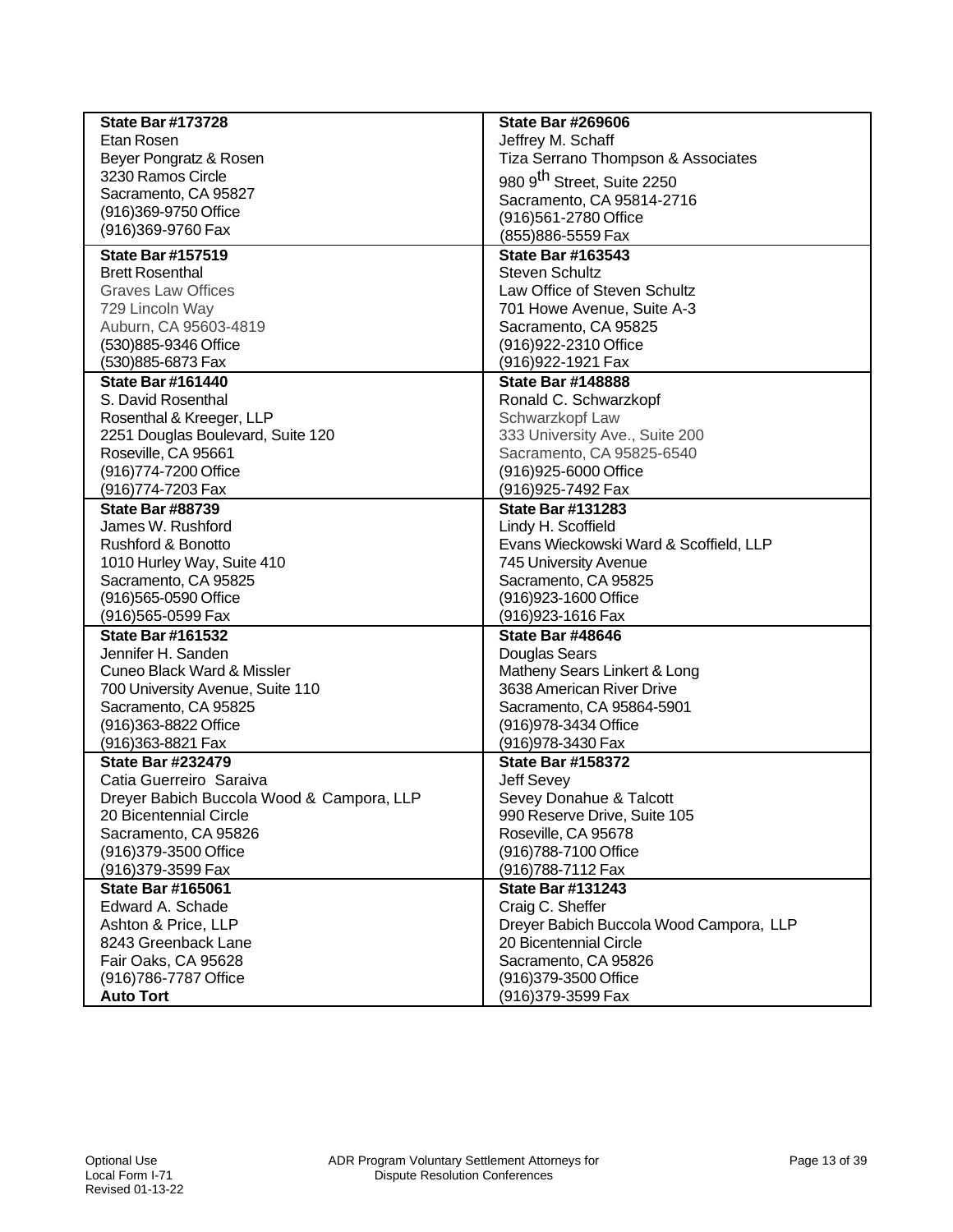| **State Bar #173728**<br>Etan Rosen<br>Beyer Pongratz & Rosen<br>3230 Ramos Circle<br>Sacramento, CA 95827<br>(916)369-9750 Office<br>(916)369-9760 Fax | **State Bar #269606**<br>Jeffrey M. Schaff<br>Tiza Serrano Thompson & Associates<br>980 9th Street, Suite 2250<br>Sacramento, CA 95814-2716<br>(916)561-2780 Office<br>(855)886-5559 Fax |
|---|---|
| **State Bar #157519**<br>Brett Rosenthal<br>Graves Law Offices<br>729 Lincoln Way<br>Auburn, CA 95603-4819<br>(530)885-9346 Office<br>(530)885-6873 Fax | **State Bar #163543**<br>Steven Schultz<br>Law Office of Steven Schultz<br>701 Howe Avenue, Suite A-3<br>Sacramento, CA 95825<br>(916)922-2310 Office<br>(916)922-1921 Fax |
| **State Bar #161440**<br>S. David Rosenthal<br>Rosenthal & Kreeger, LLP<br>2251 Douglas Boulevard, Suite 120<br>Roseville, CA 95661<br>(916)774-7200 Office<br>(916)774-7203 Fax | **State Bar #148888**<br>Ronald C. Schwarzkopf<br>Schwarzkopf Law<br>333 University Ave., Suite 200<br>Sacramento, CA 95825-6540<br>(916)925-6000 Office<br>(916)925-7492 Fax |
| **State Bar #88739**<br>James W. Rushford<br>Rushford & Bonotto<br>1010 Hurley Way, Suite 410<br>Sacramento, CA 95825<br>(916)565-0590 Office<br>(916)565-0599 Fax | **State Bar #131283**<br>Lindy H. Scoffield<br>Evans Wieckowski Ward & Scoffield, LLP<br>745 University Avenue<br>Sacramento, CA 95825<br>(916)923-1600 Office<br>(916)923-1616 Fax |
| **State Bar #161532**<br>Jennifer H. Sanden<br>Cuneo Black Ward & Missler<br>700 University Avenue, Suite 110<br>Sacramento, CA 95825<br>(916)363-8822 Office<br>(916)363-8821 Fax | **State Bar #48646**<br>Douglas Sears<br>Matheny Sears Linkert & Long<br>3638 American River Drive<br>Sacramento, CA 95864-5901<br>(916)978-3434 Office<br>(916)978-3430 Fax |
| **State Bar #232479**<br>Catia Guerreiro Saraiva<br>Dreyer Babich Buccola Wood & Campora, LLP<br>20 Bicentennial Circle<br>Sacramento, CA 95826<br>(916)379-3500 Office<br>(916)379-3599 Fax | **State Bar #158372**<br>Jeff Sevey<br>Sevey Donahue & Talcott<br>990 Reserve Drive, Suite 105<br>Roseville, CA 95678<br>(916)788-7100 Office<br>(916)788-7112 Fax |
| **State Bar #165061**<br>Edward A. Schade<br>Ashton & Price, LLP<br>8243 Greenback Lane<br>Fair Oaks, CA 95628<br>(916)786-7787 Office<br>**Auto Tort** | **State Bar #131243**<br>Craig C. Sheffer<br>Dreyer Babich Buccola Wood Campora, LLP<br>20 Bicentennial Circle<br>Sacramento, CA 95826<br>(916)379-3500 Office<br>(916)379-3599 Fax |

Optional Use
Local Form I-71
Revised 01-13-22

ADR Program Voluntary Settlement Attorneys for Dispute Resolution Conferences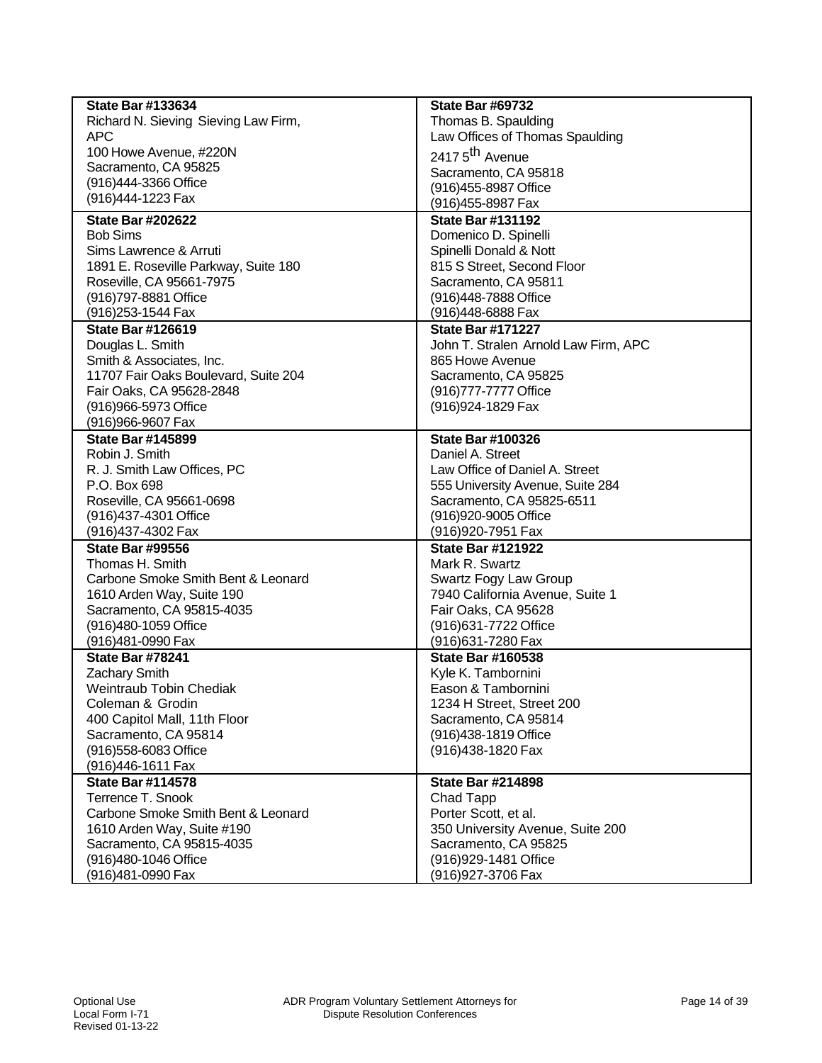| **State Bar #133634**<br>Richard N. Sieving Sieving Law Firm, APC<br>100 Howe Avenue, #220N<br>Sacramento, CA 95825<br>(916)444-3366 Office<br>(916)444-1223 Fax | **State Bar #69732**<br>Thomas B. Spaulding<br>Law Offices of Thomas Spaulding<br>2417 5th Avenue<br>Sacramento, CA 95818<br>(916)455-8987 Office<br>(916)455-8987 Fax |
|---|---|
| **State Bar #202622**<br>Bob Sims<br>Sims Lawrence & Arruti<br>1891 E. Roseville Parkway, Suite 180<br>Roseville, CA 95661-7975<br>(916)797-8881 Office<br>(916)253-1544 Fax | **State Bar #131192**<br>Domenico D. Spinelli<br>Spinelli Donald & Nott<br>815 S Street, Second Floor<br>Sacramento, CA 95811<br>(916)448-7888 Office<br>(916)448-6888 Fax |
| **State Bar #126619**<br>Douglas L. Smith<br>Smith & Associates, Inc.<br>11707 Fair Oaks Boulevard, Suite 204<br>Fair Oaks, CA 95628-2848<br>(916)966-5973 Office<br>(916)966-9607 Fax | **State Bar #171227**<br>John T. Stralen Arnold Law Firm, APC<br>865 Howe Avenue<br>Sacramento, CA 95825<br>(916)777-7777 Office<br>(916)924-1829 Fax |
| **State Bar #145899**<br>Robin J. Smith<br>R. J. Smith Law Offices, PC<br>P.O. Box 698<br>Roseville, CA 95661-0698<br>(916)437-4301 Office<br>(916)437-4302 Fax | **State Bar #100326**<br>Daniel A. Street<br>Law Office of Daniel A. Street<br>555 University Avenue, Suite 284<br>Sacramento, CA 95825-6511<br>(916)920-9005 Office<br>(916)920-7951 Fax |
| **State Bar #99556**<br>Thomas H. Smith<br>Carbone Smoke Smith Bent & Leonard<br>1610 Arden Way, Suite 190<br>Sacramento, CA 95815-4035<br>(916)480-1059 Office<br>(916)481-0990 Fax | **State Bar #121922**<br>Mark R. Swartz<br>Swartz Fogy Law Group<br>7940 California Avenue, Suite 1<br>Fair Oaks, CA 95628<br>(916)631-7722 Office<br>(916)631-7280 Fax |
| **State Bar #78241**<br>Zachary Smith<br>Weintraub Tobin Chediak<br>Coleman & Grodin<br>400 Capitol Mall, 11th Floor<br>Sacramento, CA 95814<br>(916)558-6083 Office<br>(916)446-1611 Fax | **State Bar #160538**<br>Kyle K. Tambornini<br>Eason & Tambornini<br>1234 H Street, Street 200<br>Sacramento, CA 95814<br>(916)438-1819 Office<br>(916)438-1820 Fax |
| **State Bar #114578**<br>Terrence T. Snook<br>Carbone Smoke Smith Bent & Leonard<br>1610 Arden Way, Suite #190<br>Sacramento, CA 95815-4035<br>(916)480-1046 Office<br>(916)481-0990 Fax | **State Bar #214898**<br>Chad Tapp<br>Porter Scott, et al.<br>350 University Avenue, Suite 200<br>Sacramento, CA 95825<br>(916)929-1481 Office<br>(916)927-3706 Fax |

Optional Use
Local Form I-71
Revised 01-13-22

ADR Program Voluntary Settlement Attorneys for Dispute Resolution Conferences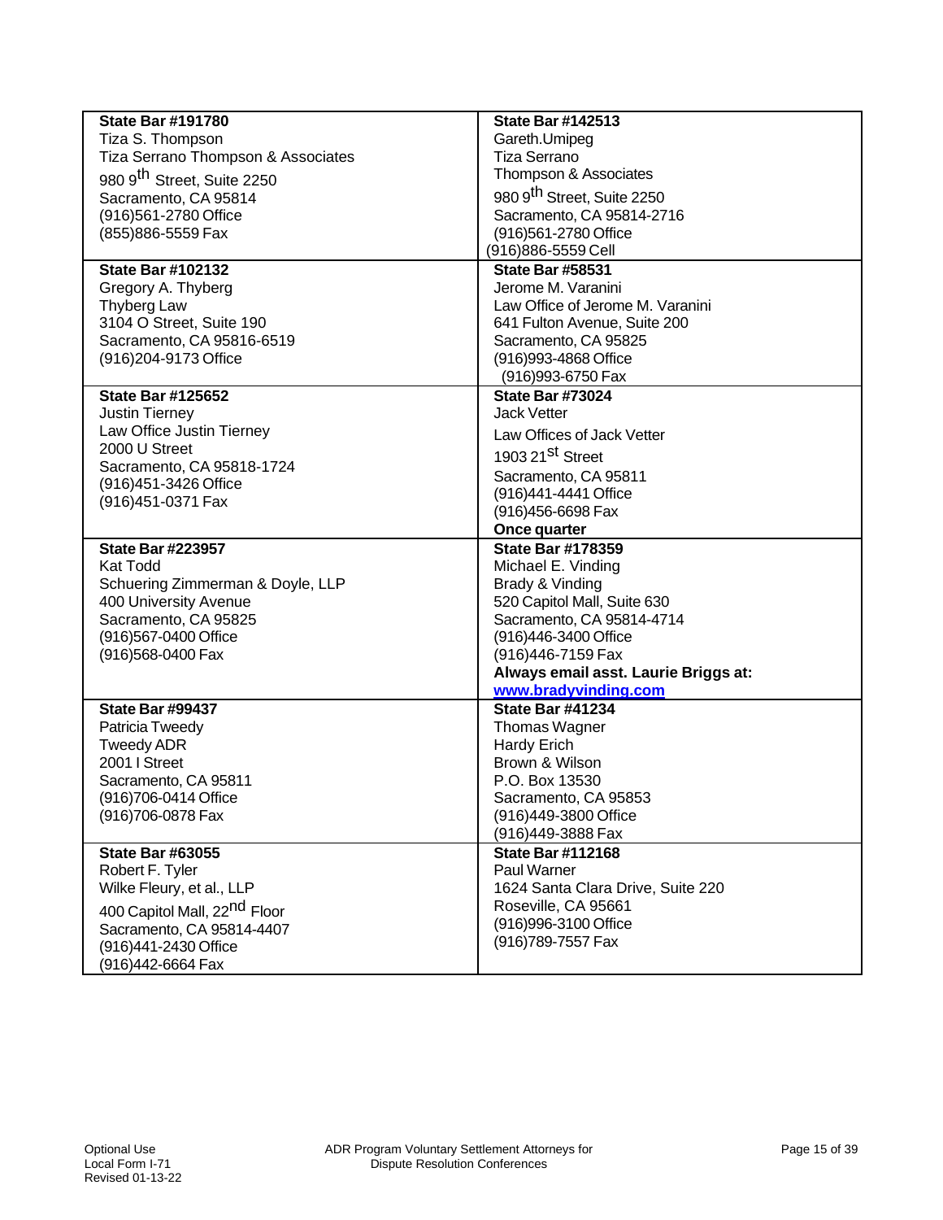| | |
|---|---|
| **State Bar #191780**<br>Tiza S. Thompson<br>Tiza Serrano Thompson & Associates<br>980 9th Street, Suite 2250<br>Sacramento, CA 95814<br>(916)561-2780 Office<br>(855)886-5559 Fax | **State Bar #142513**<br>Gareth.Umipeg<br>Tiza Serrano<br>Thompson & Associates<br>980 9th Street, Suite 2250<br>Sacramento, CA 95814-2716<br>(916)561-2780 Office<br>(916)886-5559 Cell |
| **State Bar #102132**<br>Gregory A. Thyberg<br>Thyberg Law<br>3104 O Street, Suite 190<br>Sacramento, CA 95816-6519<br>(916)204-9173 Office | **State Bar #58531**<br>Jerome M. Varanini<br>Law Office of Jerome M. Varanini<br>641 Fulton Avenue, Suite 200<br>Sacramento, CA 95825<br>(916)993-4868 Office<br>(916)993-6750 Fax |
| **State Bar #125652**<br>Justin Tierney<br>Law Office Justin Tierney<br>2000 U Street<br>Sacramento, CA 95818-1724<br>(916)451-3426 Office<br>(916)451-0371 Fax | **State Bar #73024**<br>Jack Vetter<br>Law Offices of Jack Vetter<br>1903 21st Street<br>Sacramento, CA 95811<br>(916)441-4441 Office<br>(916)456-6698 Fax<br>**Once quarter** |
| **State Bar #223957**<br>Kat Todd<br>Schuering Zimmerman & Doyle, LLP<br>400 University Avenue<br>Sacramento, CA 95825<br>(916)567-0400 Office<br>(916)568-0400 Fax | **State Bar #178359**<br>Michael E. Vinding<br>Brady & Vinding<br>520 Capitol Mall, Suite 630<br>Sacramento, CA 95814-4714<br>(916)446-3400 Office<br>(916)446-7159 Fax<br>**Always email asst. Laurie Briggs at:**<br>**www.bradyvinding.com** |
| **State Bar #99437**<br>Patricia Tweedy<br>Tweedy ADR<br>2001 I Street<br>Sacramento, CA 95811<br>(916)706-0414 Office<br>(916)706-0878 Fax | **State Bar #41234**<br>Thomas Wagner<br>Hardy Erich<br>Brown & Wilson<br>P.O. Box 13530<br>Sacramento, CA 95853<br>(916)449-3800 Office<br>(916)449-3888 Fax |
| **State Bar #63055**<br>Robert F. Tyler<br>Wilke Fleury, et al., LLP<br>400 Capitol Mall, 22nd Floor<br>Sacramento, CA 95814-4407<br>(916)441-2430 Office<br>(916)442-6664 Fax | **State Bar #112168**<br>Paul Warner<br>1624 Santa Clara Drive, Suite 220<br>Roseville, CA 95661<br>(916)996-3100 Office<br>(916)789-7557 Fax |

Optional Use
Local Form I-71
Revised 01-13-22

ADR Program Voluntary Settlement Attorneys for Dispute Resolution Conferences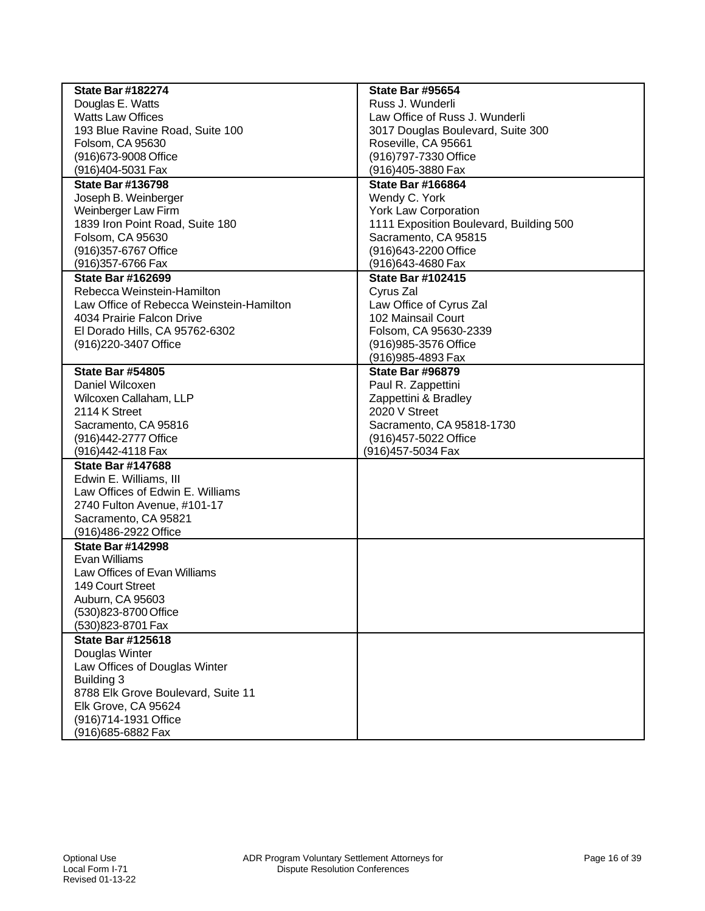| | |
|---|---|
| **State Bar #182274**<br>Douglas E. Watts<br>Watts Law Offices<br>193 Blue Ravine Road, Suite 100<br>Folsom, CA 95630<br>(916)673-9008 Office<br>(916)404-5031 Fax | **State Bar #95654**<br>Russ J. Wunderli<br>Law Office of Russ J. Wunderli<br>3017 Douglas Boulevard, Suite 300<br>Roseville, CA 95661<br>(916)797-7330 Office<br>(916)405-3880 Fax |
| **State Bar #136798**<br>Joseph B. Weinberger<br>Weinberger Law Firm<br>1839 Iron Point Road, Suite 180<br>Folsom, CA 95630<br>(916)357-6767 Office<br>(916)357-6766 Fax | **State Bar #166864**<br>Wendy C. York<br>York Law Corporation<br>1111 Exposition Boulevard, Building 500<br>Sacramento, CA 95815<br>(916)643-2200 Office<br>(916)643-4680 Fax |
| **State Bar #162699**<br>Rebecca Weinstein-Hamilton<br>Law Office of Rebecca Weinstein-Hamilton<br>4034 Prairie Falcon Drive<br>El Dorado Hills, CA 95762-6302<br>(916)220-3407 Office | **State Bar #102415**<br>Cyrus Zal<br>Law Office of Cyrus Zal<br>102 Mainsail Court<br>Folsom, CA 95630-2339<br>(916)985-3576 Office<br>(916)985-4893 Fax |
| **State Bar #54805**<br>Daniel Wilcoxen<br>Wilcoxen Callaham, LLP<br>2114 K Street<br>Sacramento, CA 95816<br>(916)442-2777 Office<br>(916)442-4118 Fax | **State Bar #96879**<br>Paul R. Zappettini<br>Zappettini & Bradley<br>2020 V Street<br>Sacramento, CA 95818-1730<br>(916)457-5022 Office<br>(916)457-5034 Fax |
| **State Bar #147688**<br>Edwin E. Williams, III<br>Law Offices of Edwin E. Williams<br>2740 Fulton Avenue, #101-17<br>Sacramento, CA 95821<br>(916)486-2922 Office | |
| **State Bar #142998**<br>Evan Williams<br>Law Offices of Evan Williams<br>149 Court Street<br>Auburn, CA 95603<br>(530)823-8700 Office<br>(530)823-8701 Fax | |
| **State Bar #125618**<br>Douglas Winter<br>Law Offices of Douglas Winter<br>Building 3<br>8788 Elk Grove Boulevard, Suite 11<br>Elk Grove, CA 95624<br>(916)714-1931 Office<br>(916)685-6882 Fax | |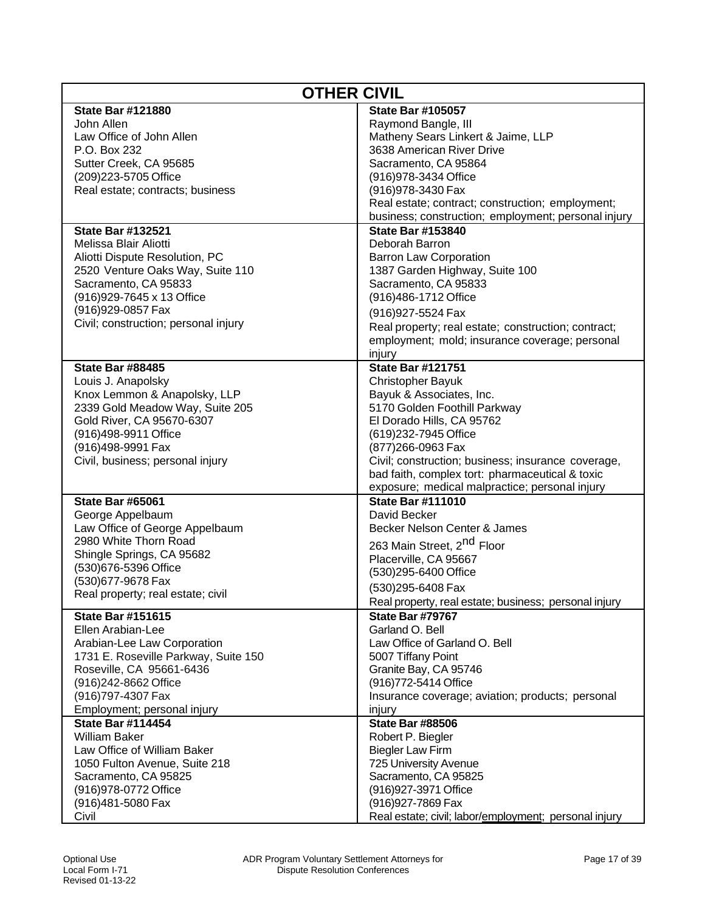## OTHER CIVIL

| | |
|---|---|
| **State Bar #121880**<br>John Allen<br>Law Office of John Allen<br>P.O. Box 232<br>Sutter Creek, CA 95685<br>(209)223-5705 Office<br>Real estate; contracts; business | **State Bar #105057**<br>Raymond Bangle, III<br>Matheny Sears Linkert & Jaime, LLP<br>3638 American River Drive<br>Sacramento, CA 95864<br>(916)978-3434 Office<br>(916)978-3430 Fax<br>Real estate; contract; construction; employment; business; construction; employment; personal injury |
| **State Bar #132521**<br>Melissa Blair Aliotti<br>Aliotti Dispute Resolution, PC<br>2520 Venture Oaks Way, Suite 110<br>Sacramento, CA 95833<br>(916)929-7645 x 13 Office<br>(916)929-0857 Fax<br>Civil; construction; personal injury | **State Bar #153840**<br>Deborah Barron<br>Barron Law Corporation<br>1387 Garden Highway, Suite 100<br>Sacramento, CA 95833<br>(916)486-1712 Office<br>(916)927-5524 Fax<br>Real property; real estate; construction; contract; employment; mold; insurance coverage; personal injury |
| **State Bar #88485**<br>Louis J. Anapolsky<br>Knox Lemmon & Anapolsky, LLP<br>2339 Gold Meadow Way, Suite 205<br>Gold River, CA 95670-6307<br>(916)498-9911 Office<br>(916)498-9991 Fax<br>Civil, business; personal injury | **State Bar #121751**<br>Christopher Bayuk<br>Bayuk & Associates, Inc.<br>5170 Golden Foothill Parkway<br>El Dorado Hills, CA 95762<br>(619)232-7945 Office<br>(877)266-0963 Fax<br>Civil; construction; business; insurance coverage, bad faith, complex tort: pharmaceutical & toxic exposure; medical malpractice; personal injury |
| **State Bar #65061**<br>George Appelbaum<br>Law Office of George Appelbaum<br>2980 White Thorn Road<br>Shingle Springs, CA 95682<br>(530)676-5396 Office<br>(530)677-9678 Fax<br>Real property; real estate; civil | **State Bar #111010**<br>David Becker<br>Becker Nelson Center & James<br>263 Main Street, 2nd Floor<br>Placerville, CA 95667<br>(530)295-6400 Office<br>(530)295-6408 Fax<br>Real property, real estate; business; personal injury |
| **State Bar #151615**<br>Ellen Arabian-Lee<br>Arabian-Lee Law Corporation<br>1731 E. Roseville Parkway, Suite 150<br>Roseville, CA 95661-6436<br>(916)242-8662 Office<br>(916)797-4307 Fax<br>Employment; personal injury | **State Bar #79767**<br>Garland O. Bell<br>Law Office of Garland O. Bell<br>5007 Tiffany Point<br>Granite Bay, CA 95746<br>(916)772-5414 Office<br>Insurance coverage; aviation; products; personal injury |
| **State Bar #114454**<br>William Baker<br>Law Office of William Baker<br>1050 Fulton Avenue, Suite 218<br>Sacramento, CA 95825<br>(916)978-0772 Office<br>(916)481-5080 Fax<br>Civil | **State Bar #88506**<br>Robert P. Biegler<br>Biegler Law Firm<br>725 University Avenue<br>Sacramento, CA 95825<br>(916)927-3971 Office<br>(916)927-7869 Fax<br>Real estate; civil; labor/employment; personal injury |

Optional Use
Local Form I-71
Revised 01-13-22

ADR Program Voluntary Settlement Attorneys for Dispute Resolution Conferences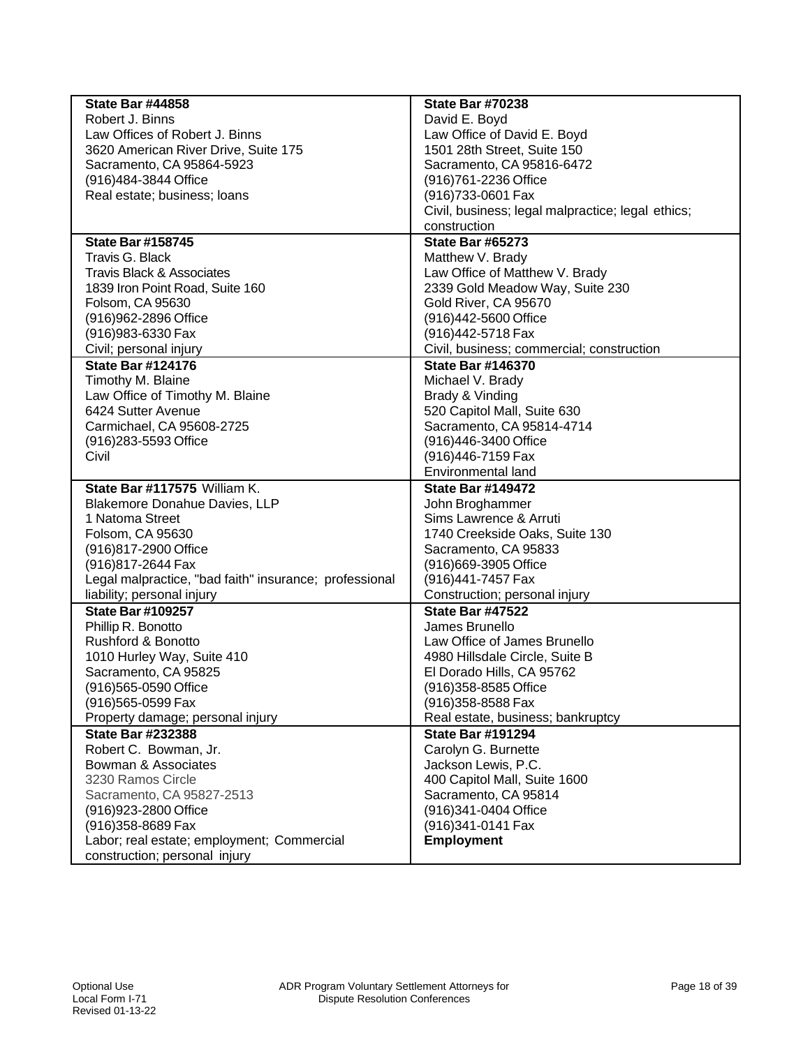| **State Bar #44858**<br>Robert J. Binns<br>Law Offices of Robert J. Binns<br>3620 American River Drive, Suite 175<br>Sacramento, CA 95864-5923<br>(916)484-3844 Office<br>Real estate; business; loans | **State Bar #70238**<br>David E. Boyd<br>Law Office of David E. Boyd<br>1501 28th Street, Suite 150<br>Sacramento, CA 95816-6472<br>(916)761-2236 Office<br>(916)733-0601 Fax<br>Civil, business; legal malpractice; legal ethics; construction |
|---|---|
| **State Bar #158745**<br>Travis G. Black<br>Travis Black & Associates<br>1839 Iron Point Road, Suite 160<br>Folsom, CA 95630<br>(916)962-2896 Office<br>(916)983-6330 Fax<br>Civil; personal injury | **State Bar #65273**<br>Matthew V. Brady<br>Law Office of Matthew V. Brady<br>2339 Gold Meadow Way, Suite 230<br>Gold River, CA 95670<br>(916)442-5600 Office<br>(916)442-5718 Fax<br>Civil, business; commercial; construction |
| **State Bar #124176**<br>Timothy M. Blaine<br>Law Office of Timothy M. Blaine<br>6424 Sutter Avenue<br>Carmichael, CA 95608-2725<br>(916)283-5593 Office<br>Civil | **State Bar #146370**<br>Michael V. Brady<br>Brady & Vinding<br>520 Capitol Mall, Suite 630<br>Sacramento, CA 95814-4714<br>(916)446-3400 Office<br>(916)446-7159 Fax<br>Environmental land |
| **State Bar #117575** William K.<br>Blakemore Donahue Davies, LLP<br>1 Natoma Street<br>Folsom, CA 95630<br>(916)817-2900 Office<br>(916)817-2644 Fax<br>Legal malpractice, "bad faith" insurance; professional liability; personal injury | **State Bar #149472**<br>John Broghammer<br>Sims Lawrence & Arruti<br>1740 Creekside Oaks, Suite 130<br>Sacramento, CA 95833<br>(916)669-3905 Office<br>(916)441-7457 Fax<br>Construction; personal injury |
| **State Bar #109257**<br>Phillip R. Bonotto<br>Rushford & Bonotto<br>1010 Hurley Way, Suite 410<br>Sacramento, CA 95825<br>(916)565-0590 Office<br>(916)565-0599 Fax<br>Property damage; personal injury | **State Bar #47522**<br>James Brunello<br>Law Office of James Brunello<br>4980 Hillsdale Circle, Suite B<br>El Dorado Hills, CA 95762<br>(916)358-8585 Office<br>(916)358-8588 Fax<br>Real estate, business; bankruptcy |
| **State Bar #232388**<br>Robert C. Bowman, Jr.<br>Bowman & Associates<br>3230 Ramos Circle<br>Sacramento, CA 95827-2513<br>(916)923-2800 Office<br>(916)358-8689 Fax<br>Labor; real estate; employment; Commercial construction; personal injury | **State Bar #191294**<br>Carolyn G. Burnette<br>Jackson Lewis, P.C.<br>400 Capitol Mall, Suite 1600<br>Sacramento, CA 95814<br>(916)341-0404 Office<br>(916)341-0141 Fax<br>**Employment** |

Optional Use
Local Form I-71
Revised 01-13-22

ADR Program Voluntary Settlement Attorneys for Dispute Resolution Conferences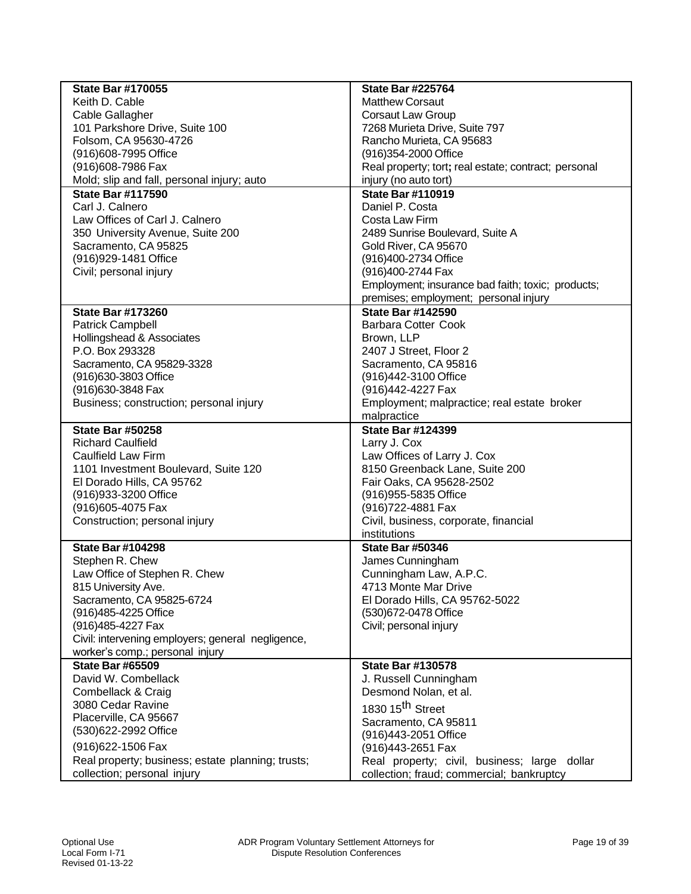| | |
|---|---|
| **State Bar #170055**<br>Keith D. Cable<br>Cable Gallagher<br>101 Parkshore Drive, Suite 100<br>Folsom, CA 95630-4726<br>(916)608-7995 Office<br>(916)608-7986 Fax<br>Mold; slip and fall, personal injury; auto | **State Bar #225764**<br>Matthew Corsaut<br>Corsaut Law Group<br>7268 Murieta Drive, Suite 797<br>Rancho Murieta, CA 95683<br>(916)354-2000 Office<br>Real property; tort**;** real estate; contract; personal injury (no auto tort) |
| **State Bar #117590**<br>Carl J. Calnero<br>Law Offices of Carl J. Calnero<br>350 University Avenue, Suite 200<br>Sacramento, CA 95825<br>(916)929-1481 Office<br>Civil; personal injury | **State Bar #110919**<br>Daniel P. Costa<br>Costa Law Firm<br>2489 Sunrise Boulevard, Suite A<br>Gold River, CA 95670<br>(916)400-2734 Office<br>(916)400-2744 Fax<br>Employment; insurance bad faith; toxic; products; premises; employment; personal injury |
| **State Bar #173260**<br>Patrick Campbell<br>Hollingshead & Associates<br>P.O. Box 293328<br>Sacramento, CA 95829-3328<br>(916)630-3803 Office<br>(916)630-3848 Fax<br>Business; construction; personal injury | **State Bar #142590**<br>Barbara Cotter Cook<br>Brown, LLP<br>2407 J Street, Floor 2<br>Sacramento, CA 95816<br>(916)442-3100 Office<br>(916)442-4227 Fax<br>Employment; malpractice; real estate broker malpractice |
| **State Bar #50258**<br>Richard Caulfield<br>Caulfield Law Firm<br>1101 Investment Boulevard, Suite 120<br>El Dorado Hills, CA 95762<br>(916)933-3200 Office<br>(916)605-4075 Fax<br>Construction; personal injury | **State Bar #124399**<br>Larry J. Cox<br>Law Offices of Larry J. Cox<br>8150 Greenback Lane, Suite 200<br>Fair Oaks, CA 95628-2502<br>(916)955-5835 Office<br>(916)722-4881 Fax<br>Civil, business, corporate, financial institutions |
| **State Bar #104298**<br>Stephen R. Chew<br>Law Office of Stephen R. Chew<br>815 University Ave.<br>Sacramento, CA 95825-6724<br>(916)485-4225 Office<br>(916)485-4227 Fax<br>Civil: intervening employers; general negligence, worker's comp.; personal injury | **State Bar #50346**<br>James Cunningham<br>Cunningham Law, A.P.C.<br>4713 Monte Mar Drive<br>El Dorado Hills, CA 95762-5022<br>(530)672-0478 Office<br>Civil; personal injury |
| **State Bar #65509**<br>David W. Combellack<br>Combellack & Craig<br>3080 Cedar Ravine<br>Placerville, CA 95667<br>(530)622-2992 Office<br>(916)622-1506 Fax<br>Real property; business; estate planning; trusts; collection; personal injury | **State Bar #130578**<br>J. Russell Cunningham<br>Desmond Nolan, et al.<br>1830 15th Street<br>Sacramento, CA 95811<br>(916)443-2051 Office<br>(916)443-2651 Fax<br>Real property; civil, business; large dollar collection; fraud; commercial; bankruptcy |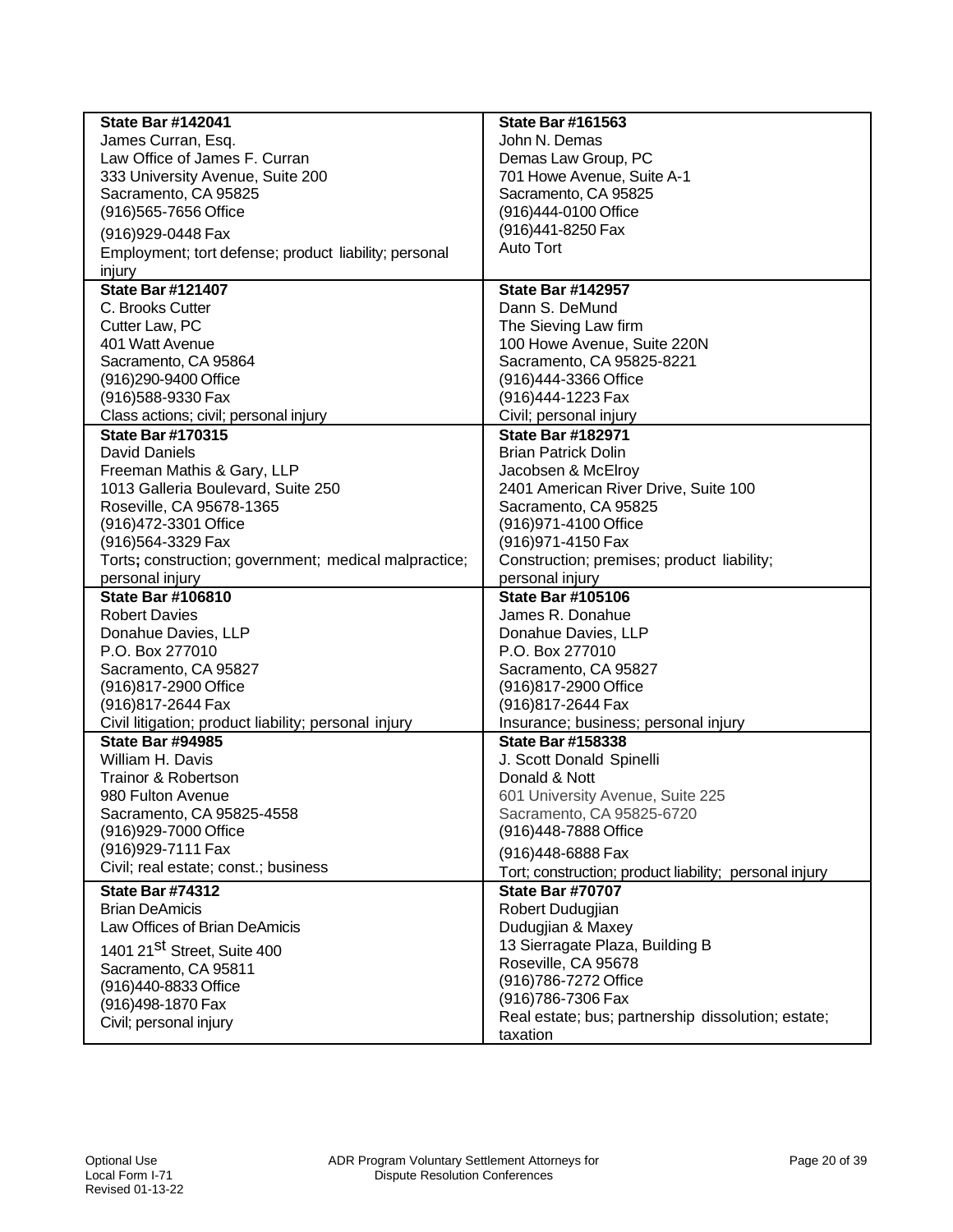| **State Bar #142041**<br>James Curran, Esq.<br>Law Office of James F. Curran<br>333 University Avenue, Suite 200<br>Sacramento, CA 95825<br>(916)565-7656 Office<br>(916)929-0448 Fax<br>Employment; tort defense; product liability; personal injury | **State Bar #161563**<br>John N. Demas<br>Demas Law Group, PC<br>701 Howe Avenue, Suite A-1<br>Sacramento, CA 95825<br>(916)444-0100 Office<br>(916)441-8250 Fax<br>Auto Tort |
|---|---|
| **State Bar #121407**<br>C. Brooks Cutter<br>Cutter Law, PC<br>401 Watt Avenue<br>Sacramento, CA 95864<br>(916)290-9400 Office<br>(916)588-9330 Fax<br>Class actions; civil; personal injury | **State Bar #142957**<br>Dann S. DeMund<br>The Sieving Law firm<br>100 Howe Avenue, Suite 220N<br>Sacramento, CA 95825-8221<br>(916)444-3366 Office<br>(916)444-1223 Fax<br>Civil; personal injury |
| **State Bar #170315**<br>David Daniels<br>Freeman Mathis & Gary, LLP<br>1013 Galleria Boulevard, Suite 250<br>Roseville, CA 95678-1365<br>(916)472-3301 Office<br>(916)564-3329 Fax<br>Torts; construction; government; medical malpractice; personal injury | **State Bar #182971**<br>Brian Patrick Dolin<br>Jacobsen & McElroy<br>2401 American River Drive, Suite 100<br>Sacramento, CA 95825<br>(916)971-4100 Office<br>(916)971-4150 Fax<br>Construction; premises; product liability; personal injury |
| **State Bar #106810**<br>Robert Davies<br>Donahue Davies, LLP<br>P.O. Box 277010<br>Sacramento, CA 95827<br>(916)817-2900 Office<br>(916)817-2644 Fax<br>Civil litigation; product liability; personal injury | **State Bar #105106**<br>James R. Donahue<br>Donahue Davies, LLP<br>P.O. Box 277010<br>Sacramento, CA 95827<br>(916)817-2900 Office<br>(916)817-2644 Fax<br>Insurance; business; personal injury |
| **State Bar #94985**<br>William H. Davis<br>Trainor & Robertson<br>980 Fulton Avenue<br>Sacramento, CA 95825-4558<br>(916)929-7000 Office<br>(916)929-7111 Fax<br>Civil; real estate; const.; business | **State Bar #158338**<br>J. Scott Donald Spinelli<br>Donald & Nott<br>601 University Avenue, Suite 225<br>Sacramento, CA 95825-6720<br>(916)448-7888 Office<br>(916)448-6888 Fax<br>Tort; construction; product liability; personal injury |
| **State Bar #74312**<br>Brian DeAmicis<br>Law Offices of Brian DeAmicis<br>1401 21st Street, Suite 400<br>Sacramento, CA 95811<br>(916)440-8833 Office<br>(916)498-1870 Fax<br>Civil; personal injury | **State Bar #70707**<br>Robert Dudugjian<br>Dudugjian & Maxey<br>13 Sierragate Plaza, Building B<br>Roseville, CA 95678<br>(916)786-7272 Office<br>(916)786-7306 Fax<br>Real estate; bus; partnership dissolution; estate; taxation |

Optional Use
Local Form I-71
Revised 01-13-22

ADR Program Voluntary Settlement Attorneys for Dispute Resolution Conferences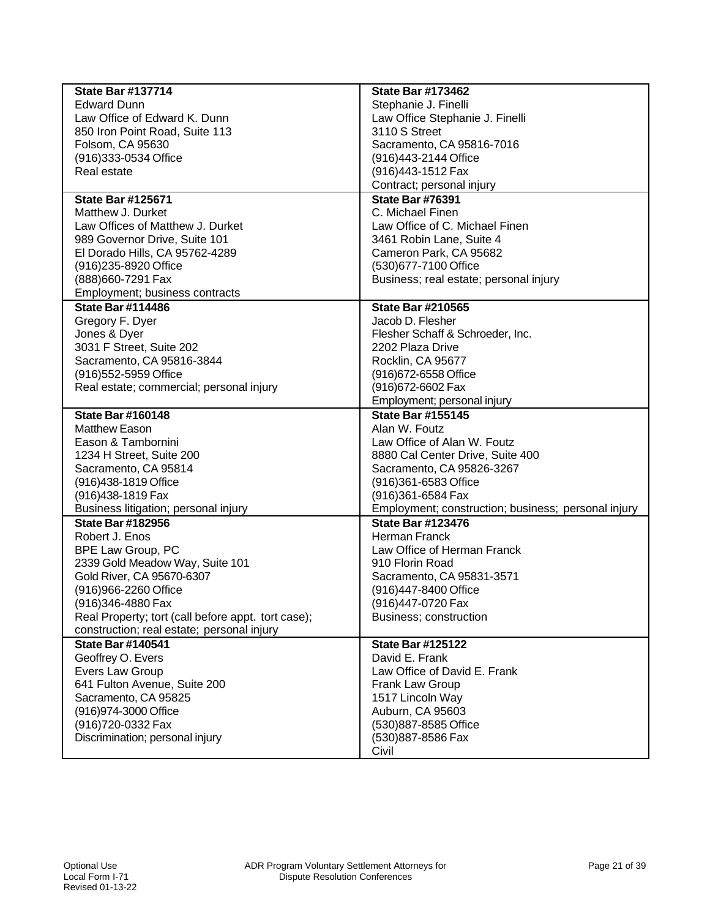| **State Bar #137714**<br>Edward Dunn<br>Law Office of Edward K. Dunn<br>850 Iron Point Road, Suite 113<br>Folsom, CA 95630<br>(916)333-0534 Office<br>Real estate | **State Bar #173462**<br>Stephanie J. Finelli<br>Law Office Stephanie J. Finelli<br>3110 S Street<br>Sacramento, CA 95816-7016<br>(916)443-2144 Office<br>(916)443-1512 Fax<br>Contract; personal injury |
|---|---|
| **State Bar #125671**<br>Matthew J. Durket<br>Law Offices of Matthew J. Durket<br>989 Governor Drive, Suite 101<br>El Dorado Hills, CA 95762-4289<br>(916)235-8920 Office<br>(888)660-7291 Fax<br>Employment; business contracts | **State Bar #76391**<br>C. Michael Finen<br>Law Office of C. Michael Finen<br>3461 Robin Lane, Suite 4<br>Cameron Park, CA 95682<br>(530)677-7100 Office<br>Business; real estate; personal injury |
| **State Bar #114486**<br>Gregory F. Dyer<br>Jones & Dyer<br>3031 F Street, Suite 202<br>Sacramento, CA 95816-3844<br>(916)552-5959 Office<br>Real estate; commercial; personal injury | **State Bar #210565**<br>Jacob D. Flesher<br>Flesher Schaff & Schroeder, Inc.<br>2202 Plaza Drive<br>Rocklin, CA 95677<br>(916)672-6558 Office<br>(916)672-6602 Fax<br>Employment; personal injury |
| **State Bar #160148**<br>Matthew Eason<br>Eason & Tambornini<br>1234 H Street, Suite 200<br>Sacramento, CA 95814<br>(916)438-1819 Office<br>(916)438-1819 Fax<br>Business litigation; personal injury | **State Bar #155145**<br>Alan W. Foutz<br>Law Office of Alan W. Foutz<br>8880 Cal Center Drive, Suite 400<br>Sacramento, CA 95826-3267<br>(916)361-6583 Office<br>(916)361-6584 Fax<br>Employment; construction; business; personal injury |
| **State Bar #182956**<br>Robert J. Enos<br>BPE Law Group, PC<br>2339 Gold Meadow Way, Suite 101<br>Gold River, CA 95670-6307<br>(916)966-2260 Office<br>(916)346-4880 Fax<br>Real Property; tort (call before appt. tort case); construction; real estate; personal injury | **State Bar #123476**<br>Herman Franck<br>Law Office of Herman Franck<br>910 Florin Road<br>Sacramento, CA 95831-3571<br>(916)447-8400 Office<br>(916)447-0720 Fax<br>Business; construction |
| **State Bar #140541**<br>Geoffrey O. Evers<br>Evers Law Group<br>641 Fulton Avenue, Suite 200<br>Sacramento, CA 95825<br>(916)974-3000 Office<br>(916)720-0332 Fax<br>Discrimination; personal injury | **State Bar #125122**<br>David E. Frank<br>Law Office of David E. Frank<br>Frank Law Group<br>1517 Lincoln Way<br>Auburn, CA 95603<br>(530)887-8585 Office<br>(530)887-8586 Fax<br>Civil |

Optional Use
Local Form I-71
Revised 01-13-22

ADR Program Voluntary Settlement Attorneys for Dispute Resolution Conferences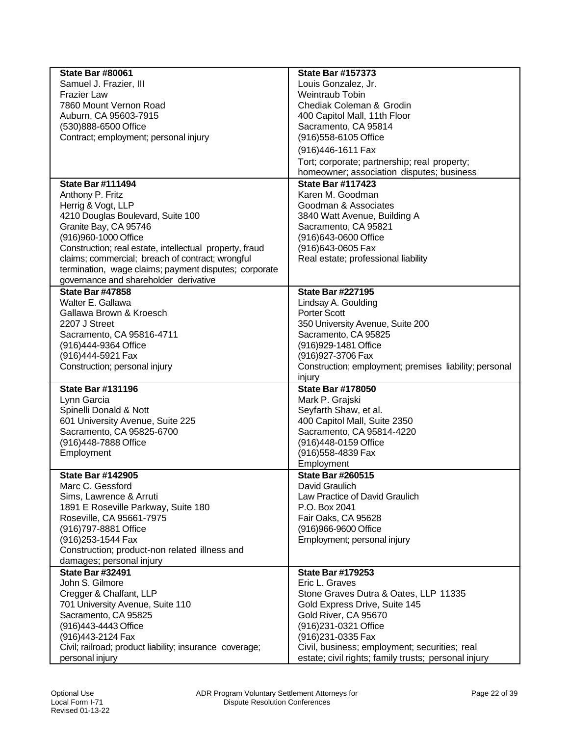| | |
|---|---|
| **State Bar #80061**<br>Samuel J. Frazier, III<br>Frazier Law<br>7860 Mount Vernon Road<br>Auburn, CA 95603-7915<br>(530)888-6500 Office<br>Contract; employment; personal injury | **State Bar #157373**<br>Louis Gonzalez, Jr.<br>Weintraub Tobin<br>Chediak Coleman & Grodin<br>400 Capitol Mall, 11th Floor<br>Sacramento, CA 95814<br>(916)558-6105 Office<br>(916)446-1611 Fax<br>Tort; corporate; partnership; real property; homeowner; association disputes; business |
| **State Bar #111494**<br>Anthony P. Fritz<br>Herrig & Vogt, LLP<br>4210 Douglas Boulevard, Suite 100<br>Granite Bay, CA 95746<br>(916)960-1000 Office<br>Construction; real estate, intellectual property, fraud claims; commercial; breach of contract; wrongful termination, wage claims; payment disputes; corporate governance and shareholder derivative | **State Bar #117423**<br>Karen M. Goodman<br>Goodman & Associates<br>3840 Watt Avenue, Building A<br>Sacramento, CA 95821<br>(916)643-0600 Office<br>(916)643-0605 Fax<br>Real estate; professional liability |
| **State Bar #47858**<br>Walter E. Gallawa<br>Gallawa Brown & Kroesch<br>2207 J Street<br>Sacramento, CA 95816-4711<br>(916)444-9364 Office<br>(916)444-5921 Fax<br>Construction; personal injury | **State Bar #227195**<br>Lindsay A. Goulding<br>Porter Scott<br>350 University Avenue, Suite 200<br>Sacramento, CA 95825<br>(916)929-1481 Office<br>(916)927-3706 Fax<br>Construction; employment; premises liability; personal injury |
| **State Bar #131196**<br>Lynn Garcia<br>Spinelli Donald & Nott<br>601 University Avenue, Suite 225<br>Sacramento, CA 95825-6700<br>(916)448-7888 Office<br>Employment | **State Bar #178050**<br>Mark P. Grajski<br>Seyfarth Shaw, et al.<br>400 Capitol Mall, Suite 2350<br>Sacramento, CA 95814-4220<br>(916)448-0159 Office<br>(916)558-4839 Fax<br>Employment |
| **State Bar #142905**<br>Marc C. Gessford<br>Sims, Lawrence & Arruti<br>1891 E Roseville Parkway, Suite 180<br>Roseville, CA 95661-7975<br>(916)797-8881 Office<br>(916)253-1544 Fax<br>Construction; product-non related illness and damages; personal injury | **State Bar #260515**<br>David Graulich<br>Law Practice of David Graulich<br>P.O. Box 2041<br>Fair Oaks, CA 95628<br>(916)966-9600 Office<br>Employment; personal injury |
| **State Bar #32491**<br>John S. Gilmore<br>Cregger & Chalfant, LLP<br>701 University Avenue, Suite 110<br>Sacramento, CA 95825<br>(916)443-4443 Office<br>(916)443-2124 Fax<br>Civil; railroad; product liability; insurance coverage; personal injury | **State Bar #179253**<br>Eric L. Graves<br>Stone Graves Dutra & Oates, LLP 11335 Gold Express Drive, Suite 145<br>Gold River, CA 95670<br>(916)231-0321 Office<br>(916)231-0335 Fax<br>Civil, business; employment; securities; real estate; civil rights; family trusts; personal injury |

Optional Use
Local Form I-71
Revised 01-13-22

ADR Program Voluntary Settlement Attorneys for Dispute Resolution Conferences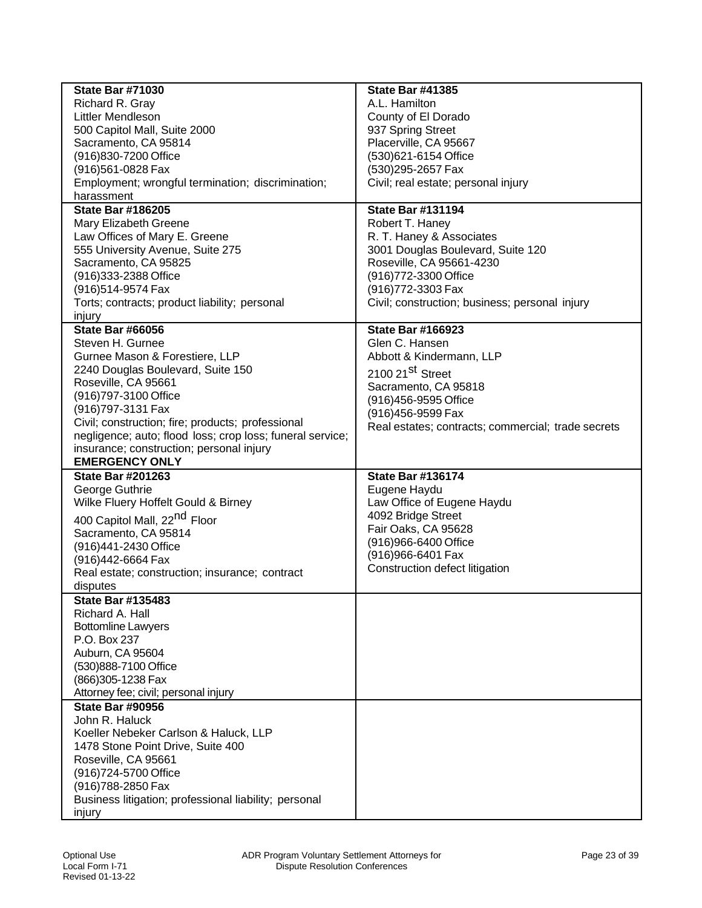| | |
|---|---|
| **State Bar #71030**<br>Richard R. Gray<br>Littler Mendleson<br>500 Capitol Mall, Suite 2000<br>Sacramento, CA 95814<br>(916)830-7200 Office<br>(916)561-0828 Fax<br>Employment; wrongful termination; discrimination; harassment | **State Bar #41385**<br>A.L. Hamilton<br>County of El Dorado<br>937 Spring Street<br>Placerville, CA 95667<br>(530)621-6154 Office<br>(530)295-2657 Fax<br>Civil; real estate; personal injury |
| **State Bar #186205**<br>Mary Elizabeth Greene<br>Law Offices of Mary E. Greene<br>555 University Avenue, Suite 275<br>Sacramento, CA 95825<br>(916)333-2388 Office<br>(916)514-9574 Fax<br>Torts; contracts; product liability; personal injury | **State Bar #131194**<br>Robert T. Haney<br>R. T. Haney & Associates<br>3001 Douglas Boulevard, Suite 120<br>Roseville, CA 95661-4230<br>(916)772-3300 Office<br>(916)772-3303 Fax<br>Civil; construction; business; personal injury |
| **State Bar #66056**<br>Steven H. Gurnee<br>Gurnee Mason & Forestiere, LLP<br>2240 Douglas Boulevard, Suite 150<br>Roseville, CA 95661<br>(916)797-3100 Office<br>(916)797-3131 Fax<br>Civil; construction; fire; products; professional negligence; auto; flood loss; crop loss; funeral service; insurance; construction; personal injury<br>**EMERGENCY ONLY** | **State Bar #166923**<br>Glen C. Hansen<br>Abbott & Kindermann, LLP<br>2100 21st Street<br>Sacramento, CA 95818<br>(916)456-9595 Office<br>(916)456-9599 Fax<br>Real estates; contracts; commercial; trade secrets |
| **State Bar #201263**<br>George Guthrie<br>Wilke Fluery Hoffelt Gould & Birney<br>400 Capitol Mall, 22nd Floor<br>Sacramento, CA 95814<br>(916)441-2430 Office<br>(916)442-6664 Fax<br>Real estate; construction; insurance; contract disputes | **State Bar #136174**<br>Eugene Haydu<br>Law Office of Eugene Haydu<br>4092 Bridge Street<br>Fair Oaks, CA 95628<br>(916)966-6400 Office<br>(916)966-6401 Fax<br>Construction defect litigation |
| **State Bar #135483**<br>Richard A. Hall<br>Bottomline Lawyers<br>P.O. Box 237<br>Auburn, CA 95604<br>(530)888-7100 Office<br>(866)305-1238 Fax<br>Attorney fee; civil; personal injury | |
| **State Bar #90956**<br>John R. Haluck<br>Koeller Nebeker Carlson & Haluck, LLP<br>1478 Stone Point Drive, Suite 400<br>Roseville, CA 95661<br>(916)724-5700 Office<br>(916)788-2850 Fax<br>Business litigation; professional liability; personal injury | |

Optional Use
Local Form I-71
Revised 01-13-22

ADR Program Voluntary Settlement Attorneys for Dispute Resolution Conferences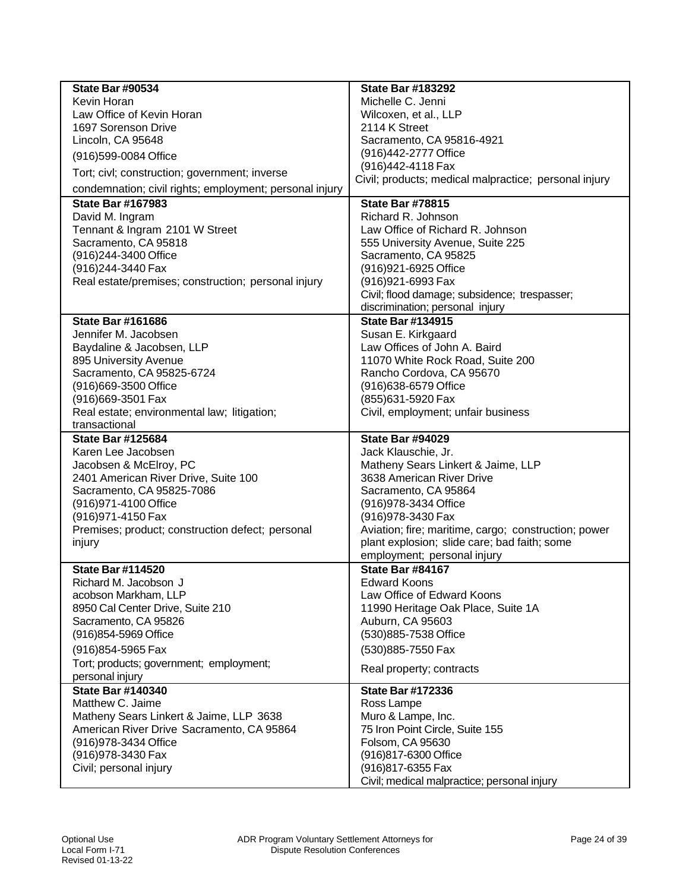| | |
|---|---|
| **State Bar #90534**<br>Kevin Horan<br>Law Office of Kevin Horan<br>1697 Sorenson Drive<br>Lincoln, CA 95648<br>(916)599-0084 Office<br>Tort; civl; construction; government; inverse condemnation; civil rights; employment; personal injury | **State Bar #183292**<br>Michelle C. Jenni<br>Wilcoxen, et al., LLP<br>2114 K Street<br>Sacramento, CA 95816-4921<br>(916)442-2777 Office<br>(916)442-4118 Fax<br>Civil; products; medical malpractice; personal injury |
| **State Bar #167983**<br>David M. Ingram<br>Tennant & Ingram 2101 W Street<br>Sacramento, CA 95818<br>(916)244-3400 Office<br>(916)244-3440 Fax<br>Real estate/premises; construction; personal injury | **State Bar #78815**<br>Richard R. Johnson<br>Law Office of Richard R. Johnson<br>555 University Avenue, Suite 225<br>Sacramento, CA 95825<br>(916)921-6925 Office<br>(916)921-6993 Fax<br>Civil; flood damage; subsidence; trespasser; discrimination; personal injury |
| **State Bar #161686**<br>Jennifer M. Jacobsen<br>Baydaline & Jacobsen, LLP<br>895 University Avenue<br>Sacramento, CA 95825-6724<br>(916)669-3500 Office<br>(916)669-3501 Fax<br>Real estate; environmental law; litigation; transactional | **State Bar #134915**<br>Susan E. Kirkgaard<br>Law Offices of John A. Baird<br>11070 White Rock Road, Suite 200<br>Rancho Cordova, CA 95670<br>(916)638-6579 Office<br>(855)631-5920 Fax<br>Civil, employment; unfair business |
| **State Bar #125684**<br>Karen Lee Jacobsen<br>Jacobsen & McElroy, PC<br>2401 American River Drive, Suite 100<br>Sacramento, CA 95825-7086<br>(916)971-4100 Office<br>(916)971-4150 Fax<br>Premises; product; construction defect; personal injury | **State Bar #94029**<br>Jack Klauschie, Jr.<br>Matheny Sears Linkert & Jaime, LLP<br>3638 American River Drive<br>Sacramento, CA 95864<br>(916)978-3434 Office<br>(916)978-3430 Fax<br>Aviation; fire; maritime, cargo; construction; power plant explosion; slide care; bad faith; some employment; personal injury |
| **State Bar #114520**<br>Richard M. Jacobson J<br>acobson Markham, LLP<br>8950 Cal Center Drive, Suite 210<br>Sacramento, CA 95826<br>(916)854-5969 Office<br>(916)854-5965 Fax<br>Tort; products; government; employment; personal injury | **State Bar #84167**<br>Edward Koons<br>Law Office of Edward Koons<br>11990 Heritage Oak Place, Suite 1A<br>Auburn, CA 95603<br>(530)885-7538 Office<br>(530)885-7550 Fax<br>Real property; contracts |
| **State Bar #140340**<br>Matthew C. Jaime<br>Matheny Sears Linkert & Jaime, LLP 3638 American River Drive Sacramento, CA 95864<br>(916)978-3434 Office<br>(916)978-3430 Fax<br>Civil; personal injury | **State Bar #172336**<br>Ross Lampe<br>Muro & Lampe, Inc.<br>75 Iron Point Circle, Suite 155<br>Folsom, CA 95630<br>(916)817-6300 Office<br>(916)817-6355 Fax<br>Civil; medical malpractice; personal injury |

Optional Use
Local Form I-71
Revised 01-13-22

ADR Program Voluntary Settlement Attorneys for Dispute Resolution Conferences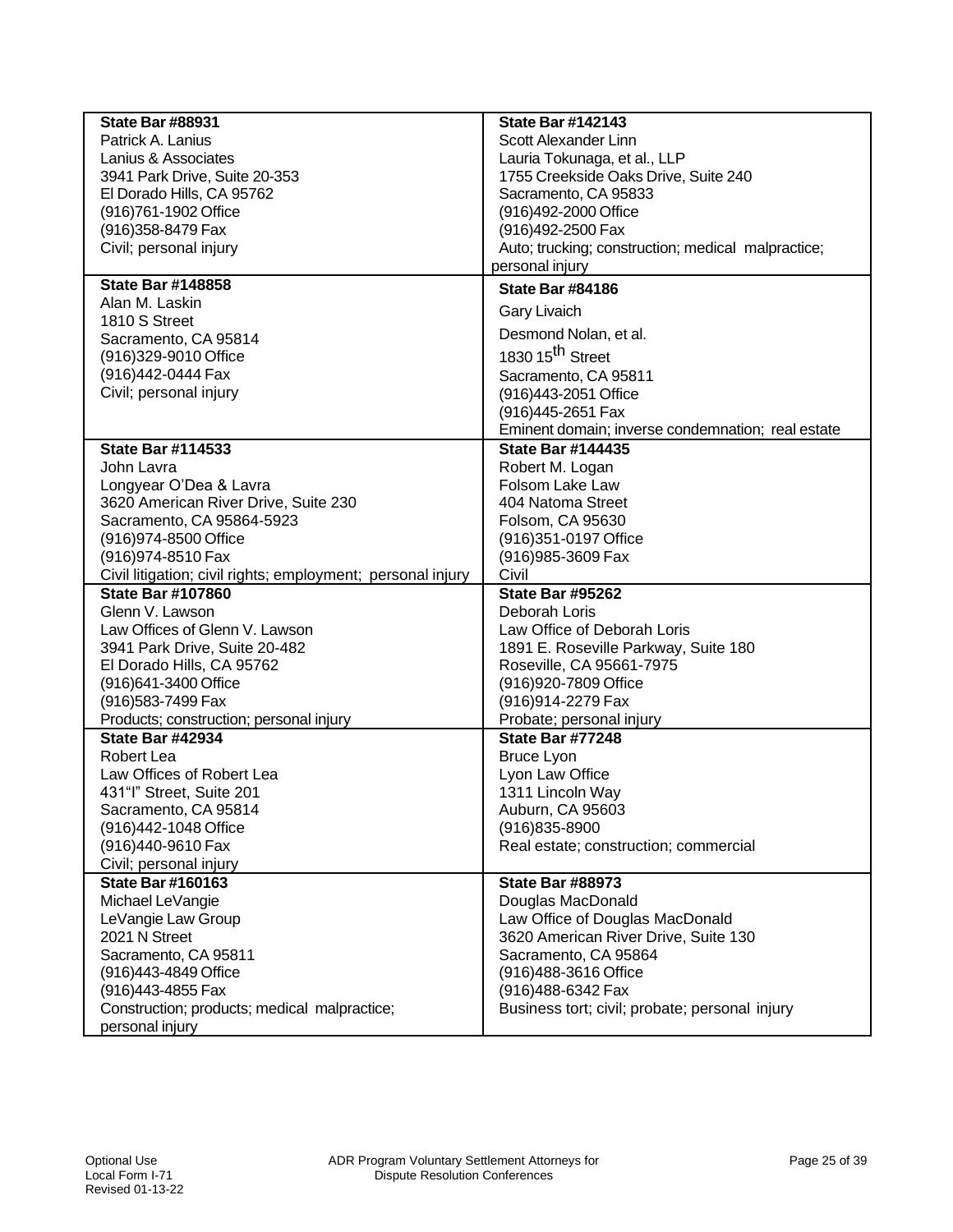| | |
|---|---|
| **State Bar #88931**<br>Patrick A. Lanius<br>Lanius & Associates<br>3941 Park Drive, Suite 20-353<br>El Dorado Hills, CA 95762<br>(916)761-1902 Office<br>(916)358-8479 Fax<br>Civil; personal injury | **State Bar #142143**<br>Scott Alexander Linn<br>Lauria Tokunaga, et al., LLP<br>1755 Creekside Oaks Drive, Suite 240<br>Sacramento, CA 95833<br>(916)492-2000 Office<br>(916)492-2500 Fax<br>Auto; trucking; construction; medical malpractice; personal injury |
| **State Bar #148858**<br>Alan M. Laskin<br>1810 S Street<br>Sacramento, CA 95814<br>(916)329-9010 Office<br>(916)442-0444 Fax<br>Civil; personal injury | **State Bar #84186**<br>Gary Livaich<br>Desmond Nolan, et al.<br>1830 15th Street<br>Sacramento, CA 95811<br>(916)443-2051 Office<br>(916)445-2651 Fax<br>Eminent domain; inverse condemnation; real estate |
| **State Bar #114533**<br>John Lavra<br>Longyear O'Dea & Lavra<br>3620 American River Drive, Suite 230<br>Sacramento, CA 95864-5923<br>(916)974-8500 Office<br>(916)974-8510 Fax<br>Civil litigation; civil rights; employment; personal injury | **State Bar #144435**<br>Robert M. Logan<br>Folsom Lake Law<br>404 Natoma Street<br>Folsom, CA 95630<br>(916)351-0197 Office<br>(916)985-3609 Fax<br>Civil |
| **State Bar #107860**<br>Glenn V. Lawson<br>Law Offices of Glenn V. Lawson<br>3941 Park Drive, Suite 20-482<br>El Dorado Hills, CA 95762<br>(916)641-3400 Office<br>(916)583-7499 Fax<br>Products; construction; personal injury | **State Bar #95262**<br>Deborah Loris<br>Law Office of Deborah Loris<br>1891 E. Roseville Parkway, Suite 180<br>Roseville, CA 95661-7975<br>(916)920-7809 Office<br>(916)914-2279 Fax<br>Probate; personal injury |
| **State Bar #42934**<br>Robert Lea<br>Law Offices of Robert Lea<br>431"I" Street, Suite 201<br>Sacramento, CA 95814<br>(916)442-1048 Office<br>(916)440-9610 Fax<br>Civil; personal injury | **State Bar #77248**<br>Bruce Lyon<br>Lyon Law Office<br>1311 Lincoln Way<br>Auburn, CA 95603<br>(916)835-8900<br>Real estate; construction; commercial |
| **State Bar #160163**<br>Michael LeVangie<br>LeVangie Law Group<br>2021 N Street<br>Sacramento, CA 95811<br>(916)443-4849 Office<br>(916)443-4855 Fax<br>Construction; products; medical malpractice; personal injury | **State Bar #88973**<br>Douglas MacDonald<br>Law Office of Douglas MacDonald<br>3620 American River Drive, Suite 130<br>Sacramento, CA 95864<br>(916)488-3616 Office<br>(916)488-6342 Fax<br>Business tort; civil; probate; personal injury |

Optional Use
Local Form I-71
Revised 01-13-22

ADR Program Voluntary Settlement Attorneys for Dispute Resolution Conferences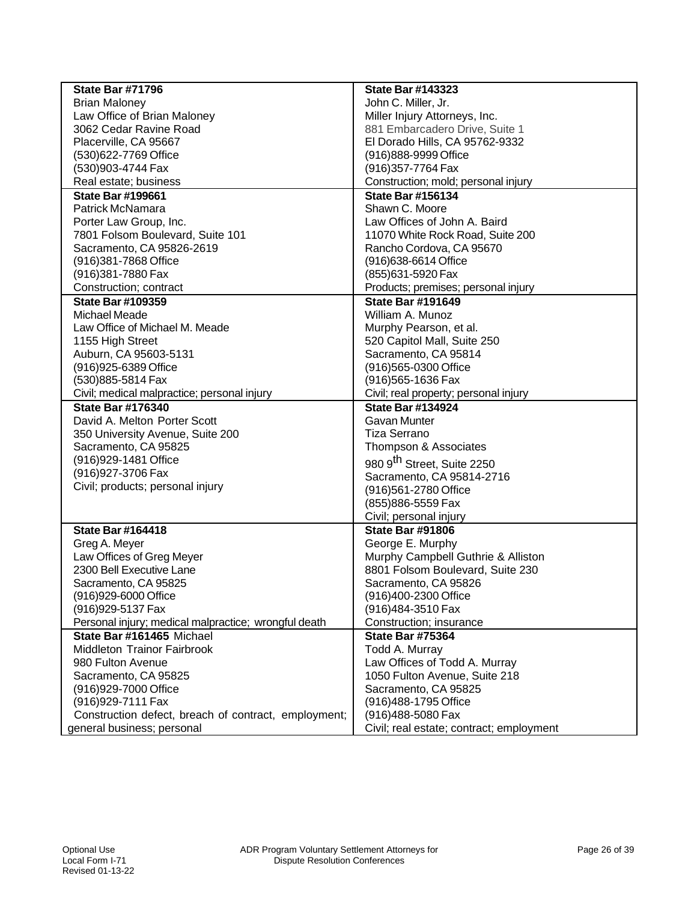| **State Bar #71796**<br>Brian Maloney<br>Law Office of Brian Maloney<br>3062 Cedar Ravine Road<br>Placerville, CA 95667<br>(530)622-7769 Office<br>(530)903-4744 Fax<br>Real estate; business | **State Bar #143323**<br>John C. Miller, Jr.<br>Miller Injury Attorneys, Inc.<br>881 Embarcadero Drive, Suite 1<br>El Dorado Hills, CA 95762-9332<br>(916)888-9999 Office<br>(916)357-7764 Fax<br>Construction; mold; personal injury |
|---|---|
| **State Bar #199661**<br>Patrick McNamara<br>Porter Law Group, Inc.<br>7801 Folsom Boulevard, Suite 101<br>Sacramento, CA 95826-2619<br>(916)381-7868 Office<br>(916)381-7880 Fax<br>Construction; contract | **State Bar #156134**<br>Shawn C. Moore<br>Law Offices of John A. Baird<br>11070 White Rock Road, Suite 200<br>Rancho Cordova, CA 95670<br>(916)638-6614 Office<br>(855)631-5920 Fax<br>Products; premises; personal injury |
| **State Bar #109359**<br>Michael Meade<br>Law Office of Michael M. Meade<br>1155 High Street<br>Auburn, CA 95603-5131<br>(916)925-6389 Office<br>(530)885-5814 Fax<br>Civil; medical malpractice; personal injury | **State Bar #191649**<br>William A. Munoz<br>Murphy Pearson, et al.<br>520 Capitol Mall, Suite 250<br>Sacramento, CA 95814<br>(916)565-0300 Office<br>(916)565-1636 Fax<br>Civil; real property; personal injury |
| **State Bar #176340**<br>David A. Melton Porter Scott<br>350 University Avenue, Suite 200<br>Sacramento, CA 95825<br>(916)929-1481 Office<br>(916)927-3706 Fax<br>Civil; products; personal injury | **State Bar #134924**<br>Gavan Munter<br>Tiza Serrano<br>Thompson & Associates<br>980 9th Street, Suite 2250<br>Sacramento, CA 95814-2716<br>(916)561-2780 Office<br>(855)886-5559 Fax<br>Civil; personal injury |
| **State Bar #164418**<br>Greg A. Meyer<br>Law Offices of Greg Meyer<br>2300 Bell Executive Lane<br>Sacramento, CA 95825<br>(916)929-6000 Office<br>(916)929-5137 Fax<br>Personal injury; medical malpractice; wrongful death | **State Bar #91806**<br>George E. Murphy<br>Murphy Campbell Guthrie & Alliston<br>8801 Folsom Boulevard, Suite 230<br>Sacramento, CA 95826<br>(916)400-2300 Office<br>(916)484-3510 Fax<br>Construction; insurance |
| **State Bar #161465** Michael<br>Middleton Trainor Fairbrook<br>980 Fulton Avenue<br>Sacramento, CA 95825<br>(916)929-7000 Office<br>(916)929-7111 Fax<br>Construction defect, breach of contract, employment; general business; personal | **State Bar #75364**<br>Todd A. Murray<br>Law Offices of Todd A. Murray<br>1050 Fulton Avenue, Suite 218<br>Sacramento, CA 95825<br>(916)488-1795 Office<br>(916)488-5080 Fax<br>Civil; real estate; contract; employment |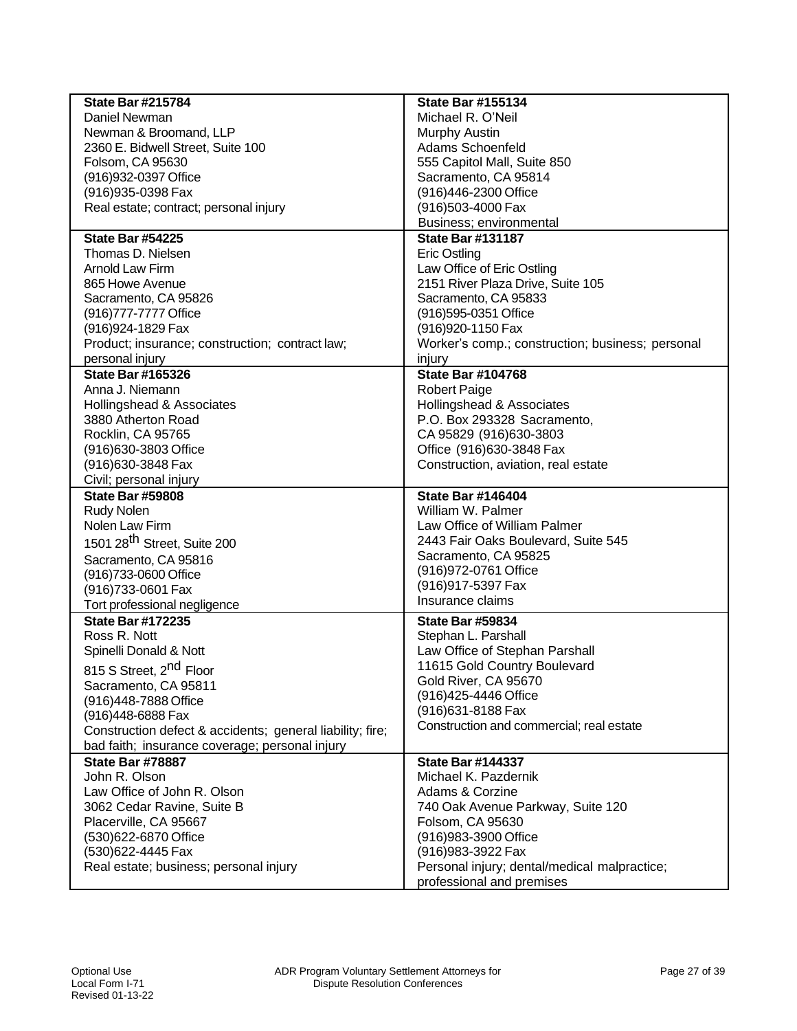| | |
|---|---|
| **State Bar #215784**<br>Daniel Newman<br>Newman & Broomand, LLP<br>2360 E. Bidwell Street, Suite 100<br>Folsom, CA 95630<br>(916)932-0397 Office<br>(916)935-0398 Fax<br>Real estate; contract; personal injury | **State Bar #155134**<br>Michael R. O'Neil<br>Murphy Austin<br>Adams Schoenfeld<br>555 Capitol Mall, Suite 850<br>Sacramento, CA 95814<br>(916)446-2300 Office<br>(916)503-4000 Fax<br>Business; environmental |
| **State Bar #54225**<br>Thomas D. Nielsen<br>Arnold Law Firm<br>865 Howe Avenue<br>Sacramento, CA 95826<br>(916)777-7777 Office<br>(916)924-1829 Fax<br>Product; insurance; construction; contract law; personal injury | **State Bar #131187**<br>Eric Ostling<br>Law Office of Eric Ostling<br>2151 River Plaza Drive, Suite 105<br>Sacramento, CA 95833<br>(916)595-0351 Office<br>(916)920-1150 Fax<br>Worker's comp.; construction; business; personal injury |
| **State Bar #165326**<br>Anna J. Niemann<br>Hollingshead & Associates<br>3880 Atherton Road<br>Rocklin, CA 95765<br>(916)630-3803 Office<br>(916)630-3848 Fax<br>Civil; personal injury | **State Bar #104768**<br>Robert Paige<br>Hollingshead & Associates<br>P.O. Box 293328 Sacramento,<br>CA 95829 (916)630-3803<br>Office (916)630-3848 Fax<br>Construction, aviation, real estate |
| **State Bar #59808**<br>Rudy Nolen<br>Nolen Law Firm<br>1501 28th Street, Suite 200<br>Sacramento, CA 95816<br>(916)733-0600 Office<br>(916)733-0601 Fax<br>Tort professional negligence | **State Bar #146404**<br>William W. Palmer<br>Law Office of William Palmer<br>2443 Fair Oaks Boulevard, Suite 545<br>Sacramento, CA 95825<br>(916)972-0761 Office<br>(916)917-5397 Fax<br>Insurance claims |
| **State Bar #172235**<br>Ross R. Nott<br>Spinelli Donald & Nott<br>815 S Street, 2nd Floor<br>Sacramento, CA 95811<br>(916)448-7888 Office<br>(916)448-6888 Fax<br>Construction defect & accidents; general liability; fire; bad faith; insurance coverage; personal injury | **State Bar #59834**<br>Stephan L. Parshall<br>Law Office of Stephan Parshall<br>11615 Gold Country Boulevard<br>Gold River, CA 95670<br>(916)425-4446 Office<br>(916)631-8188 Fax<br>Construction and commercial; real estate |
| **State Bar #78887**<br>John R. Olson<br>Law Office of John R. Olson<br>3062 Cedar Ravine, Suite B<br>Placerville, CA 95667<br>(530)622-6870 Office<br>(530)622-4445 Fax<br>Real estate; business; personal injury | **State Bar #144337**<br>Michael K. Pazdernik<br>Adams & Corzine<br>740 Oak Avenue Parkway, Suite 120<br>Folsom, CA 95630<br>(916)983-3900 Office<br>(916)983-3922 Fax<br>Personal injury; dental/medical malpractice; professional and premises |

Optional Use
Local Form I-71
Revised 01-13-22

ADR Program Voluntary Settlement Attorneys for Dispute Resolution Conferences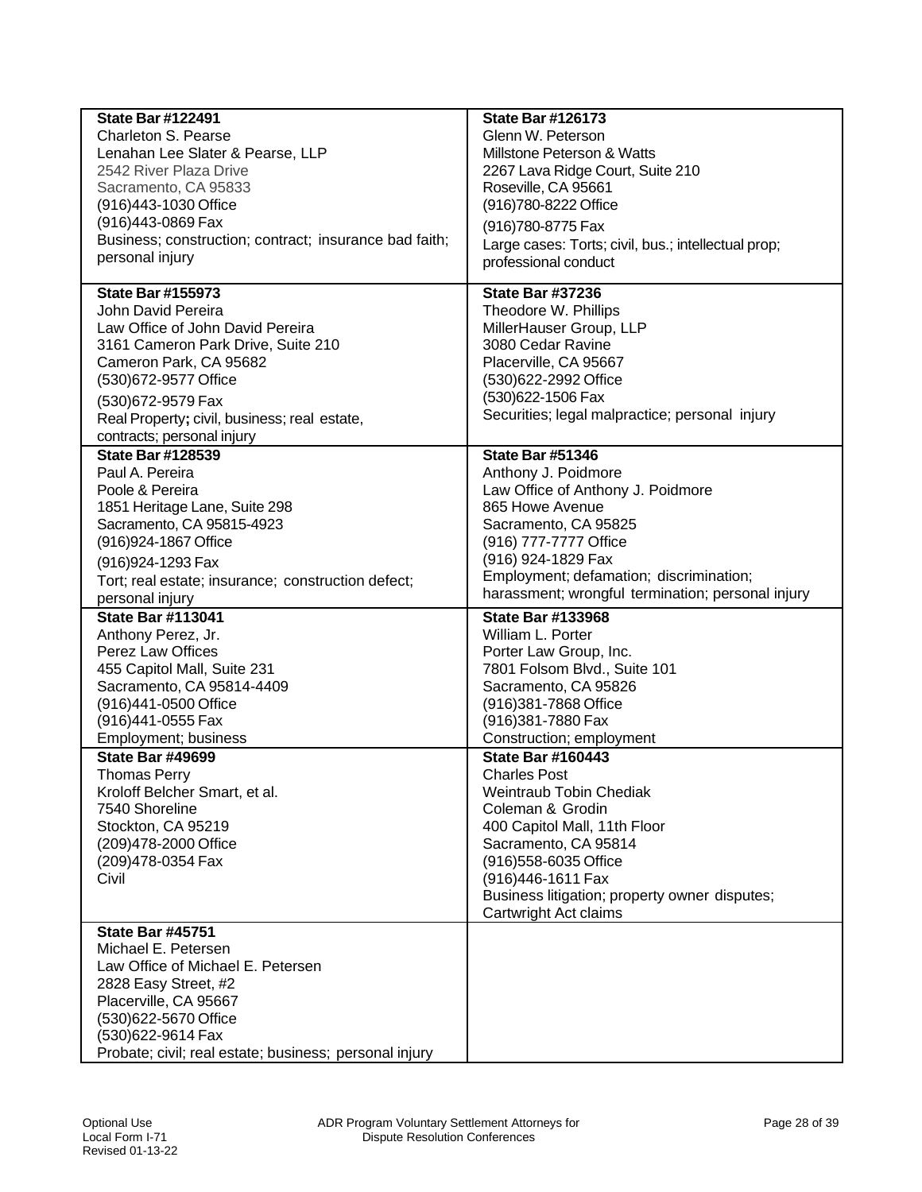| | |
|---|---|
| **State Bar #122491**<br>Charleton S. Pearse<br>Lenahan Lee Slater & Pearse, LLP<br>2542 River Plaza Drive<br>Sacramento, CA 95833<br>(916)443-1030 Office<br>(916)443-0869 Fax<br>Business; construction; contract; insurance bad faith; personal injury | **State Bar #126173**<br>Glenn W. Peterson<br>Millstone Peterson & Watts<br>2267 Lava Ridge Court, Suite 210<br>Roseville, CA 95661<br>(916)780-8222 Office<br>(916)780-8775 Fax<br>Large cases: Torts; civil, bus.; intellectual prop; professional conduct |
| **State Bar #155973**<br>John David Pereira<br>Law Office of John David Pereira<br>3161 Cameron Park Drive, Suite 210<br>Cameron Park, CA 95682<br>(530)672-9577 Office<br>(530)672-9579 Fax<br>Real Property**;** civil, business; real estate, contracts; personal injury | **State Bar #37236**<br>Theodore W. Phillips<br>MillerHauser Group, LLP<br>3080 Cedar Ravine<br>Placerville, CA 95667<br>(530)622-2992 Office<br>(530)622-1506 Fax<br>Securities; legal malpractice; personal injury |
| **State Bar #128539**<br>Paul A. Pereira<br>Poole & Pereira<br>1851 Heritage Lane, Suite 298<br>Sacramento, CA 95815-4923<br>(916)924-1867 Office<br>(916)924-1293 Fax<br>Tort; real estate; insurance; construction defect; personal injury | **State Bar #51346**<br>Anthony J. Poidmore<br>Law Office of Anthony J. Poidmore<br>865 Howe Avenue<br>Sacramento, CA 95825<br>(916) 777-7777 Office<br>(916) 924-1829 Fax<br>Employment; defamation; discrimination; harassment; wrongful termination; personal injury |
| **State Bar #113041**<br>Anthony Perez, Jr.<br>Perez Law Offices<br>455 Capitol Mall, Suite 231<br>Sacramento, CA 95814-4409<br>(916)441-0500 Office<br>(916)441-0555 Fax<br>Employment; business | **State Bar #133968**<br>William L. Porter<br>Porter Law Group, Inc.<br>7801 Folsom Blvd., Suite 101<br>Sacramento, CA 95826<br>(916)381-7868 Office<br>(916)381-7880 Fax<br>Construction; employment |
| **State Bar #49699**<br>Thomas Perry<br>Kroloff Belcher Smart, et al.<br>7540 Shoreline<br>Stockton, CA 95219<br>(209)478-2000 Office<br>(209)478-0354 Fax<br>Civil | **State Bar #160443**<br>Charles Post<br>Weintraub Tobin Chediak<br>Coleman & Grodin<br>400 Capitol Mall, 11th Floor<br>Sacramento, CA 95814<br>(916)558-6035 Office<br>(916)446-1611 Fax<br>Business litigation; property owner disputes; Cartwright Act claims |
| **State Bar #45751**<br>Michael E. Petersen<br>Law Office of Michael E. Petersen<br>2828 Easy Street, #2<br>Placerville, CA 95667<br>(530)622-5670 Office<br>(530)622-9614 Fax<br>Probate; civil; real estate; business; personal injury | |

Optional Use
Local Form I-71
Revised 01-13-22

ADR Program Voluntary Settlement Attorneys for Dispute Resolution Conferences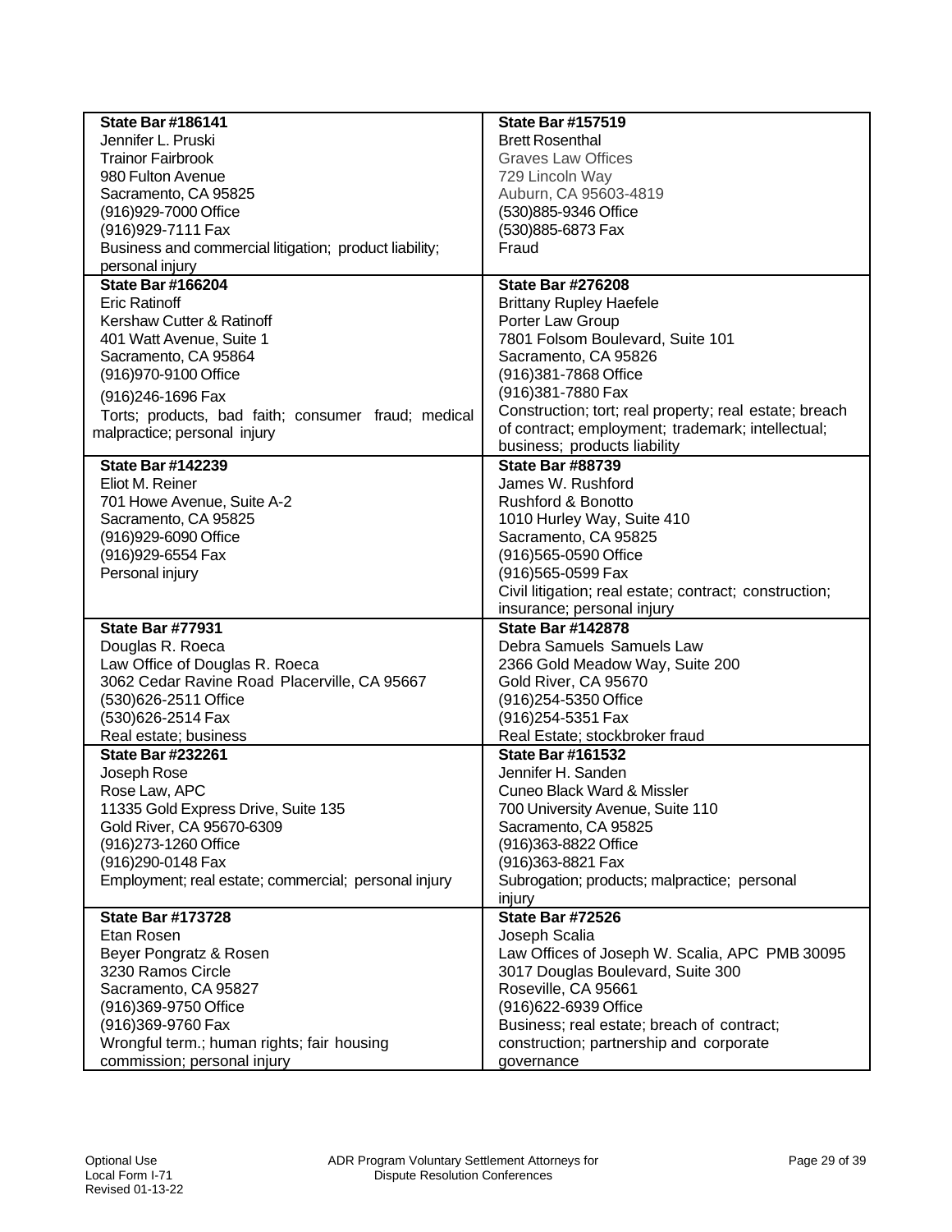| | |
|---|---|
| **State Bar #186141**<br>Jennifer L. Pruski<br>Trainor Fairbrook<br>980 Fulton Avenue<br>Sacramento, CA 95825<br>(916)929-7000 Office<br>(916)929-7111 Fax<br>Business and commercial litigation; product liability; personal injury | **State Bar #157519**<br>Brett Rosenthal<br>Graves Law Offices<br>729 Lincoln Way<br>Auburn, CA 95603-4819<br>(530)885-9346 Office<br>(530)885-6873 Fax<br>Fraud |
| **State Bar #166204**<br>Eric Ratinoff<br>Kershaw Cutter & Ratinoff<br>401 Watt Avenue, Suite 1<br>Sacramento, CA 95864<br>(916)970-9100 Office<br>(916)246-1696 Fax<br>Torts; products, bad faith; consumer fraud; medical malpractice; personal injury | **State Bar #276208**<br>Brittany Rupley Haefele<br>Porter Law Group<br>7801 Folsom Boulevard, Suite 101<br>Sacramento, CA 95826<br>(916)381-7868 Office<br>(916)381-7880 Fax<br>Construction; tort; real property; real estate; breach of contract; employment; trademark; intellectual; business; products liability |
| **State Bar #142239**<br>Eliot M. Reiner<br>701 Howe Avenue, Suite A-2<br>Sacramento, CA 95825<br>(916)929-6090 Office<br>(916)929-6554 Fax<br>Personal injury | **State Bar #88739**<br>James W. Rushford<br>Rushford & Bonotto<br>1010 Hurley Way, Suite 410<br>Sacramento, CA 95825<br>(916)565-0590 Office<br>(916)565-0599 Fax<br>Civil litigation; real estate; contract; construction; insurance; personal injury |
| **State Bar #77931**<br>Douglas R. Roeca<br>Law Office of Douglas R. Roeca<br>3062 Cedar Ravine Road Placerville, CA 95667<br>(530)626-2511 Office<br>(530)626-2514 Fax<br>Real estate; business | **State Bar #142878**<br>Debra Samuels Samuels Law<br>2366 Gold Meadow Way, Suite 200<br>Gold River, CA 95670<br>(916)254-5350 Office<br>(916)254-5351 Fax<br>Real Estate; stockbroker fraud |
| **State Bar #232261**<br>Joseph Rose<br>Rose Law, APC<br>11335 Gold Express Drive, Suite 135<br>Gold River, CA 95670-6309<br>(916)273-1260 Office<br>(916)290-0148 Fax<br>Employment; real estate; commercial; personal injury | **State Bar #161532**<br>Jennifer H. Sanden<br>Cuneo Black Ward & Missler<br>700 University Avenue, Suite 110<br>Sacramento, CA 95825<br>(916)363-8822 Office<br>(916)363-8821 Fax<br>Subrogation; products; malpractice; personal injury |
| **State Bar #173728**<br>Etan Rosen<br>Beyer Pongratz & Rosen<br>3230 Ramos Circle<br>Sacramento, CA 95827<br>(916)369-9750 Office<br>(916)369-9760 Fax<br>Wrongful term.; human rights; fair housing commission; personal injury | **State Bar #72526**<br>Joseph Scalia<br>Law Offices of Joseph W. Scalia, APC PMB 30095<br>3017 Douglas Boulevard, Suite 300<br>Roseville, CA 95661<br>(916)622-6939 Office<br>Business; real estate; breach of contract; construction; partnership and corporate governance |

Optional Use
Local Form I-71
Revised 01-13-22

ADR Program Voluntary Settlement Attorneys for Dispute Resolution Conferences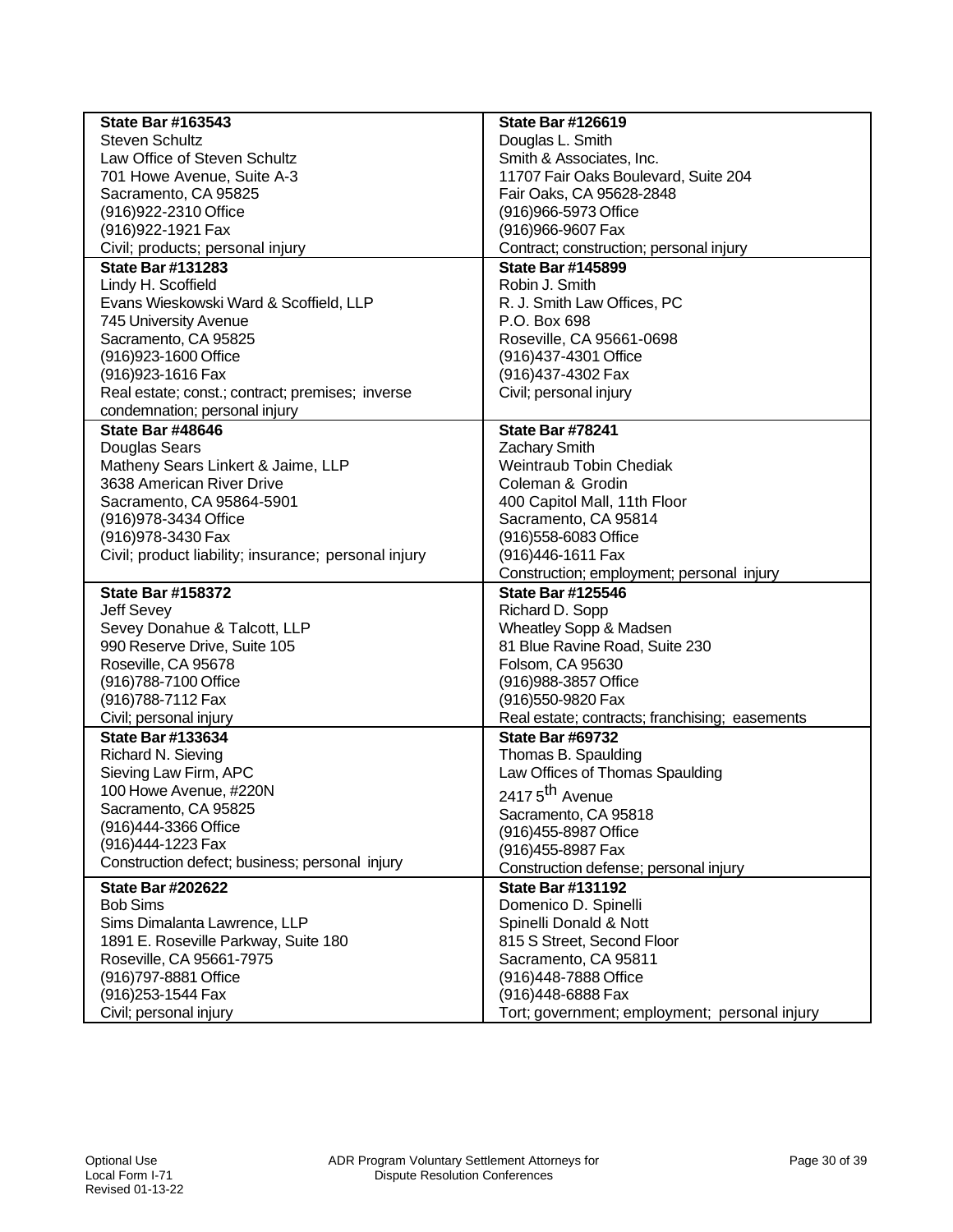| | |
|---|---|
| **State Bar #163543**<br>Steven Schultz<br>Law Office of Steven Schultz<br>701 Howe Avenue, Suite A-3<br>Sacramento, CA 95825<br>(916)922-2310 Office<br>(916)922-1921 Fax<br>Civil; products; personal injury | **State Bar #126619**<br>Douglas L. Smith<br>Smith & Associates, Inc.<br>11707 Fair Oaks Boulevard, Suite 204<br>Fair Oaks, CA 95628-2848<br>(916)966-5973 Office<br>(916)966-9607 Fax<br>Contract; construction; personal injury |
| **State Bar #131283**<br>Lindy H. Scoffield<br>Evans Wieskowski Ward & Scoffield, LLP<br>745 University Avenue<br>Sacramento, CA 95825<br>(916)923-1600 Office<br>(916)923-1616 Fax<br>Real estate; const.; contract; premises; inverse condemnation; personal injury | **State Bar #145899**<br>Robin J. Smith<br>R. J. Smith Law Offices, PC<br>P.O. Box 698<br>Roseville, CA 95661-0698<br>(916)437-4301 Office<br>(916)437-4302 Fax<br>Civil; personal injury |
| **State Bar #48646**<br>Douglas Sears<br>Matheny Sears Linkert & Jaime, LLP<br>3638 American River Drive<br>Sacramento, CA 95864-5901<br>(916)978-3434 Office<br>(916)978-3430 Fax<br>Civil; product liability; insurance; personal injury | **State Bar #78241**<br>Zachary Smith<br>Weintraub Tobin Chediak<br>Coleman & Grodin<br>400 Capitol Mall, 11th Floor<br>Sacramento, CA 95814<br>(916)558-6083 Office<br>(916)446-1611 Fax<br>Construction; employment; personal injury |
| **State Bar #158372**<br>Jeff Sevey<br>Sevey Donahue & Talcott, LLP<br>990 Reserve Drive, Suite 105<br>Roseville, CA 95678<br>(916)788-7100 Office<br>(916)788-7112 Fax<br>Civil; personal injury | **State Bar #125546**<br>Richard D. Sopp<br>Wheatley Sopp & Madsen<br>81 Blue Ravine Road, Suite 230<br>Folsom, CA 95630<br>(916)988-3857 Office<br>(916)550-9820 Fax<br>Real estate; contracts; franchising; easements |
| **State Bar #133634**<br>Richard N. Sieving<br>Sieving Law Firm, APC<br>100 Howe Avenue, #220N<br>Sacramento, CA 95825<br>(916)444-3366 Office<br>(916)444-1223 Fax<br>Construction defect; business; personal injury | **State Bar #69732**<br>Thomas B. Spaulding<br>Law Offices of Thomas Spaulding<br>2417 5th Avenue<br>Sacramento, CA 95818<br>(916)455-8987 Office<br>(916)455-8987 Fax<br>Construction defense; personal injury |
| **State Bar #202622**<br>Bob Sims<br>Sims Dimalanta Lawrence, LLP<br>1891 E. Roseville Parkway, Suite 180<br>Roseville, CA 95661-7975<br>(916)797-8881 Office<br>(916)253-1544 Fax<br>Civil; personal injury | **State Bar #131192**<br>Domenico D. Spinelli<br>Spinelli Donald & Nott<br>815 S Street, Second Floor<br>Sacramento, CA 95811<br>(916)448-7888 Office<br>(916)448-6888 Fax<br>Tort; government; employment; personal injury |

Optional Use
Local Form I-71
Revised 01-13-22

ADR Program Voluntary Settlement Attorneys for Dispute Resolution Conferences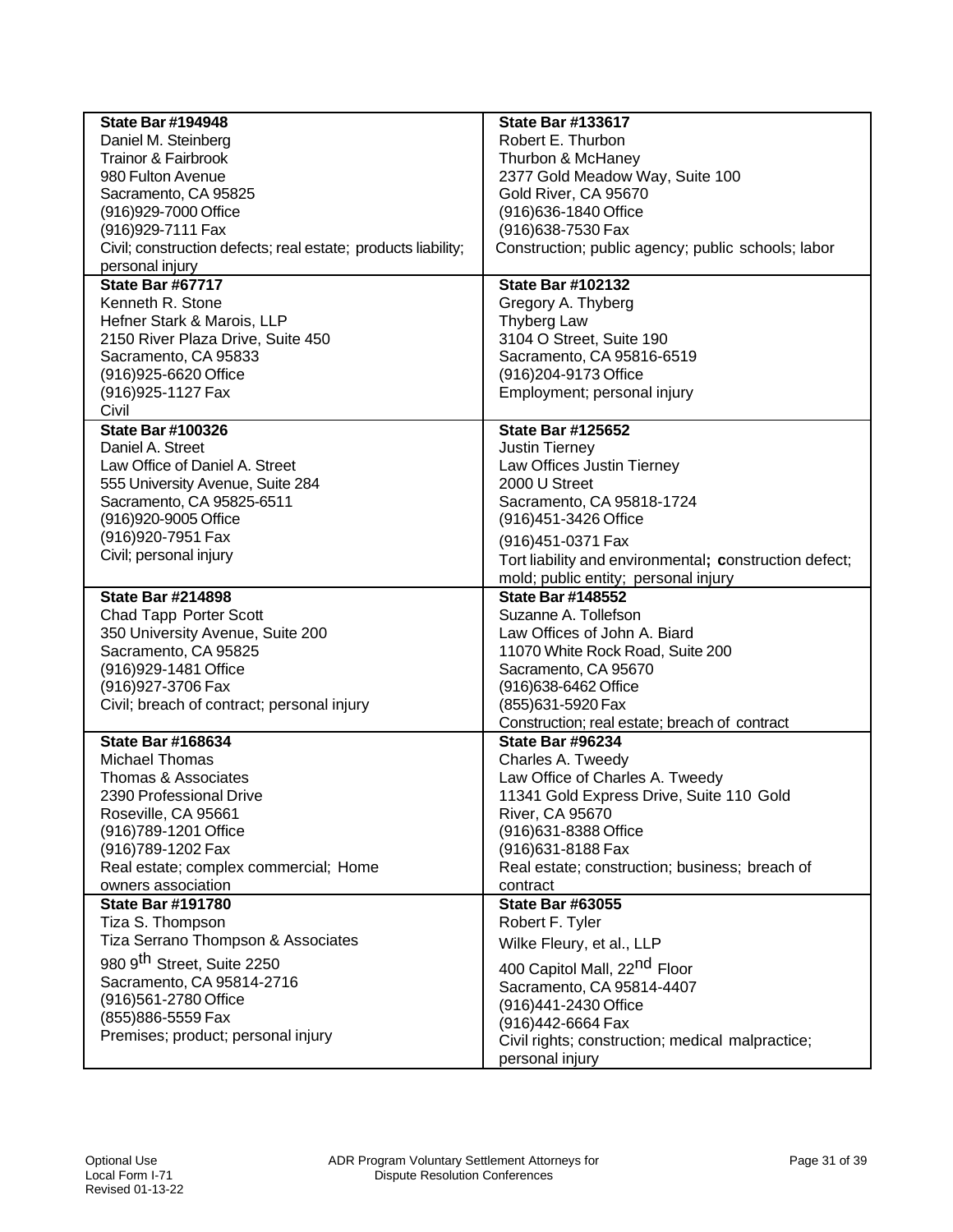| | |
|---|---|
| **State Bar #194948**<br>Daniel M. Steinberg<br>Trainor & Fairbrook<br>980 Fulton Avenue<br>Sacramento, CA 95825<br>(916)929-7000 Office<br>(916)929-7111 Fax<br>Civil; construction defects; real estate; products liability; personal injury | **State Bar #133617**<br>Robert E. Thurbon<br>Thurbon & McHaney<br>2377 Gold Meadow Way, Suite 100<br>Gold River, CA 95670<br>(916)636-1840 Office<br>(916)638-7530 Fax<br>Construction; public agency; public schools; labor |
| **State Bar #67717**<br>Kenneth R. Stone<br>Hefner Stark & Marois, LLP<br>2150 River Plaza Drive, Suite 450<br>Sacramento, CA 95833<br>(916)925-6620 Office<br>(916)925-1127 Fax<br>Civil | **State Bar #102132**<br>Gregory A. Thyberg<br>Thyberg Law<br>3104 O Street, Suite 190<br>Sacramento, CA 95816-6519<br>(916)204-9173 Office<br>Employment; personal injury |
| **State Bar #100326**<br>Daniel A. Street<br>Law Office of Daniel A. Street<br>555 University Avenue, Suite 284<br>Sacramento, CA 95825-6511<br>(916)920-9005 Office<br>(916)920-7951 Fax<br>Civil; personal injury | **State Bar #125652**<br>Justin Tierney<br>Law Offices Justin Tierney<br>2000 U Street<br>Sacramento, CA 95818-1724<br>(916)451-3426 Office<br>(916)451-0371 Fax<br>Tort liability and environmental; construction defect; mold; public entity; personal injury |
| **State Bar #214898**<br>Chad Tapp Porter Scott<br>350 University Avenue, Suite 200<br>Sacramento, CA 95825<br>(916)929-1481 Office<br>(916)927-3706 Fax<br>Civil; breach of contract; personal injury | **State Bar #148552**<br>Suzanne A. Tollefson<br>Law Offices of John A. Biard<br>11070 White Rock Road, Suite 200<br>Sacramento, CA 95670<br>(916)638-6462 Office<br>(855)631-5920 Fax<br>Construction; real estate; breach of contract |
| **State Bar #168634**<br>Michael Thomas<br>Thomas & Associates<br>2390 Professional Drive<br>Roseville, CA 95661<br>(916)789-1201 Office<br>(916)789-1202 Fax<br>Real estate; complex commercial; Home owners association | **State Bar #96234**<br>Charles A. Tweedy<br>Law Office of Charles A. Tweedy<br>11341 Gold Express Drive, Suite 110 Gold River, CA 95670<br>(916)631-8388 Office<br>(916)631-8188 Fax<br>Real estate; construction; business; breach of contract |
| **State Bar #191780**<br>Tiza S. Thompson<br>Tiza Serrano Thompson & Associates<br>980 9th Street, Suite 2250<br>Sacramento, CA 95814-2716<br>(916)561-2780 Office<br>(855)886-5559 Fax<br>Premises; product; personal injury | **State Bar #63055**<br>Robert F. Tyler<br>Wilke Fleury, et al., LLP<br>400 Capitol Mall, 22nd Floor<br>Sacramento, CA 95814-4407<br>(916)441-2430 Office<br>(916)442-6664 Fax<br>Civil rights; construction; medical malpractice; personal injury |

Optional Use
Local Form I-71
Revised 01-13-22

ADR Program Voluntary Settlement Attorneys for Dispute Resolution Conferences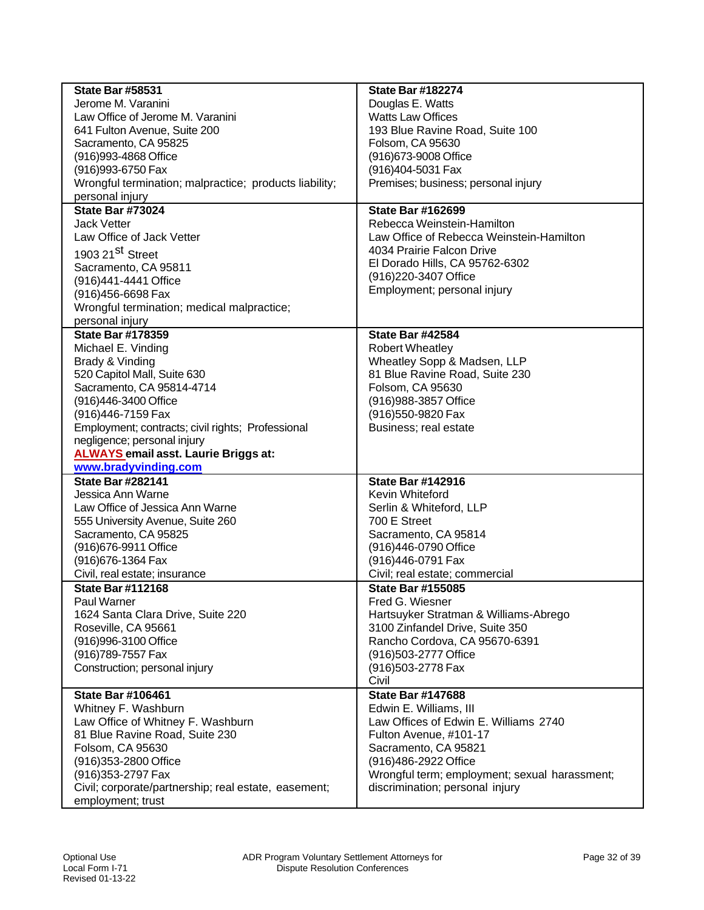| | |
|---|---|
| **State Bar #58531**<br>Jerome M. Varanini<br>Law Office of Jerome M. Varanini<br>641 Fulton Avenue, Suite 200<br>Sacramento, CA 95825<br>(916)993-4868 Office<br>(916)993-6750 Fax<br>Wrongful termination; malpractice; products liability; personal injury | **State Bar #182274**<br>Douglas E. Watts<br>Watts Law Offices<br>193 Blue Ravine Road, Suite 100<br>Folsom, CA 95630<br>(916)673-9008 Office<br>(916)404-5031 Fax<br>Premises; business; personal injury |
| **State Bar #73024**<br>Jack Vetter<br>Law Office of Jack Vetter<br>1903 21st Street<br>Sacramento, CA 95811<br>(916)441-4441 Office<br>(916)456-6698 Fax<br>Wrongful termination; medical malpractice; personal injury | **State Bar #162699**<br>Rebecca Weinstein-Hamilton<br>Law Office of Rebecca Weinstein-Hamilton<br>4034 Prairie Falcon Drive<br>El Dorado Hills, CA 95762-6302<br>(916)220-3407 Office<br>Employment; personal injury |
| **State Bar #178359**<br>Michael E. Vinding<br>Brady & Vinding<br>520 Capitol Mall, Suite 630<br>Sacramento, CA 95814-4714<br>(916)446-3400 Office<br>(916)446-7159 Fax<br>Employment; contracts; civil rights; Professional negligence; personal injury<br>**ALWAYS email asst. Laurie Briggs at:**<br>**www.bradyvinding.com** | **State Bar #42584**<br>Robert Wheatley<br>Wheatley Sopp & Madsen, LLP<br>81 Blue Ravine Road, Suite 230<br>Folsom, CA 95630<br>(916)988-3857 Office<br>(916)550-9820 Fax<br>Business; real estate |
| **State Bar #282141**<br>Jessica Ann Warne<br>Law Office of Jessica Ann Warne<br>555 University Avenue, Suite 260<br>Sacramento, CA 95825<br>(916)676-9911 Office<br>(916)676-1364 Fax<br>Civil, real estate; insurance | **State Bar #142916**<br>Kevin Whiteford<br>Serlin & Whiteford, LLP<br>700 E Street<br>Sacramento, CA 95814<br>(916)446-0790 Office<br>(916)446-0791 Fax<br>Civil; real estate; commercial |
| **State Bar #112168**<br>Paul Warner<br>1624 Santa Clara Drive, Suite 220<br>Roseville, CA 95661<br>(916)996-3100 Office<br>(916)789-7557 Fax<br>Construction; personal injury | **State Bar #155085**<br>Fred G. Wiesner<br>Hartsuyker Stratman & Williams-Abrego<br>3100 Zinfandel Drive, Suite 350<br>Rancho Cordova, CA 95670-6391<br>(916)503-2777 Office<br>(916)503-2778 Fax<br>Civil |
| **State Bar #106461**<br>Whitney F. Washburn<br>Law Office of Whitney F. Washburn<br>81 Blue Ravine Road, Suite 230<br>Folsom, CA 95630<br>(916)353-2800 Office<br>(916)353-2797 Fax<br>Civil; corporate/partnership; real estate, easement; employment; trust | **State Bar #147688**<br>Edwin E. Williams, III<br>Law Offices of Edwin E. Williams 2740 Fulton Avenue, #101-17<br>Sacramento, CA 95821<br>(916)486-2922 Office<br>Wrongful term; employment; sexual harassment; discrimination; personal injury |

Optional Use
Local Form I-71
Revised 01-13-22

ADR Program Voluntary Settlement Attorneys for Dispute Resolution Conferences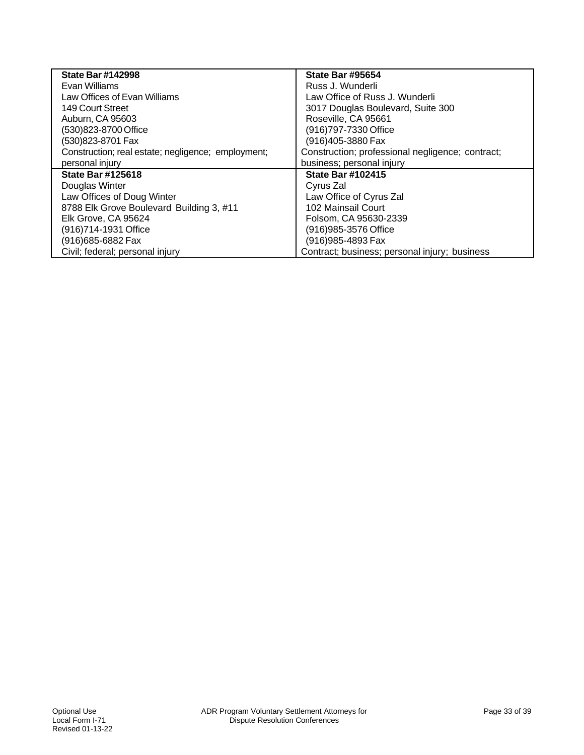| | |
|---|---|
| **State Bar #142998**<br>Evan Williams<br>Law Offices of Evan Williams<br>149 Court Street<br>Auburn, CA 95603<br>(530)823-8700 Office<br>(530)823-8701 Fax<br>Construction; real estate; negligence; employment; personal injury | **State Bar #95654**<br>Russ J. Wunderli<br>Law Office of Russ J. Wunderli<br>3017 Douglas Boulevard, Suite 300<br>Roseville, CA 95661<br>(916)797-7330 Office<br>(916)405-3880 Fax<br>Construction; professional negligence; contract; business; personal injury |
| **State Bar #125618**<br>Douglas Winter<br>Law Offices of Doug Winter<br>8788 Elk Grove Boulevard Building 3, #11<br>Elk Grove, CA 95624<br>(916)714-1931 Office<br>(916)685-6882 Fax<br>Civil; federal; personal injury | **State Bar #102415**<br>Cyrus Zal<br>Law Office of Cyrus Zal<br>102 Mainsail Court<br>Folsom, CA 95630-2339<br>(916)985-3576 Office<br>(916)985-4893 Fax<br>Contract; business; personal injury; business |

Optional Use
Local Form I-71
Revised 01-13-22

ADR Program Voluntary Settlement Attorneys for Dispute Resolution Conferences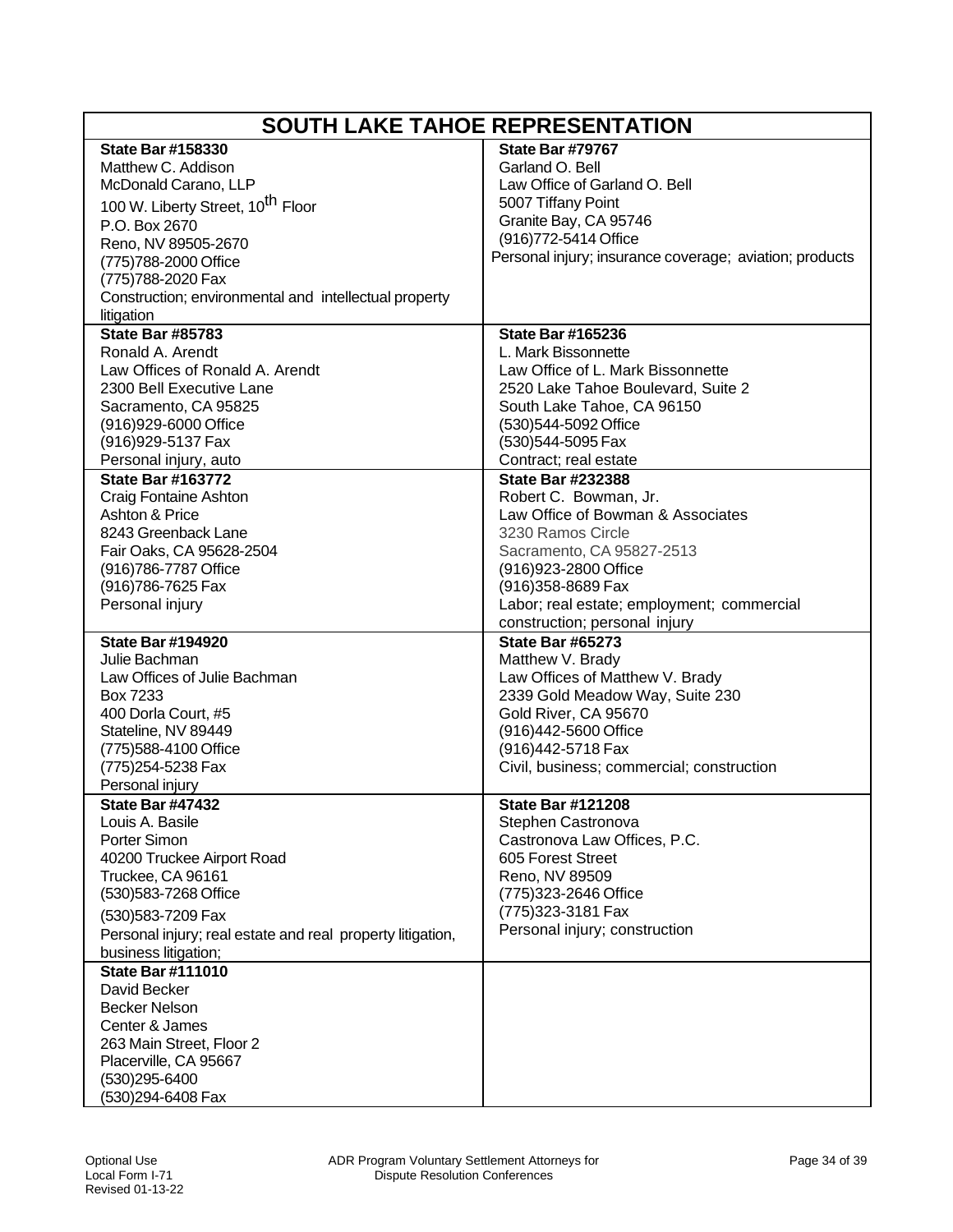# SOUTH LAKE TAHOE REPRESENTATION

| | |
|---|---|
| **State Bar #158330**<br>Matthew C. Addison<br>McDonald Carano, LLP<br>100 W. Liberty Street, 10th Floor<br>P.O. Box 2670<br>Reno, NV 89505-2670<br>(775)788-2000 Office<br>(775)788-2020 Fax<br>Construction; environmental and intellectual property litigation | **State Bar #79767**<br>Garland O. Bell<br>Law Office of Garland O. Bell<br>5007 Tiffany Point<br>Granite Bay, CA 95746<br>(916)772-5414 Office<br>Personal injury; insurance coverage; aviation; products |
| **State Bar #85783**<br>Ronald A. Arendt<br>Law Offices of Ronald A. Arendt<br>2300 Bell Executive Lane<br>Sacramento, CA 95825<br>(916)929-6000 Office<br>(916)929-5137 Fax<br>Personal injury, auto | **State Bar #165236**<br>L. Mark Bissonnette<br>Law Office of L. Mark Bissonnette<br>2520 Lake Tahoe Boulevard, Suite 2<br>South Lake Tahoe, CA 96150<br>(530)544-5092 Office<br>(530)544-5095 Fax<br>Contract; real estate |
| **State Bar #163772**<br>Craig Fontaine Ashton<br>Ashton & Price<br>8243 Greenback Lane<br>Fair Oaks, CA 95628-2504<br>(916)786-7787 Office<br>(916)786-7625 Fax<br>Personal injury | **State Bar #232388**<br>Robert C. Bowman, Jr.<br>Law Office of Bowman & Associates<br>3230 Ramos Circle<br>Sacramento, CA 95827-2513<br>(916)923-2800 Office<br>(916)358-8689 Fax<br>Labor; real estate; employment; commercial construction; personal injury |
| **State Bar #194920**<br>Julie Bachman<br>Law Offices of Julie Bachman<br>Box 7233<br>400 Dorla Court, #5<br>Stateline, NV 89449<br>(775)588-4100 Office<br>(775)254-5238 Fax<br>Personal injury | **State Bar #65273**<br>Matthew V. Brady<br>Law Offices of Matthew V. Brady<br>2339 Gold Meadow Way, Suite 230<br>Gold River, CA 95670<br>(916)442-5600 Office<br>(916)442-5718 Fax<br>Civil, business; commercial; construction |
| **State Bar #47432**<br>Louis A. Basile<br>Porter Simon<br>40200 Truckee Airport Road<br>Truckee, CA 96161<br>(530)583-7268 Office<br>(530)583-7209 Fax<br>Personal injury; real estate and real property litigation, business litigation; | **State Bar #121208**<br>Stephen Castronova<br>Castronova Law Offices, P.C.<br>605 Forest Street<br>Reno, NV 89509<br>(775)323-2646 Office<br>(775)323-3181 Fax<br>Personal injury; construction |
| **State Bar #111010**<br>David Becker<br>Becker Nelson<br>Center & James<br>263 Main Street, Floor 2<br>Placerville, CA 95667<br>(530)295-6400<br>(530)294-6408 Fax | |

Optional Use
Local Form I-71
Revised 01-13-22

ADR Program Voluntary Settlement Attorneys for Dispute Resolution Conferences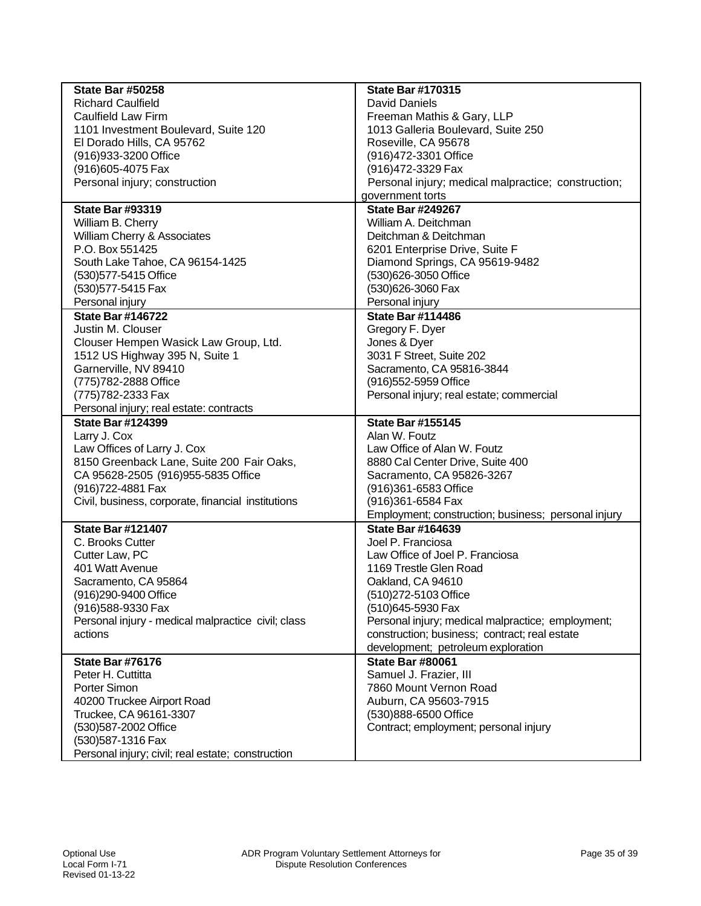| | |
|---|---|
| **State Bar #50258**<br>Richard Caulfield<br>Caulfield Law Firm<br>1101 Investment Boulevard, Suite 120<br>El Dorado Hills, CA 95762<br>(916)933-3200 Office<br>(916)605-4075 Fax<br>Personal injury; construction | **State Bar #170315**<br>David Daniels<br>Freeman Mathis & Gary, LLP<br>1013 Galleria Boulevard, Suite 250<br>Roseville, CA 95678<br>(916)472-3301 Office<br>(916)472-3329 Fax<br>Personal injury; medical malpractice; construction; government torts |
| **State Bar #93319**<br>William B. Cherry<br>William Cherry & Associates<br>P.O. Box 551425<br>South Lake Tahoe, CA 96154-1425<br>(530)577-5415 Office<br>(530)577-5415 Fax<br>Personal injury | **State Bar #249267**<br>William A. Deitchman<br>Deitchman & Deitchman<br>6201 Enterprise Drive, Suite F<br>Diamond Springs, CA 95619-9482<br>(530)626-3050 Office<br>(530)626-3060 Fax<br>Personal injury |
| **State Bar #146722**<br>Justin M. Clouser<br>Clouser Hempen Wasick Law Group, Ltd.<br>1512 US Highway 395 N, Suite 1<br>Garnerville, NV 89410<br>(775)782-2888 Office<br>(775)782-2333 Fax<br>Personal injury; real estate: contracts | **State Bar #114486**<br>Gregory F. Dyer<br>Jones & Dyer<br>3031 F Street, Suite 202<br>Sacramento, CA 95816-3844<br>(916)552-5959 Office<br>Personal injury; real estate; commercial |
| **State Bar #124399**<br>Larry J. Cox<br>Law Offices of Larry J. Cox<br>8150 Greenback Lane, Suite 200 Fair Oaks, CA 95628-2505 (916)955-5835 Office<br>(916)722-4881 Fax<br>Civil, business, corporate, financial institutions | **State Bar #155145**<br>Alan W. Foutz<br>Law Office of Alan W. Foutz<br>8880 Cal Center Drive, Suite 400<br>Sacramento, CA 95826-3267<br>(916)361-6583 Office<br>(916)361-6584 Fax<br>Employment; construction; business; personal injury |
| **State Bar #121407**<br>C. Brooks Cutter<br>Cutter Law, PC<br>401 Watt Avenue<br>Sacramento, CA 95864<br>(916)290-9400 Office<br>(916)588-9330 Fax<br>Personal injury - medical malpractice civil; class actions | **State Bar #164639**<br>Joel P. Franciosa<br>Law Office of Joel P. Franciosa<br>1169 Trestle Glen Road<br>Oakland, CA 94610<br>(510)272-5103 Office<br>(510)645-5930 Fax<br>Personal injury; medical malpractice; employment; construction; business; contract; real estate development; petroleum exploration |
| **State Bar #76176**<br>Peter H. Cuttitta<br>Porter Simon<br>40200 Truckee Airport Road<br>Truckee, CA 96161-3307<br>(530)587-2002 Office<br>(530)587-1316 Fax<br>Personal injury; civil; real estate; construction | **State Bar #80061**<br>Samuel J. Frazier, III<br>7860 Mount Vernon Road<br>Auburn, CA 95603-7915<br>(530)888-6500 Office<br>Contract; employment; personal injury |

Optional Use
Local Form I-71
Revised 01-13-22

ADR Program Voluntary Settlement Attorneys for Dispute Resolution Conferences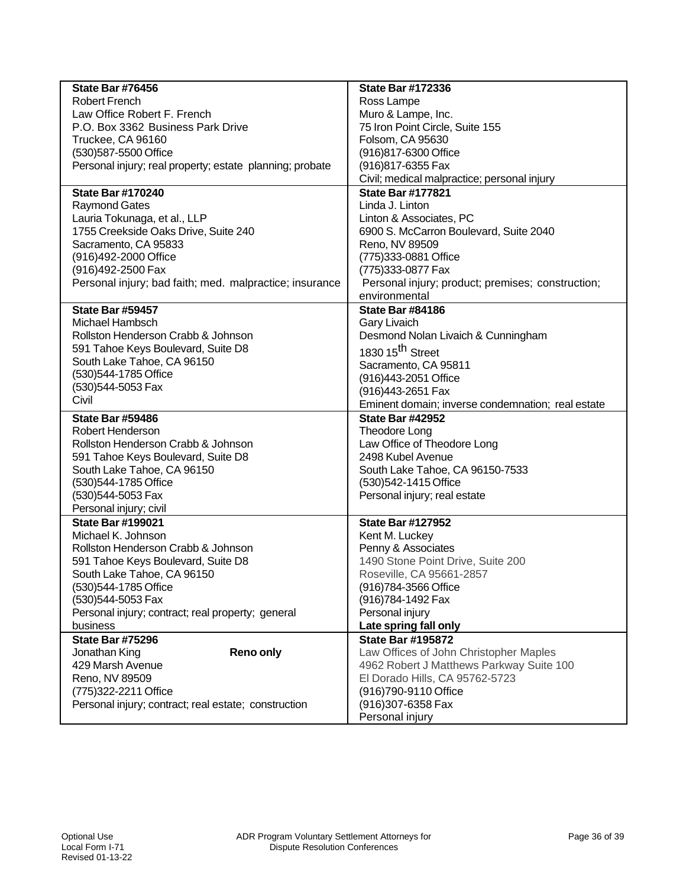| | |
|---|---|
| **State Bar #76456**<br>Robert French<br>Law Office Robert F. French<br>P.O. Box 3362 Business Park Drive<br>Truckee, CA 96160<br>(530)587-5500 Office<br>Personal injury; real property; estate planning; probate | **State Bar #172336**<br>Ross Lampe<br>Muro & Lampe, Inc.<br>75 Iron Point Circle, Suite 155<br>Folsom, CA 95630<br>(916)817-6300 Office<br>(916)817-6355 Fax<br>Civil; medical malpractice; personal injury |
| **State Bar #170240**<br>Raymond Gates<br>Lauria Tokunaga, et al., LLP<br>1755 Creekside Oaks Drive, Suite 240<br>Sacramento, CA 95833<br>(916)492-2000 Office<br>(916)492-2500 Fax<br>Personal injury; bad faith; med. malpractice; insurance | **State Bar #177821**<br>Linda J. Linton<br>Linton & Associates, PC<br>6900 S. McCarron Boulevard, Suite 2040<br>Reno, NV 89509<br>(775)333-0881 Office<br>(775)333-0877 Fax<br>Personal injury; product; premises; construction; environmental |
| **State Bar #59457**<br>Michael Hambsch<br>Rollston Henderson Crabb & Johnson<br>591 Tahoe Keys Boulevard, Suite D8<br>South Lake Tahoe, CA 96150<br>(530)544-1785 Office<br>(530)544-5053 Fax<br>Civil | **State Bar #84186**<br>Gary Livaich<br>Desmond Nolan Livaich & Cunningham<br>1830 15th Street<br>Sacramento, CA 95811<br>(916)443-2051 Office<br>(916)443-2651 Fax<br>Eminent domain; inverse condemnation; real estate |
| **State Bar #59486**<br>Robert Henderson<br>Rollston Henderson Crabb & Johnson<br>591 Tahoe Keys Boulevard, Suite D8<br>South Lake Tahoe, CA 96150<br>(530)544-1785 Office<br>(530)544-5053 Fax<br>Personal injury; civil | **State Bar #42952**<br>Theodore Long<br>Law Office of Theodore Long<br>2498 Kubel Avenue<br>South Lake Tahoe, CA 96150-7533<br>(530)542-1415 Office<br>Personal injury; real estate |
| **State Bar #199021**<br>Michael K. Johnson<br>Rollston Henderson Crabb & Johnson<br>591 Tahoe Keys Boulevard, Suite D8<br>South Lake Tahoe, CA 96150<br>(530)544-1785 Office<br>(530)544-5053 Fax<br>Personal injury; contract; real property; general business | **State Bar #127952**<br>Kent M. Luckey<br>Penny & Associates<br>1490 Stone Point Drive, Suite 200<br>Roseville, CA 95661-2857<br>(916)784-3566 Office<br>(916)784-1492 Fax<br>Personal injury<br>**Late spring fall only** |
| **State Bar #75296**<br>Jonathan King **Reno only**<br>429 Marsh Avenue<br>Reno, NV 89509<br>(775)322-2211 Office<br>Personal injury; contract; real estate; construction | **State Bar #195872**<br>Law Offices of John Christopher Maples<br>4962 Robert J Matthews Parkway Suite 100<br>El Dorado Hills, CA 95762-5723<br>(916)790-9110 Office<br>(916)307-6358 Fax<br>Personal injury |

Optional Use
Local Form I-71
Revised 01-13-22

ADR Program Voluntary Settlement Attorneys for Dispute Resolution Conferences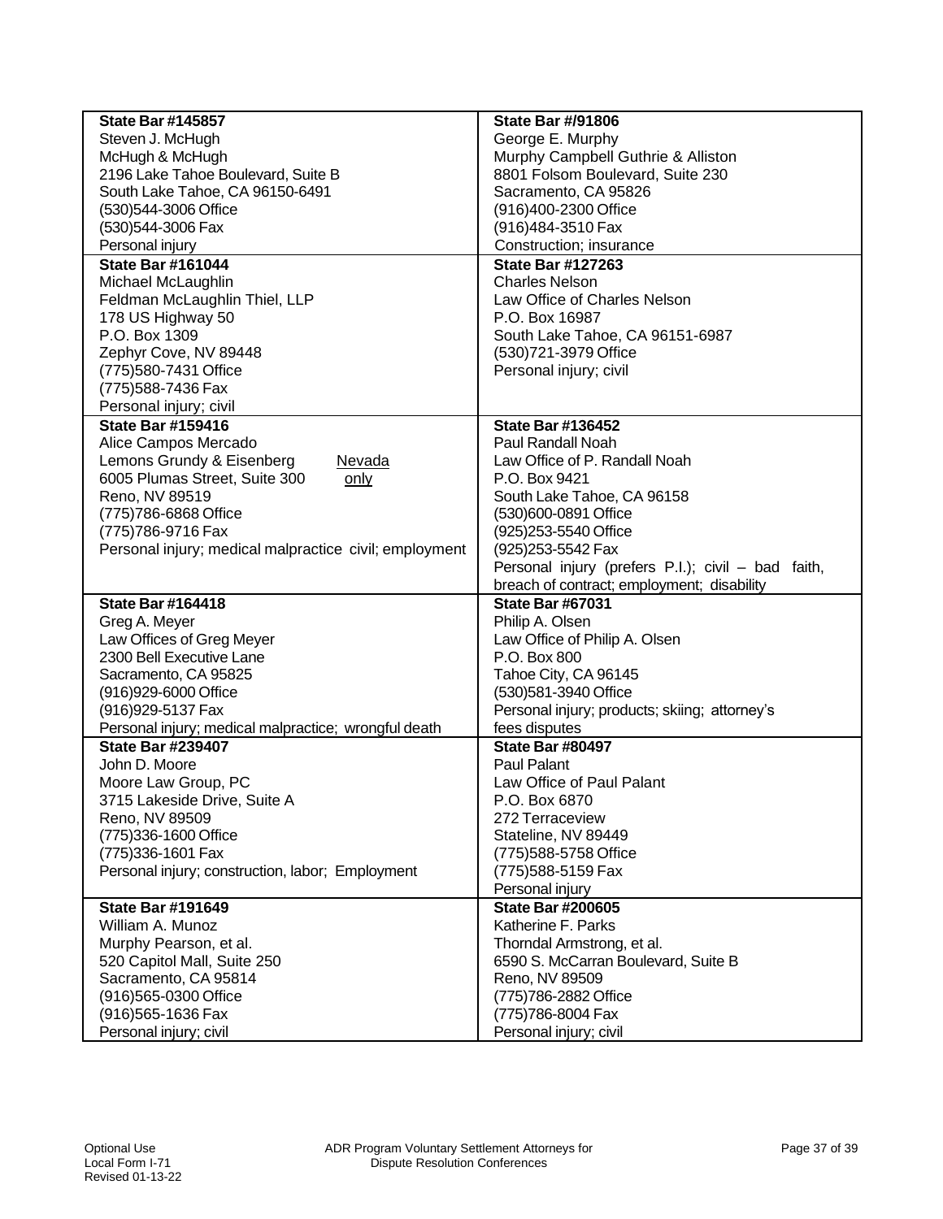| **State Bar #145857**<br>Steven J. McHugh<br>McHugh & McHugh<br>2196 Lake Tahoe Boulevard, Suite B<br>South Lake Tahoe, CA 96150-6491<br>(530)544-3006 Office<br>(530)544-3006 Fax<br>Personal injury | **State Bar #/91806**<br>George E. Murphy<br>Murphy Campbell Guthrie & Alliston<br>8801 Folsom Boulevard, Suite 230<br>Sacramento, CA 95826<br>(916)400-2300 Office<br>(916)484-3510 Fax<br>Construction; insurance |
|---|---|
| **State Bar #161044**<br>Michael McLaughlin<br>Feldman McLaughlin Thiel, LLP<br>178 US Highway 50<br>P.O. Box 1309<br>Zephyr Cove, NV 89448<br>(775)580-7431 Office<br>(775)588-7436 Fax<br>Personal injury; civil | **State Bar #127263**<br>Charles Nelson<br>Law Office of Charles Nelson<br>P.O. Box 16987<br>South Lake Tahoe, CA 96151-6987<br>(530)721-3979 Office<br>Personal injury; civil |
| **State Bar #159416**<br>Alice Campos Mercado<br>Lemons Grundy & Eisenberg Nevada only<br>6005 Plumas Street, Suite 300<br>Reno, NV 89519<br>(775)786-6868 Office<br>(775)786-9716 Fax<br>Personal injury; medical malpractice civil; employment | **State Bar #136452**<br>Paul Randall Noah<br>Law Office of P. Randall Noah<br>P.O. Box 9421<br>South Lake Tahoe, CA 96158<br>(530)600-0891 Office<br>(925)253-5540 Office<br>(925)253-5542 Fax<br>Personal injury (prefers P.I.); civil – bad faith, breach of contract; employment; disability |
| **State Bar #164418**<br>Greg A. Meyer<br>Law Offices of Greg Meyer<br>2300 Bell Executive Lane<br>Sacramento, CA 95825<br>(916)929-6000 Office<br>(916)929-5137 Fax<br>Personal injury; medical malpractice; wrongful death | **State Bar #67031**<br>Philip A. Olsen<br>Law Office of Philip A. Olsen<br>P.O. Box 800<br>Tahoe City, CA 96145<br>(530)581-3940 Office<br>Personal injury; products; skiing; attorney's fees disputes |
| **State Bar #239407**<br>John D. Moore<br>Moore Law Group, PC<br>3715 Lakeside Drive, Suite A<br>Reno, NV 89509<br>(775)336-1600 Office<br>(775)336-1601 Fax<br>Personal injury; construction, labor; Employment | **State Bar #80497**<br>Paul Palant<br>Law Office of Paul Palant<br>P.O. Box 6870<br>272 Terraceview<br>Stateline, NV 89449<br>(775)588-5758 Office<br>(775)588-5159 Fax<br>Personal injury |
| **State Bar #191649**<br>William A. Munoz<br>Murphy Pearson, et al.<br>520 Capitol Mall, Suite 250<br>Sacramento, CA 95814<br>(916)565-0300 Office<br>(916)565-1636 Fax<br>Personal injury; civil | **State Bar #200605**<br>Katherine F. Parks<br>Thorndal Armstrong, et al.<br>6590 S. McCarran Boulevard, Suite B<br>Reno, NV 89509<br>(775)786-2882 Office<br>(775)786-8004 Fax<br>Personal injury; civil |

Optional Use
Local Form I-71
Revised 01-13-22

ADR Program Voluntary Settlement Attorneys for Dispute Resolution Conferences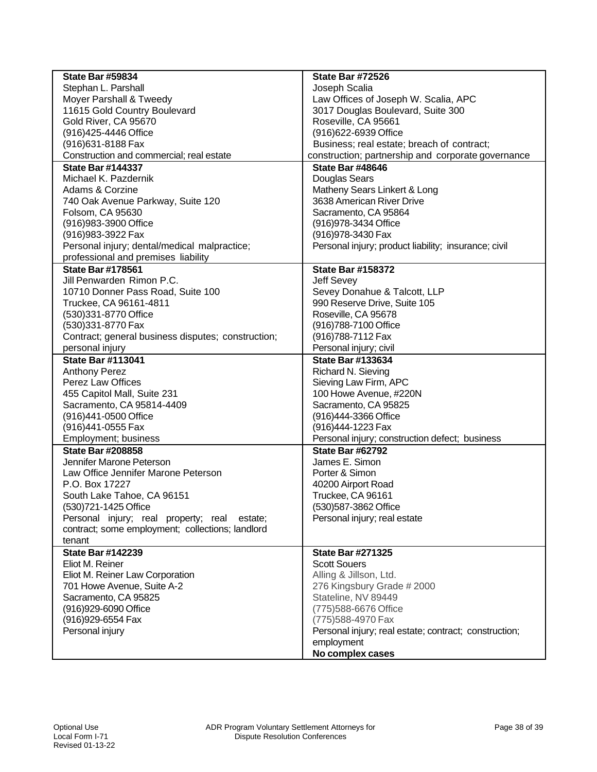| **State Bar #59834**<br>Stephan L. Parshall<br>Moyer Parshall & Tweedy<br>11615 Gold Country Boulevard<br>Gold River, CA 95670<br>(916)425-4446 Office<br>(916)631-8188 Fax<br>Construction and commercial; real estate | **State Bar #72526**<br>Joseph Scalia<br>Law Offices of Joseph W. Scalia, APC<br>3017 Douglas Boulevard, Suite 300<br>Roseville, CA 95661<br>(916)622-6939 Office<br>Business; real estate; breach of contract; construction; partnership and corporate governance |
|---|---|
| **State Bar #144337**<br>Michael K. Pazdernik<br>Adams & Corzine<br>740 Oak Avenue Parkway, Suite 120<br>Folsom, CA 95630<br>(916)983-3900 Office<br>(916)983-3922 Fax<br>Personal injury; dental/medical malpractice; professional and premises liability | **State Bar #48646**<br>Douglas Sears<br>Matheny Sears Linkert & Long<br>3638 American River Drive<br>Sacramento, CA 95864<br>(916)978-3434 Office<br>(916)978-3430 Fax<br>Personal injury; product liability; insurance; civil |
| **State Bar #178561**<br>Jill Penwarden Rimon P.C.<br>10710 Donner Pass Road, Suite 100<br>Truckee, CA 96161-4811<br>(530)331-8770 Office<br>(530)331-8770 Fax<br>Contract; general business disputes; construction; personal injury | **State Bar #158372**<br>Jeff Sevey<br>Sevey Donahue & Talcott, LLP<br>990 Reserve Drive, Suite 105<br>Roseville, CA 95678<br>(916)788-7100 Office<br>(916)788-7112 Fax<br>Personal injury; civil |
| **State Bar #113041**<br>Anthony Perez<br>Perez Law Offices<br>455 Capitol Mall, Suite 231<br>Sacramento, CA 95814-4409<br>(916)441-0500 Office<br>(916)441-0555 Fax<br>Employment; business | **State Bar #133634**<br>Richard N. Sieving<br>Sieving Law Firm, APC<br>100 Howe Avenue, #220N<br>Sacramento, CA 95825<br>(916)444-3366 Office<br>(916)444-1223 Fax<br>Personal injury; construction defect; business |
| **State Bar #208858**<br>Jennifer Marone Peterson<br>Law Office Jennifer Marone Peterson<br>P.O. Box 17227<br>South Lake Tahoe, CA 96151<br>(530)721-1425 Office<br>Personal injury; real property; real estate; contract; some employment; collections; landlord tenant | **State Bar #62792**<br>James E. Simon<br>Porter & Simon<br>40200 Airport Road<br>Truckee, CA 96161<br>(530)587-3862 Office<br>Personal injury; real estate |
| **State Bar #142239**<br>Eliot M. Reiner<br>Eliot M. Reiner Law Corporation<br>701 Howe Avenue, Suite A-2<br>Sacramento, CA 95825<br>(916)929-6090 Office<br>(916)929-6554 Fax<br>Personal injury | **State Bar #271325**<br>Scott Souers<br>Alling & Jillson, Ltd.<br>276 Kingsbury Grade # 2000<br>Stateline, NV 89449<br>(775)588-6676 Office<br>(775)588-4970 Fax<br>Personal injury; real estate; contract; construction; employment<br>**No complex cases** |

Optional Use
Local Form I-71
Revised 01-13-22

ADR Program Voluntary Settlement Attorneys for Dispute Resolution Conferences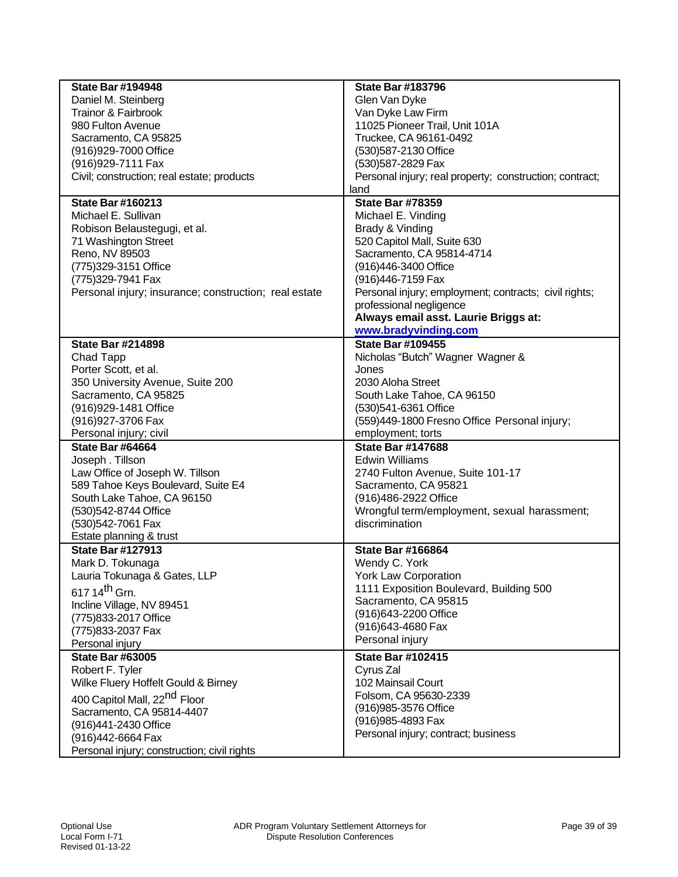| | |
|---|---|
| **State Bar #194948**<br>Daniel M. Steinberg<br>Trainor & Fairbrook<br>980 Fulton Avenue<br>Sacramento, CA 95825<br>(916)929-7000 Office<br>(916)929-7111 Fax<br>Civil; construction; real estate; products | **State Bar #183796**<br>Glen Van Dyke<br>Van Dyke Law Firm<br>11025 Pioneer Trail, Unit 101A<br>Truckee, CA 96161-0492<br>(530)587-2130 Office<br>(530)587-2829 Fax<br>Personal injury; real property; construction; contract; land |
| **State Bar #160213**<br>Michael E. Sullivan<br>Robison Belaustegugi, et al.<br>71 Washington Street<br>Reno, NV 89503<br>(775)329-3151 Office<br>(775)329-7941 Fax<br>Personal injury; insurance; construction; real estate | **State Bar #78359**<br>Michael E. Vinding<br>Brady & Vinding<br>520 Capitol Mall, Suite 630<br>Sacramento, CA 95814-4714<br>(916)446-3400 Office<br>(916)446-7159 Fax<br>Personal injury; employment; contracts; civil rights; professional negligence<br>**Always email asst. Laurie Briggs at: www.bradyvinding.com** |
| **State Bar #214898**<br>Chad Tapp<br>Porter Scott, et al.<br>350 University Avenue, Suite 200<br>Sacramento, CA 95825<br>(916)929-1481 Office<br>(916)927-3706 Fax<br>Personal injury; civil | **State Bar #109455**<br>Nicholas "Butch" Wagner Wagner & Jones<br>2030 Aloha Street<br>South Lake Tahoe, CA 96150<br>(530)541-6361 Office<br>(559)449-1800 Fresno Office Personal injury; employment; torts |
| **State Bar #64664**<br>Joseph . Tillson<br>Law Office of Joseph W. Tillson<br>589 Tahoe Keys Boulevard, Suite E4<br>South Lake Tahoe, CA 96150<br>(530)542-8744 Office<br>(530)542-7061 Fax<br>Estate planning & trust | **State Bar #147688**<br>Edwin Williams<br>2740 Fulton Avenue, Suite 101-17<br>Sacramento, CA 95821<br>(916)486-2922 Office<br>Wrongful term/employment, sexual harassment; discrimination |
| **State Bar #127913**<br>Mark D. Tokunaga<br>Lauria Tokunaga & Gates, LLP<br>617 14th Grn.<br>Incline Village, NV 89451<br>(775)833-2017 Office<br>(775)833-2037 Fax<br>Personal injury | **State Bar #166864**<br>Wendy C. York<br>York Law Corporation<br>1111 Exposition Boulevard, Building 500<br>Sacramento, CA 95815<br>(916)643-2200 Office<br>(916)643-4680 Fax<br>Personal injury |
| **State Bar #63005**<br>Robert F. Tyler<br>Wilke Fluery Hoffelt Gould & Birney<br>400 Capitol Mall, 22nd Floor<br>Sacramento, CA 95814-4407<br>(916)441-2430 Office<br>(916)442-6664 Fax<br>Personal injury; construction; civil rights | **State Bar #102415**<br>Cyrus Zal<br>102 Mainsail Court<br>Folsom, CA 95630-2339<br>(916)985-3576 Office<br>(916)985-4893 Fax<br>Personal injury; contract; business |

Optional Use
Local Form I-71
Revised 01-13-22

ADR Program Voluntary Settlement Attorneys for Dispute Resolution Conferences